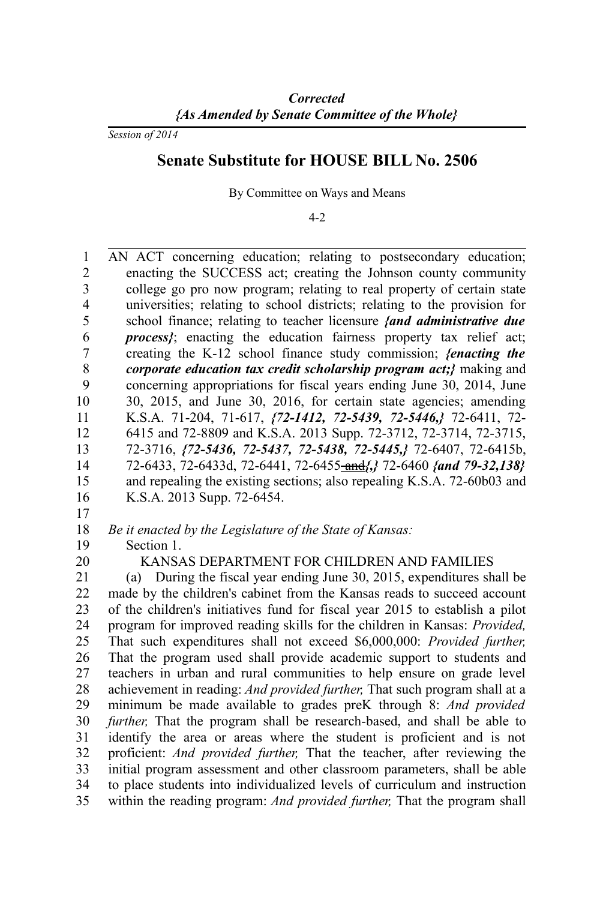***Corrected***
***{As Amended by Senate Committee of the Whole}***

*Session of 2014*

# Senate Substitute for HOUSE BILL No. 2506

By Committee on Ways and Means

4-2

AN ACT concerning education; relating to postsecondary education; enacting the SUCCESS act; creating the Johnson county community college go pro now program; relating to real property of certain state universities; relating to school districts; relating to the provision for school finance; relating to teacher licensure ***{and administrative due process}***; enacting the education fairness property tax relief act; creating the K-12 school finance study commission; ***{enacting the corporate education tax credit scholarship program act;}*** making and concerning appropriations for fiscal years ending June 30, 2014, June 30, 2015, and June 30, 2016, for certain state agencies; amending K.S.A. 71-204, 71-617, ***{72-1412, 72-5439, 72-5446,}*** 72-6411, 72-6415 and 72-8809 and K.S.A. 2013 Supp. 72-3712, 72-3714, 72-3715, 72-3716, ***{72-5436, 72-5437, 72-5438, 72-5445,}*** 72-6407, 72-6415b, 72-6433, 72-6433d, 72-6441, 72-6455 ~~and~~***{,}*** 72-6460 ***{and 79-32,138}*** and repealing the existing sections; also repealing K.S.A. 72-60b03 and K.S.A. 2013 Supp. 72-6454.

*Be it enacted by the Legislature of the State of Kansas:*

Section 1.

KANSAS DEPARTMENT FOR CHILDREN AND FAMILIES

(a) During the fiscal year ending June 30, 2015, expenditures shall be made by the children's cabinet from the Kansas reads to succeed account of the children's initiatives fund for fiscal year 2015 to establish a pilot program for improved reading skills for the children in Kansas: *Provided,* That such expenditures shall not exceed $6,000,000: *Provided further,* That the program used shall provide academic support to students and teachers in urban and rural communities to help ensure on grade level achievement in reading: *And provided further,* That such program shall at a minimum be made available to grades preK through 8: *And provided further,* That the program shall be research-based, and shall be able to identify the area or areas where the student is proficient and is not proficient: *And provided further,* That the teacher, after reviewing the initial program assessment and other classroom parameters, shall be able to place students into individualized levels of curriculum and instruction within the reading program: *And provided further,* That the program shall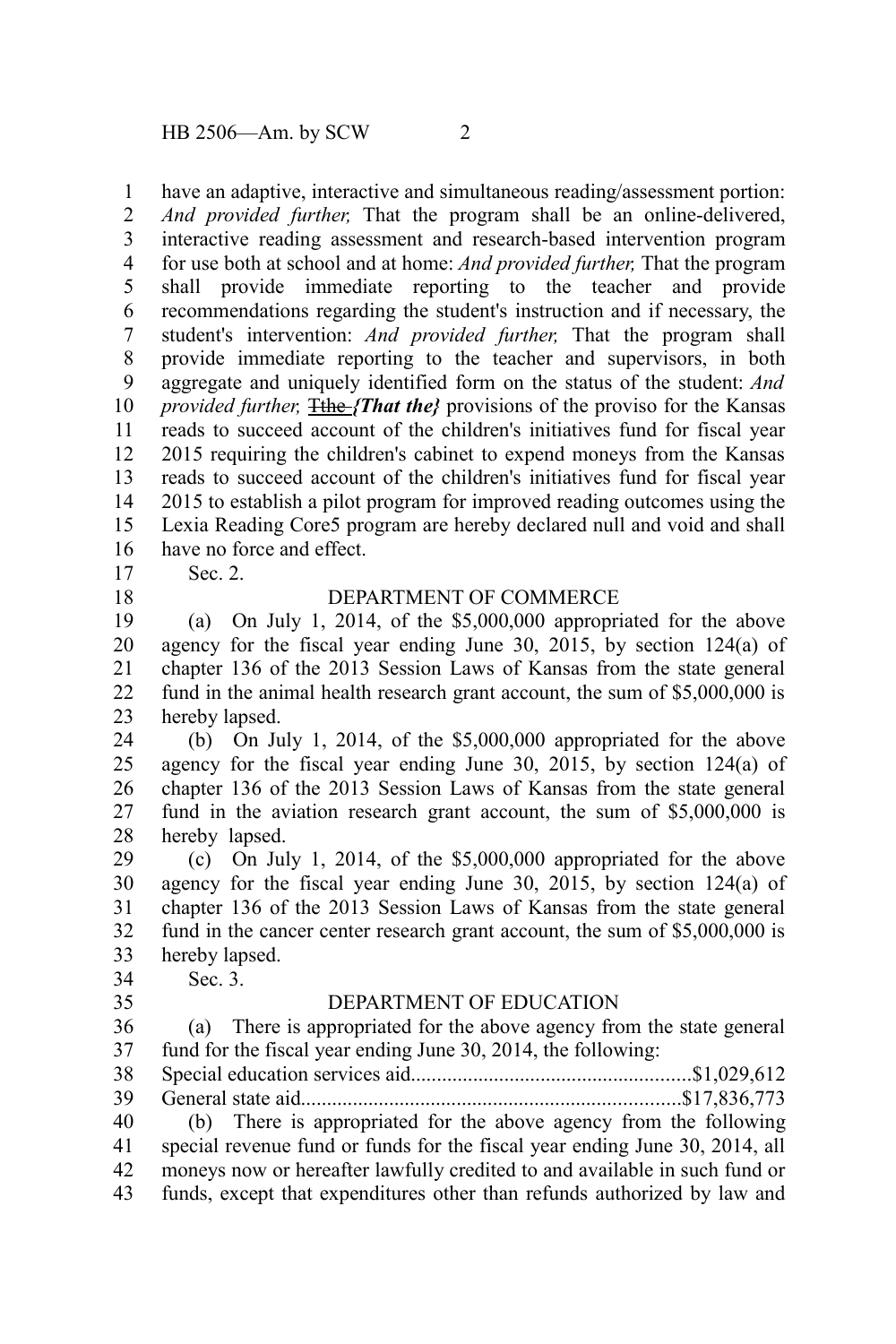have an adaptive, interactive and simultaneous reading/assessment portion: *And provided further,* That the program shall be an online-delivered, interactive reading assessment and research-based intervention program for use both at school and at home: *And provided further,* That the program shall provide immediate reporting to the teacher and provide recommendations regarding the student's instruction and if necessary, the student's intervention: *And provided further,* That the program shall provide immediate reporting to the teacher and supervisors, in both aggregate and uniquely identified form on the status of the student: *And provided further,* ~~Tthe~~ ***{That the}*** provisions of the proviso for the Kansas reads to succeed account of the children's initiatives fund for fiscal year 2015 requiring the children's cabinet to expend moneys from the Kansas reads to succeed account of the children's initiatives fund for fiscal year 2015 to establish a pilot program for improved reading outcomes using the Lexia Reading Core5 program are hereby declared null and void and shall have no force and effect.

Sec. 2.

DEPARTMENT OF COMMERCE

(a) On July 1, 2014, of the $5,000,000 appropriated for the above agency for the fiscal year ending June 30, 2015, by section 124(a) of chapter 136 of the 2013 Session Laws of Kansas from the state general fund in the animal health research grant account, the sum of $5,000,000 is hereby lapsed.

(b) On July 1, 2014, of the $5,000,000 appropriated for the above agency for the fiscal year ending June 30, 2015, by section 124(a) of chapter 136 of the 2013 Session Laws of Kansas from the state general fund in the aviation research grant account, the sum of $5,000,000 is hereby lapsed.

(c) On July 1, 2014, of the $5,000,000 appropriated for the above agency for the fiscal year ending June 30, 2015, by section 124(a) of chapter 136 of the 2013 Session Laws of Kansas from the state general fund in the cancer center research grant account, the sum of $5,000,000 is hereby lapsed.

Sec. 3.

DEPARTMENT OF EDUCATION

(a) There is appropriated for the above agency from the state general fund for the fiscal year ending June 30, 2014, the following:

Special education services aid......................................................$1,029,612
General state aid.........................................................................$17,836,773

(b) There is appropriated for the above agency from the following special revenue fund or funds for the fiscal year ending June 30, 2014, all moneys now or hereafter lawfully credited to and available in such fund or funds, except that expenditures other than refunds authorized by law and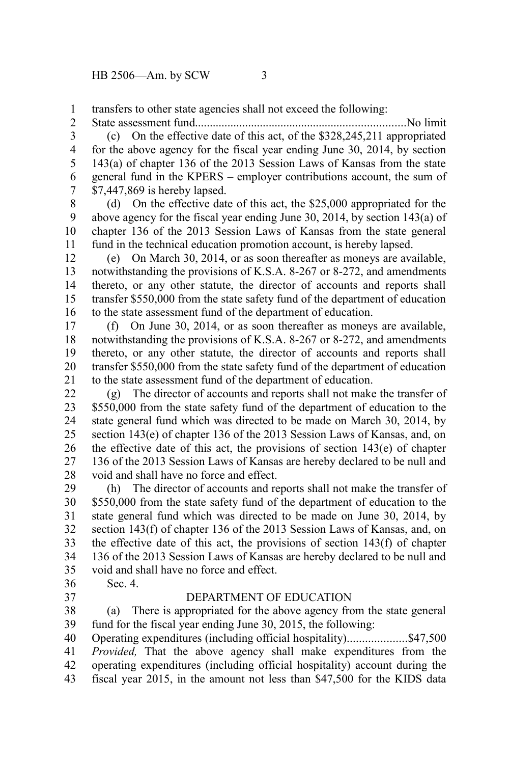transfers to other state agencies shall not exceed the following:

State assessment fund........................................................................No limit

(c) On the effective date of this act, of the $328,245,211 appropriated for the above agency for the fiscal year ending June 30, 2014, by section 143(a) of chapter 136 of the 2013 Session Laws of Kansas from the state general fund in the KPERS – employer contributions account, the sum of $7,447,869 is hereby lapsed.

(d) On the effective date of this act, the $25,000 appropriated for the above agency for the fiscal year ending June 30, 2014, by section 143(a) of chapter 136 of the 2013 Session Laws of Kansas from the state general fund in the technical education promotion account, is hereby lapsed.

(e) On March 30, 2014, or as soon thereafter as moneys are available, notwithstanding the provisions of K.S.A. 8-267 or 8-272, and amendments thereto, or any other statute, the director of accounts and reports shall transfer $550,000 from the state safety fund of the department of education to the state assessment fund of the department of education.

(f) On June 30, 2014, or as soon thereafter as moneys are available, notwithstanding the provisions of K.S.A. 8-267 or 8-272, and amendments thereto, or any other statute, the director of accounts and reports shall transfer $550,000 from the state safety fund of the department of education to the state assessment fund of the department of education.

(g) The director of accounts and reports shall not make the transfer of $550,000 from the state safety fund of the department of education to the state general fund which was directed to be made on March 30, 2014, by section 143(e) of chapter 136 of the 2013 Session Laws of Kansas, and, on the effective date of this act, the provisions of section 143(e) of chapter 136 of the 2013 Session Laws of Kansas are hereby declared to be null and void and shall have no force and effect.

(h) The director of accounts and reports shall not make the transfer of $550,000 from the state safety fund of the department of education to the state general fund which was directed to be made on June 30, 2014, by section 143(f) of chapter 136 of the 2013 Session Laws of Kansas, and, on the effective date of this act, the provisions of section 143(f) of chapter 136 of the 2013 Session Laws of Kansas are hereby declared to be null and void and shall have no force and effect.

Sec. 4.

DEPARTMENT OF EDUCATION

(a) There is appropriated for the above agency from the state general fund for the fiscal year ending June 30, 2015, the following:

Operating expenditures (including official hospitality)....................$47,500

*Provided,* That the above agency shall make expenditures from the operating expenditures (including official hospitality) account during the fiscal year 2015, in the amount not less than $47,500 for the KIDS data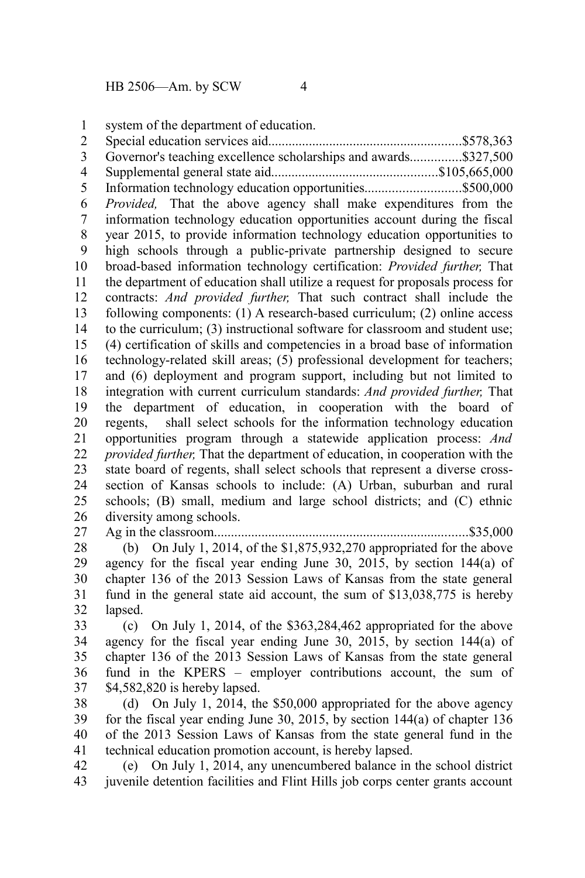system of the department of education.

Special education services aid........................................................$578,363

Governor's teaching excellence scholarships and awards...............$327,500

Supplemental general state aid...............................................$105,665,000

Information technology education opportunities............................$500,000

*Provided,* That the above agency shall make expenditures from the information technology education opportunities account during the fiscal year 2015, to provide information technology education opportunities to high schools through a public-private partnership designed to secure broad-based information technology certification: *Provided further,* That the department of education shall utilize a request for proposals process for contracts: *And provided further,* That such contract shall include the following components: (1) A research-based curriculum; (2) online access to the curriculum; (3) instructional software for classroom and student use; (4) certification of skills and competencies in a broad base of information technology-related skill areas; (5) professional development for teachers; and (6) deployment and program support, including but not limited to integration with current curriculum standards: *And provided further,* That the department of education, in cooperation with the board of regents, shall select schools for the information technology education opportunities program through a statewide application process: *And provided further,* That the department of education, in cooperation with the state board of regents, shall select schools that represent a diverse cross-section of Kansas schools to include: (A) Urban, suburban and rural schools; (B) small, medium and large school districts; and (C) ethnic diversity among schools.

Ag in the classroom..........................................................................$35,000

(b) On July 1, 2014, of the $1,875,932,270 appropriated for the above agency for the fiscal year ending June 30, 2015, by section 144(a) of chapter 136 of the 2013 Session Laws of Kansas from the state general fund in the general state aid account, the sum of $13,038,775 is hereby lapsed.

(c) On July 1, 2014, of the $363,284,462 appropriated for the above agency for the fiscal year ending June 30, 2015, by section 144(a) of chapter 136 of the 2013 Session Laws of Kansas from the state general fund in the KPERS – employer contributions account, the sum of $4,582,820 is hereby lapsed.

(d) On July 1, 2014, the $50,000 appropriated for the above agency for the fiscal year ending June 30, 2015, by section 144(a) of chapter 136 of the 2013 Session Laws of Kansas from the state general fund in the technical education promotion account, is hereby lapsed.

(e) On July 1, 2014, any unencumbered balance in the school district juvenile detention facilities and Flint Hills job corps center grants account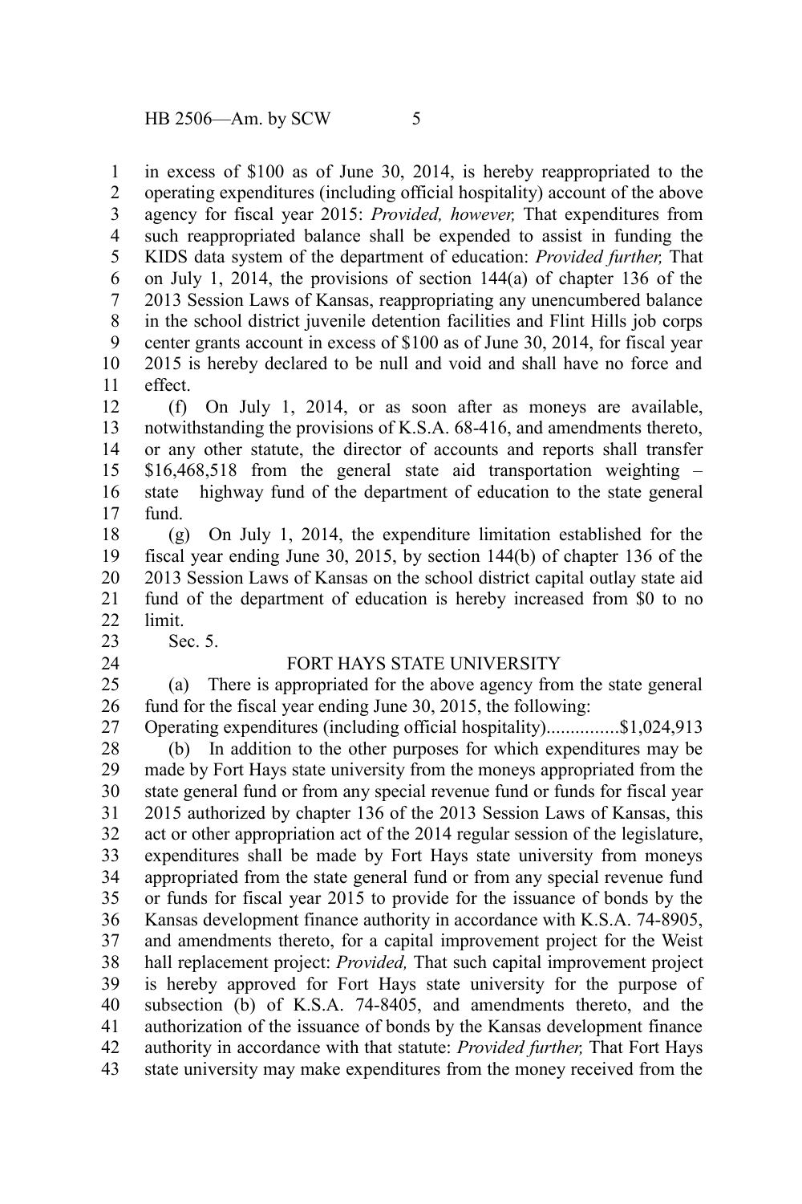in excess of $100 as of June 30, 2014, is hereby reappropriated to the operating expenditures (including official hospitality) account of the above agency for fiscal year 2015: *Provided, however,* That expenditures from such reappropriated balance shall be expended to assist in funding the KIDS data system of the department of education: *Provided further,* That on July 1, 2014, the provisions of section 144(a) of chapter 136 of the 2013 Session Laws of Kansas, reappropriating any unencumbered balance in the school district juvenile detention facilities and Flint Hills job corps center grants account in excess of $100 as of June 30, 2014, for fiscal year 2015 is hereby declared to be null and void and shall have no force and effect.

(f) On July 1, 2014, or as soon after as moneys are available, notwithstanding the provisions of K.S.A. 68-416, and amendments thereto, or any other statute, the director of accounts and reports shall transfer $16,468,518 from the general state aid transportation weighting – state highway fund of the department of education to the state general fund.

(g) On July 1, 2014, the expenditure limitation established for the fiscal year ending June 30, 2015, by section 144(b) of chapter 136 of the 2013 Session Laws of Kansas on the school district capital outlay state aid fund of the department of education is hereby increased from $0 to no limit.

Sec. 5.

FORT HAYS STATE UNIVERSITY

(a) There is appropriated for the above agency from the state general fund for the fiscal year ending June 30, 2015, the following:

Operating expenditures (including official hospitality)...............$1,024,913

(b) In addition to the other purposes for which expenditures may be made by Fort Hays state university from the moneys appropriated from the state general fund or from any special revenue fund or funds for fiscal year 2015 authorized by chapter 136 of the 2013 Session Laws of Kansas, this act or other appropriation act of the 2014 regular session of the legislature, expenditures shall be made by Fort Hays state university from moneys appropriated from the state general fund or from any special revenue fund or funds for fiscal year 2015 to provide for the issuance of bonds by the Kansas development finance authority in accordance with K.S.A. 74-8905, and amendments thereto, for a capital improvement project for the Weist hall replacement project: *Provided,* That such capital improvement project is hereby approved for Fort Hays state university for the purpose of subsection (b) of K.S.A. 74-8405, and amendments thereto, and the authorization of the issuance of bonds by the Kansas development finance authority in accordance with that statute: *Provided further,* That Fort Hays state university may make expenditures from the money received from the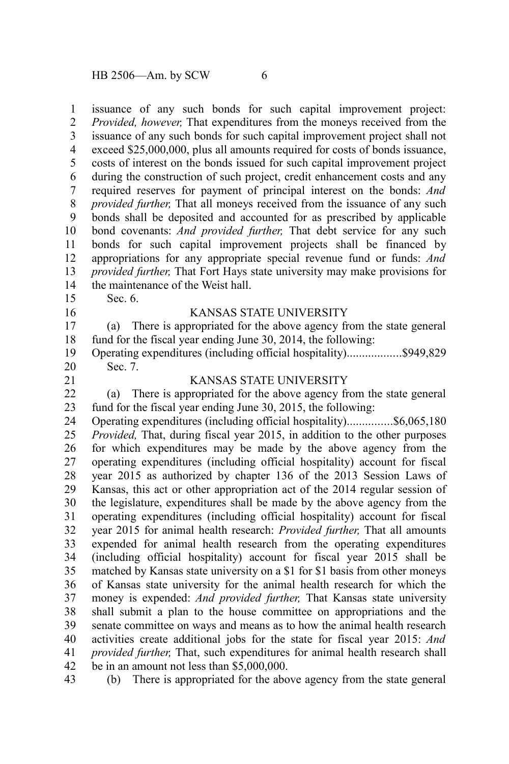issuance of any such bonds for such capital improvement project: *Provided, however,* That expenditures from the moneys received from the issuance of any such bonds for such capital improvement project shall not exceed $25,000,000, plus all amounts required for costs of bonds issuance, costs of interest on the bonds issued for such capital improvement project during the construction of such project, credit enhancement costs and any required reserves for payment of principal interest on the bonds: *And provided further,* That all moneys received from the issuance of any such bonds shall be deposited and accounted for as prescribed by applicable bond covenants: *And provided further,* That debt service for any such bonds for such capital improvement projects shall be financed by appropriations for any appropriate special revenue fund or funds: *And provided further,* That Fort Hays state university may make provisions for the maintenance of the Weist hall.

Sec. 6.

KANSAS STATE UNIVERSITY

(a) There is appropriated for the above agency from the state general fund for the fiscal year ending June 30, 2014, the following:

Operating expenditures (including official hospitality)..................$949,829

Sec. 7.

KANSAS STATE UNIVERSITY

(a) There is appropriated for the above agency from the state general fund for the fiscal year ending June 30, 2015, the following:

Operating expenditures (including official hospitality)...............$6,065,180

*Provided,* That, during fiscal year 2015, in addition to the other purposes for which expenditures may be made by the above agency from the operating expenditures (including official hospitality) account for fiscal year 2015 as authorized by chapter 136 of the 2013 Session Laws of Kansas, this act or other appropriation act of the 2014 regular session of the legislature, expenditures shall be made by the above agency from the operating expenditures (including official hospitality) account for fiscal year 2015 for animal health research: *Provided further,* That all amounts expended for animal health research from the operating expenditures (including official hospitality) account for fiscal year 2015 shall be matched by Kansas state university on a $1 for $1 basis from other moneys of Kansas state university for the animal health research for which the money is expended: *And provided further,* That Kansas state university shall submit a plan to the house committee on appropriations and the senate committee on ways and means as to how the animal health research activities create additional jobs for the state for fiscal year 2015: *And provided further,* That, such expenditures for animal health research shall be in an amount not less than $5,000,000.

(b) There is appropriated for the above agency from the state general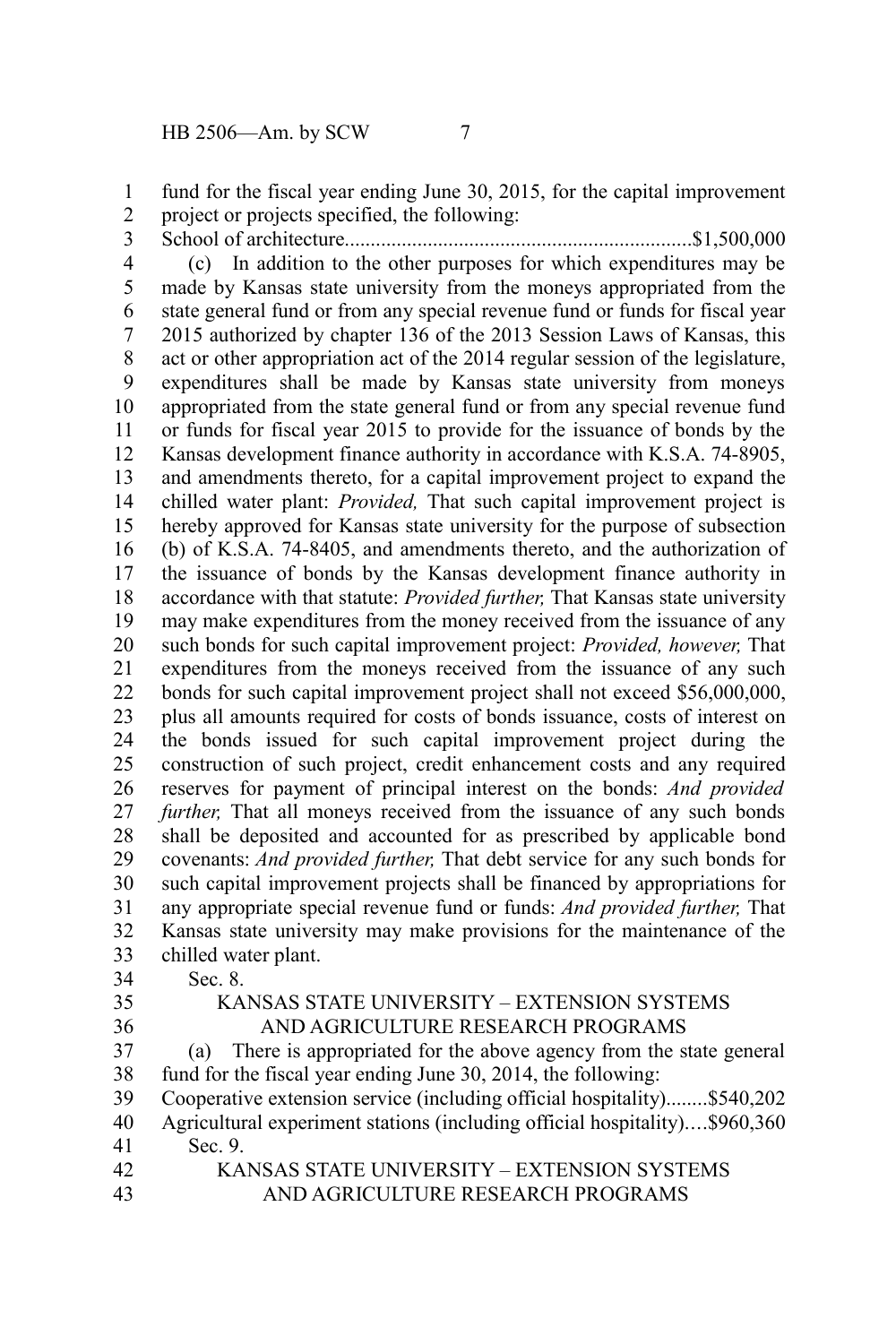fund for the fiscal year ending June 30, 2015, for the capital improvement project or projects specified, the following:

School of architecture..................................................................$1,500,000

(c) In addition to the other purposes for which expenditures may be made by Kansas state university from the moneys appropriated from the state general fund or from any special revenue fund or funds for fiscal year 2015 authorized by chapter 136 of the 2013 Session Laws of Kansas, this act or other appropriation act of the 2014 regular session of the legislature, expenditures shall be made by Kansas state university from moneys appropriated from the state general fund or from any special revenue fund or funds for fiscal year 2015 to provide for the issuance of bonds by the Kansas development finance authority in accordance with K.S.A. 74-8905, and amendments thereto, for a capital improvement project to expand the chilled water plant: *Provided,* That such capital improvement project is hereby approved for Kansas state university for the purpose of subsection (b) of K.S.A. 74-8405, and amendments thereto, and the authorization of the issuance of bonds by the Kansas development finance authority in accordance with that statute: *Provided further,* That Kansas state university may make expenditures from the money received from the issuance of any such bonds for such capital improvement project: *Provided, however,* That expenditures from the moneys received from the issuance of any such bonds for such capital improvement project shall not exceed $56,000,000, plus all amounts required for costs of bonds issuance, costs of interest on the bonds issued for such capital improvement project during the construction of such project, credit enhancement costs and any required reserves for payment of principal interest on the bonds: *And provided further,* That all moneys received from the issuance of any such bonds shall be deposited and accounted for as prescribed by applicable bond covenants: *And provided further,* That debt service for any such bonds for such capital improvement projects shall be financed by appropriations for any appropriate special revenue fund or funds: *And provided further,* That Kansas state university may make provisions for the maintenance of the chilled water plant.

Sec. 8.

KANSAS STATE UNIVERSITY – EXTENSION SYSTEMS AND AGRICULTURE RESEARCH PROGRAMS

(a) There is appropriated for the above agency from the state general fund for the fiscal year ending June 30, 2014, the following:

Cooperative extension service (including official hospitality)........$540,202

Agricultural experiment stations (including official hospitality)….$960,360

Sec. 9.

KANSAS STATE UNIVERSITY – EXTENSION SYSTEMS AND AGRICULTURE RESEARCH PROGRAMS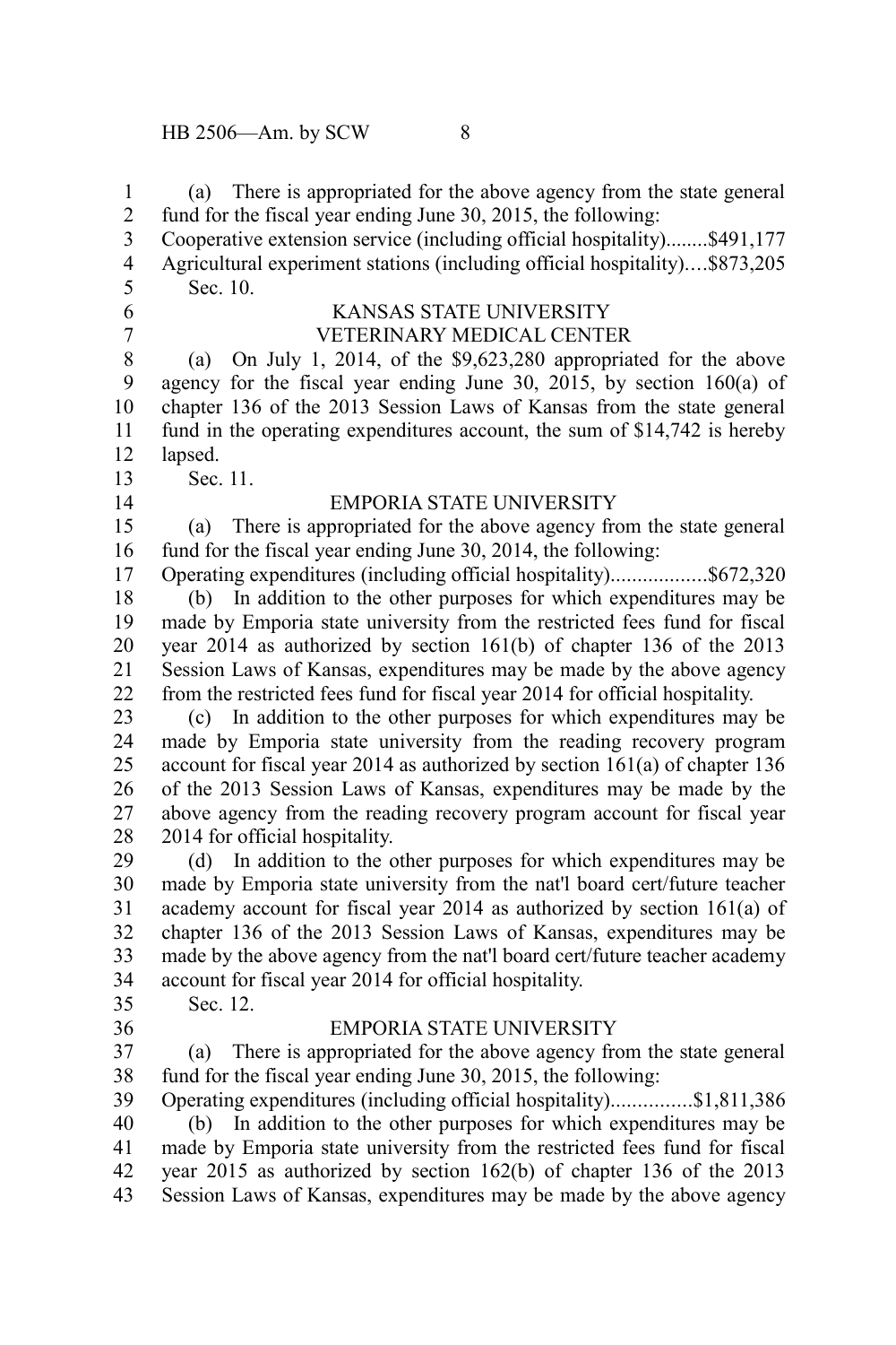(a) There is appropriated for the above agency from the state general fund for the fiscal year ending June 30, 2015, the following:

Cooperative extension service (including official hospitality)........$491,177

Agricultural experiment stations (including official hospitality)….$873,205

Sec. 10.

## KANSAS STATE UNIVERSITY
## VETERINARY MEDICAL CENTER

(a) On July 1, 2014, of the $9,623,280 appropriated for the above agency for the fiscal year ending June 30, 2015, by section 160(a) of chapter 136 of the 2013 Session Laws of Kansas from the state general fund in the operating expenditures account, the sum of $14,742 is hereby lapsed.

Sec. 11.

## EMPORIA STATE UNIVERSITY

(a) There is appropriated for the above agency from the state general fund for the fiscal year ending June 30, 2014, the following:

Operating expenditures (including official hospitality)..................$672,320

(b) In addition to the other purposes for which expenditures may be made by Emporia state university from the restricted fees fund for fiscal year 2014 as authorized by section 161(b) of chapter 136 of the 2013 Session Laws of Kansas, expenditures may be made by the above agency from the restricted fees fund for fiscal year 2014 for official hospitality.

(c) In addition to the other purposes for which expenditures may be made by Emporia state university from the reading recovery program account for fiscal year 2014 as authorized by section 161(a) of chapter 136 of the 2013 Session Laws of Kansas, expenditures may be made by the above agency from the reading recovery program account for fiscal year 2014 for official hospitality.

(d) In addition to the other purposes for which expenditures may be made by Emporia state university from the nat'l board cert/future teacher academy account for fiscal year 2014 as authorized by section 161(a) of chapter 136 of the 2013 Session Laws of Kansas, expenditures may be made by the above agency from the nat'l board cert/future teacher academy account for fiscal year 2014 for official hospitality.

Sec. 12.

## EMPORIA STATE UNIVERSITY

(a) There is appropriated for the above agency from the state general fund for the fiscal year ending June 30, 2015, the following:

Operating expenditures (including official hospitality)...............$1,811,386

(b) In addition to the other purposes for which expenditures may be made by Emporia state university from the restricted fees fund for fiscal year 2015 as authorized by section 162(b) of chapter 136 of the 2013 Session Laws of Kansas, expenditures may be made by the above agency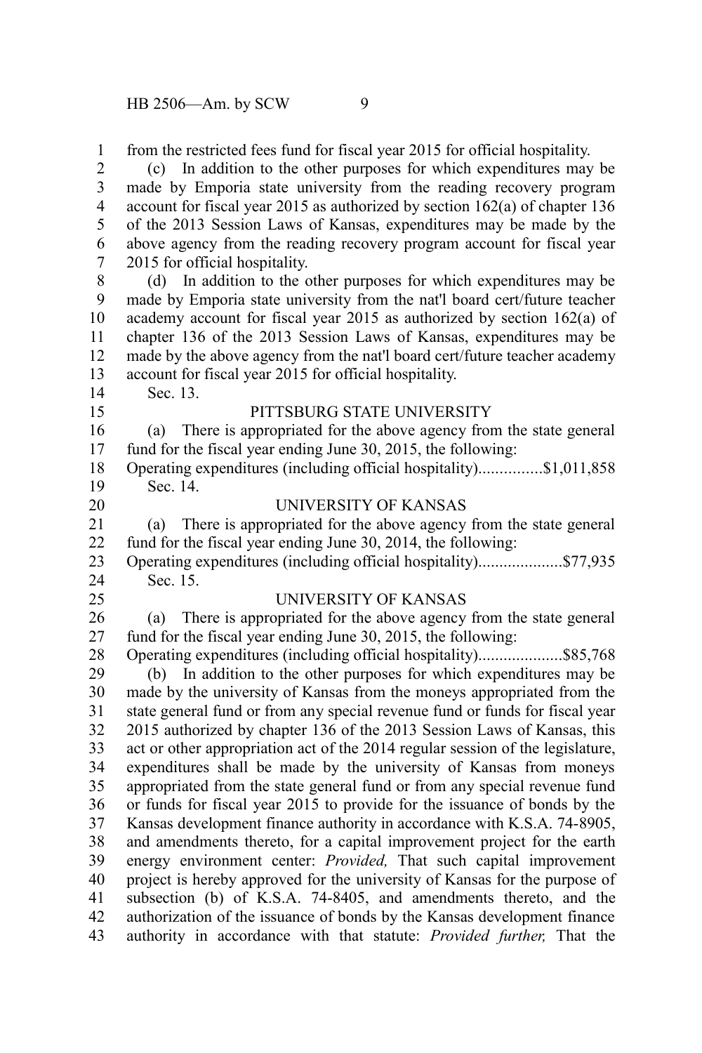from the restricted fees fund for fiscal year 2015 for official hospitality.

(c) In addition to the other purposes for which expenditures may be made by Emporia state university from the reading recovery program account for fiscal year 2015 as authorized by section 162(a) of chapter 136 of the 2013 Session Laws of Kansas, expenditures may be made by the above agency from the reading recovery program account for fiscal year 2015 for official hospitality.

(d) In addition to the other purposes for which expenditures may be made by Emporia state university from the nat'l board cert/future teacher academy account for fiscal year 2015 as authorized by section 162(a) of chapter 136 of the 2013 Session Laws of Kansas, expenditures may be made by the above agency from the nat'l board cert/future teacher academy account for fiscal year 2015 for official hospitality.

Sec. 13.

PITTSBURG STATE UNIVERSITY

(a) There is appropriated for the above agency from the state general fund for the fiscal year ending June 30, 2015, the following:

Operating expenditures (including official hospitality)...............$1,011,858

Sec. 14.

UNIVERSITY OF KANSAS

(a) There is appropriated for the above agency from the state general fund for the fiscal year ending June 30, 2014, the following:

Operating expenditures (including official hospitality)....................$77,935

Sec. 15.

UNIVERSITY OF KANSAS

(a) There is appropriated for the above agency from the state general fund for the fiscal year ending June 30, 2015, the following:

Operating expenditures (including official hospitality)....................$85,768

(b) In addition to the other purposes for which expenditures may be made by the university of Kansas from the moneys appropriated from the state general fund or from any special revenue fund or funds for fiscal year 2015 authorized by chapter 136 of the 2013 Session Laws of Kansas, this act or other appropriation act of the 2014 regular session of the legislature, expenditures shall be made by the university of Kansas from moneys appropriated from the state general fund or from any special revenue fund or funds for fiscal year 2015 to provide for the issuance of bonds by the Kansas development finance authority in accordance with K.S.A. 74-8905, and amendments thereto, for a capital improvement project for the earth energy environment center: *Provided,* That such capital improvement project is hereby approved for the university of Kansas for the purpose of subsection (b) of K.S.A. 74-8405, and amendments thereto, and the authorization of the issuance of bonds by the Kansas development finance authority in accordance with that statute: *Provided further,* That the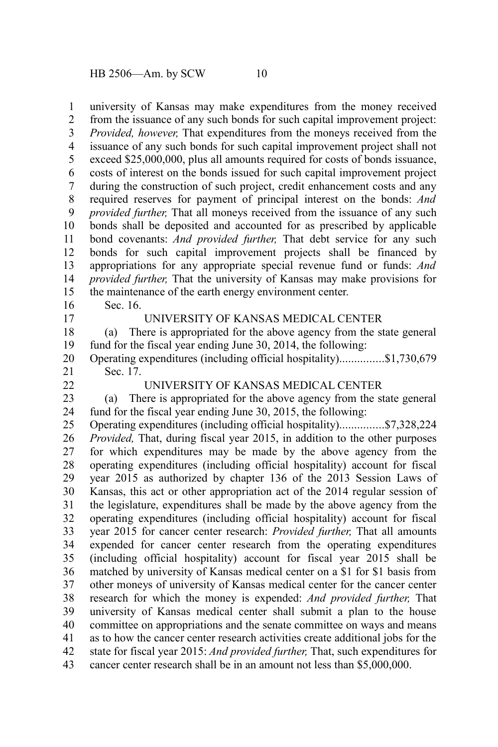university of Kansas may make expenditures from the money received from the issuance of any such bonds for such capital improvement project: *Provided, however,* That expenditures from the moneys received from the issuance of any such bonds for such capital improvement project shall not exceed $25,000,000, plus all amounts required for costs of bonds issuance, costs of interest on the bonds issued for such capital improvement project during the construction of such project, credit enhancement costs and any required reserves for payment of principal interest on the bonds: *And provided further,* That all moneys received from the issuance of any such bonds shall be deposited and accounted for as prescribed by applicable bond covenants: *And provided further,* That debt service for any such bonds for such capital improvement projects shall be financed by appropriations for any appropriate special revenue fund or funds: *And provided further,* That the university of Kansas may make provisions for the maintenance of the earth energy environment center.

Sec. 16.

UNIVERSITY OF KANSAS MEDICAL CENTER

(a) There is appropriated for the above agency from the state general fund for the fiscal year ending June 30, 2014, the following:

Operating expenditures (including official hospitality)...............$1,730,679

Sec. 17.

UNIVERSITY OF KANSAS MEDICAL CENTER

(a) There is appropriated for the above agency from the state general fund for the fiscal year ending June 30, 2015, the following:

Operating expenditures (including official hospitality)...............$7,328,224

*Provided,* That, during fiscal year 2015, in addition to the other purposes for which expenditures may be made by the above agency from the operating expenditures (including official hospitality) account for fiscal year 2015 as authorized by chapter 136 of the 2013 Session Laws of Kansas, this act or other appropriation act of the 2014 regular session of the legislature, expenditures shall be made by the above agency from the operating expenditures (including official hospitality) account for fiscal year 2015 for cancer center research: *Provided further,* That all amounts expended for cancer center research from the operating expenditures (including official hospitality) account for fiscal year 2015 shall be matched by university of Kansas medical center on a $1 for $1 basis from other moneys of university of Kansas medical center for the cancer center research for which the money is expended: *And provided further,* That university of Kansas medical center shall submit a plan to the house committee on appropriations and the senate committee on ways and means as to how the cancer center research activities create additional jobs for the state for fiscal year 2015: *And provided further,* That, such expenditures for cancer center research shall be in an amount not less than $5,000,000.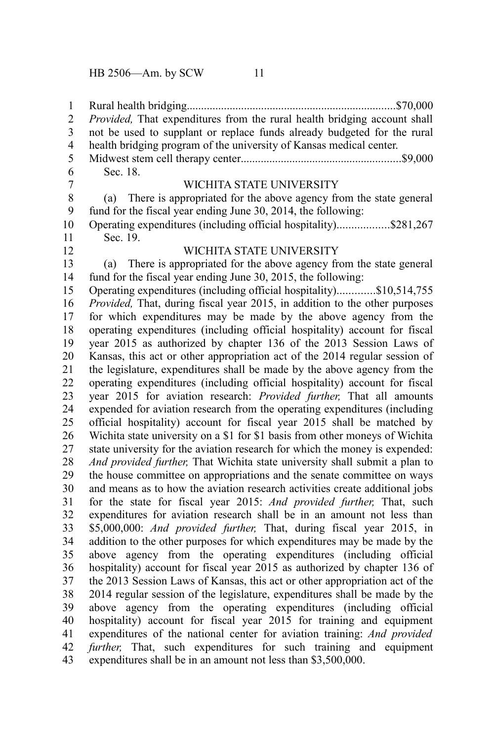Rural health bridging........................................................................$70,000
*Provided,* That expenditures from the rural health bridging account shall not be used to supplant or replace funds already budgeted for the rural health bridging program of the university of Kansas medical center.
Midwest stem cell therapy center........................................................$9,000

Sec. 18.

WICHITA STATE UNIVERSITY

(a) There is appropriated for the above agency from the state general fund for the fiscal year ending June 30, 2014, the following:
Operating expenditures (including official hospitality)..................$281,267

Sec. 19.

WICHITA STATE UNIVERSITY

(a) There is appropriated for the above agency from the state general fund for the fiscal year ending June 30, 2015, the following:
Operating expenditures (including official hospitality).............$10,514,755
*Provided,* That, during fiscal year 2015, in addition to the other purposes for which expenditures may be made by the above agency from the operating expenditures (including official hospitality) account for fiscal year 2015 as authorized by chapter 136 of the 2013 Session Laws of Kansas, this act or other appropriation act of the 2014 regular session of the legislature, expenditures shall be made by the above agency from the operating expenditures (including official hospitality) account for fiscal year 2015 for aviation research: *Provided further,* That all amounts expended for aviation research from the operating expenditures (including official hospitality) account for fiscal year 2015 shall be matched by Wichita state university on a $1 for $1 basis from other moneys of Wichita state university for the aviation research for which the money is expended: *And provided further,* That Wichita state university shall submit a plan to the house committee on appropriations and the senate committee on ways and means as to how the aviation research activities create additional jobs for the state for fiscal year 2015: *And provided further,* That, such expenditures for aviation research shall be in an amount not less than $5,000,000: *And provided further,* That, during fiscal year 2015, in addition to the other purposes for which expenditures may be made by the above agency from the operating expenditures (including official hospitality) account for fiscal year 2015 as authorized by chapter 136 of the 2013 Session Laws of Kansas, this act or other appropriation act of the 2014 regular session of the legislature, expenditures shall be made by the above agency from the operating expenditures (including official hospitality) account for fiscal year 2015 for training and equipment expenditures of the national center for aviation training: *And provided further,* That, such expenditures for such training and equipment expenditures shall be in an amount not less than $3,500,000.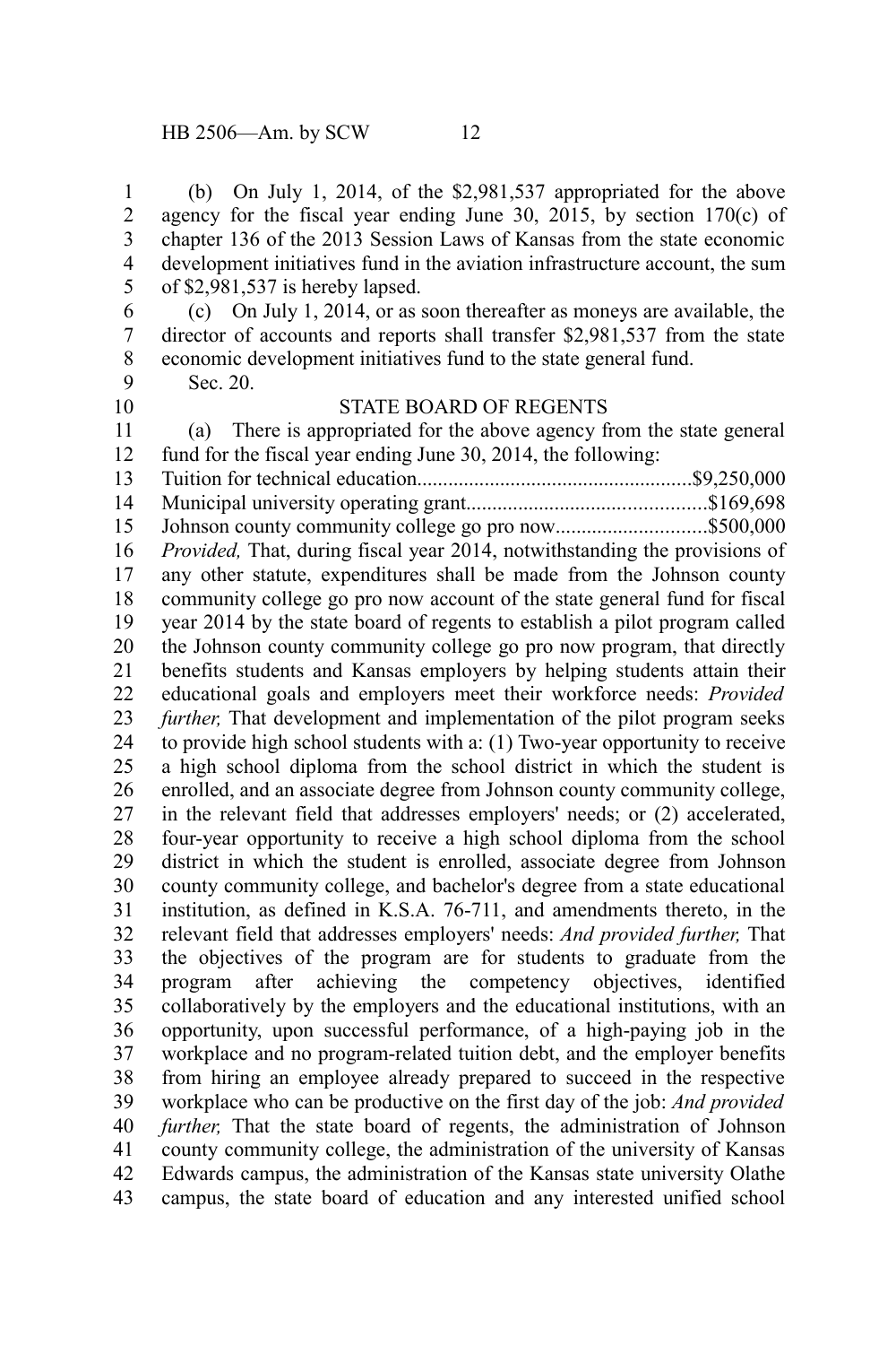(b) On July 1, 2014, of the $2,981,537 appropriated for the above agency for the fiscal year ending June 30, 2015, by section 170(c) of chapter 136 of the 2013 Session Laws of Kansas from the state economic development initiatives fund in the aviation infrastructure account, the sum of $2,981,537 is hereby lapsed.

(c) On July 1, 2014, or as soon thereafter as moneys are available, the director of accounts and reports shall transfer $2,981,537 from the state economic development initiatives fund to the state general fund.

Sec. 20.

STATE BOARD OF REGENTS

(a) There is appropriated for the above agency from the state general fund for the fiscal year ending June 30, 2014, the following:

Tuition for technical education....................................................$9,250,000
Municipal university operating grant.............................................$169,698
Johnson county community college go pro now............................$500,000

*Provided,* That, during fiscal year 2014, notwithstanding the provisions of any other statute, expenditures shall be made from the Johnson county community college go pro now account of the state general fund for fiscal year 2014 by the state board of regents to establish a pilot program called the Johnson county community college go pro now program, that directly benefits students and Kansas employers by helping students attain their educational goals and employers meet their workforce needs: *Provided further,* That development and implementation of the pilot program seeks to provide high school students with a: (1) Two-year opportunity to receive a high school diploma from the school district in which the student is enrolled, and an associate degree from Johnson county community college, in the relevant field that addresses employers' needs; or (2) accelerated, four-year opportunity to receive a high school diploma from the school district in which the student is enrolled, associate degree from Johnson county community college, and bachelor's degree from a state educational institution, as defined in K.S.A. 76-711, and amendments thereto, in the relevant field that addresses employers' needs: *And provided further,* That the objectives of the program are for students to graduate from the program after achieving the competency objectives, identified collaboratively by the employers and the educational institutions, with an opportunity, upon successful performance, of a high-paying job in the workplace and no program-related tuition debt, and the employer benefits from hiring an employee already prepared to succeed in the respective workplace who can be productive on the first day of the job: *And provided further,* That the state board of regents, the administration of Johnson county community college, the administration of the university of Kansas Edwards campus, the administration of the Kansas state university Olathe campus, the state board of education and any interested unified school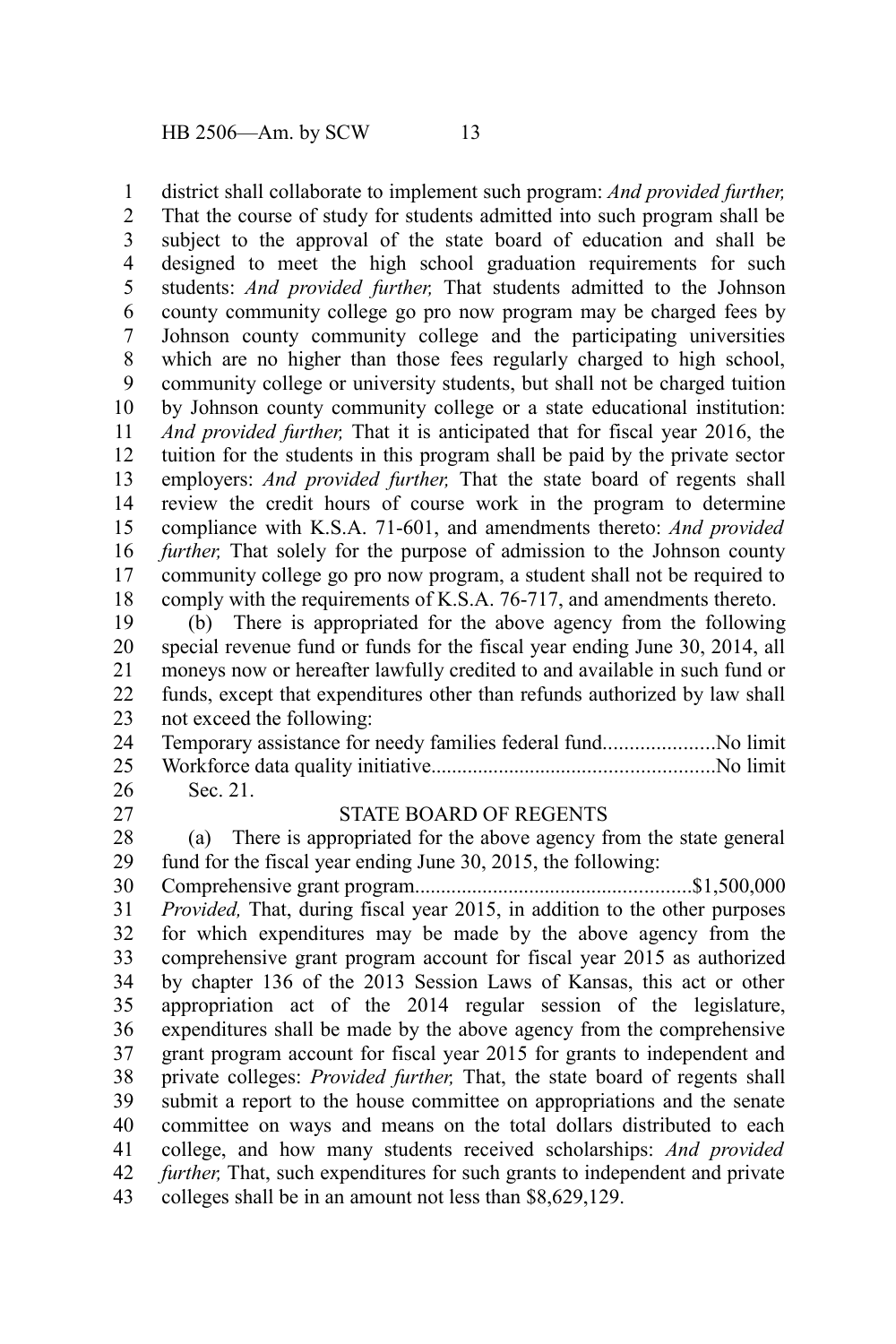district shall collaborate to implement such program: *And provided further,* That the course of study for students admitted into such program shall be subject to the approval of the state board of education and shall be designed to meet the high school graduation requirements for such students: *And provided further,* That students admitted to the Johnson county community college go pro now program may be charged fees by Johnson county community college and the participating universities which are no higher than those fees regularly charged to high school, community college or university students, but shall not be charged tuition by Johnson county community college or a state educational institution: *And provided further,* That it is anticipated that for fiscal year 2016, the tuition for the students in this program shall be paid by the private sector employers: *And provided further,* That the state board of regents shall review the credit hours of course work in the program to determine compliance with K.S.A. 71-601, and amendments thereto: *And provided further,* That solely for the purpose of admission to the Johnson county community college go pro now program, a student shall not be required to comply with the requirements of K.S.A. 76-717, and amendments thereto.

(b) There is appropriated for the above agency from the following special revenue fund or funds for the fiscal year ending June 30, 2014, all moneys now or hereafter lawfully credited to and available in such fund or funds, except that expenditures other than refunds authorized by law shall not exceed the following:

Temporary assistance for needy families federal fund.....................No limit
Workforce data quality initiative......................................................No limit

Sec. 21.

STATE BOARD OF REGENTS

(a) There is appropriated for the above agency from the state general fund for the fiscal year ending June 30, 2015, the following:

Comprehensive grant program.....................................................$1,500,000

*Provided,* That, during fiscal year 2015, in addition to the other purposes for which expenditures may be made by the above agency from the comprehensive grant program account for fiscal year 2015 as authorized by chapter 136 of the 2013 Session Laws of Kansas, this act or other appropriation act of the 2014 regular session of the legislature, expenditures shall be made by the above agency from the comprehensive grant program account for fiscal year 2015 for grants to independent and private colleges: *Provided further,* That, the state board of regents shall submit a report to the house committee on appropriations and the senate committee on ways and means on the total dollars distributed to each college, and how many students received scholarships: *And provided further,* That, such expenditures for such grants to independent and private colleges shall be in an amount not less than $8,629,129.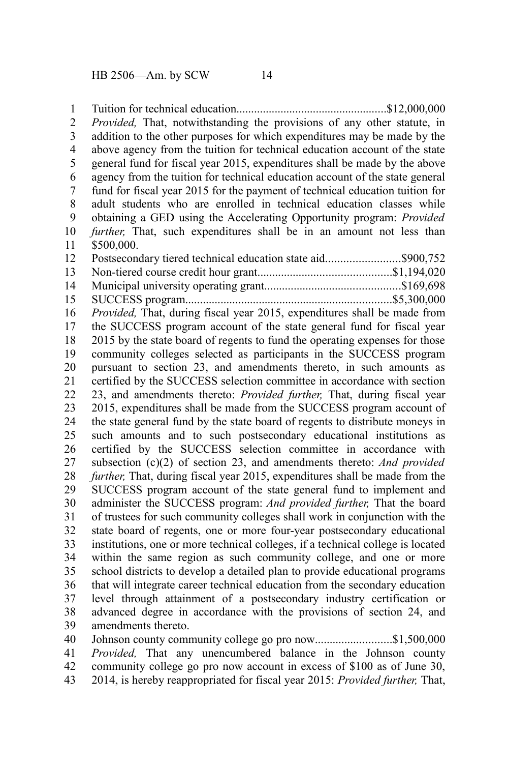Tuition for technical education..................................................$12,000,000

*Provided,* That, notwithstanding the provisions of any other statute, in addition to the other purposes for which expenditures may be made by the above agency from the tuition for technical education account of the state general fund for fiscal year 2015, expenditures shall be made by the above agency from the tuition for technical education account of the state general fund for fiscal year 2015 for the payment of technical education tuition for adult students who are enrolled in technical education classes while obtaining a GED using the Accelerating Opportunity program: *Provided further,* That, such expenditures shall be in an amount not less than $500,000.

Postsecondary tiered technical education state aid.........................$900,752

Non-tiered course credit hour grant............................................$1,194,020

Municipal university operating grant.............................................$169,698

SUCCESS program....................................................................$5,300,000

*Provided,* That, during fiscal year 2015, expenditures shall be made from the SUCCESS program account of the state general fund for fiscal year 2015 by the state board of regents to fund the operating expenses for those community colleges selected as participants in the SUCCESS program pursuant to section 23, and amendments thereto, in such amounts as certified by the SUCCESS selection committee in accordance with section 23, and amendments thereto: *Provided further,* That, during fiscal year 2015, expenditures shall be made from the SUCCESS program account of the state general fund by the state board of regents to distribute moneys in such amounts and to such postsecondary educational institutions as certified by the SUCCESS selection committee in accordance with subsection (c)(2) of section 23, and amendments thereto: *And provided further,* That, during fiscal year 2015, expenditures shall be made from the SUCCESS program account of the state general fund to implement and administer the SUCCESS program: *And provided further,* That the board of trustees for such community colleges shall work in conjunction with the state board of regents, one or more four-year postsecondary educational institutions, one or more technical colleges, if a technical college is located within the same region as such community college, and one or more school districts to develop a detailed plan to provide educational programs that will integrate career technical education from the secondary education level through attainment of a postsecondary industry certification or advanced degree in accordance with the provisions of section 24, and amendments thereto.

Johnson county community college go pro now..........................$1,500,000

*Provided,* That any unencumbered balance in the Johnson county community college go pro now account in excess of $100 as of June 30, 2014, is hereby reappropriated for fiscal year 2015: *Provided further,* That,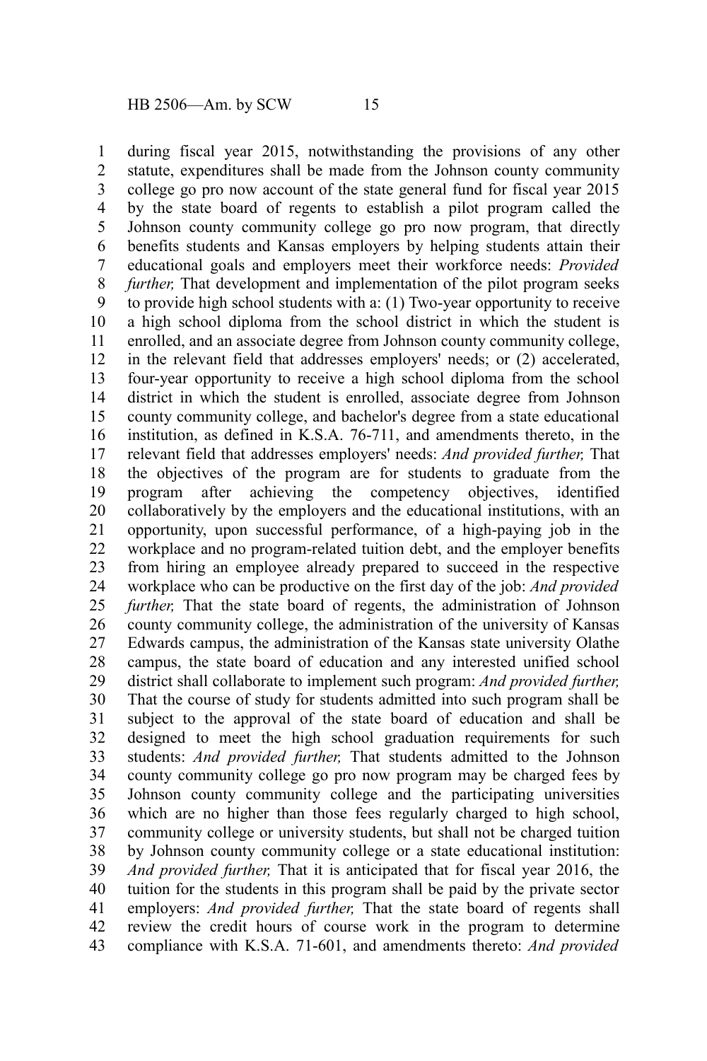during fiscal year 2015, notwithstanding the provisions of any other statute, expenditures shall be made from the Johnson county community college go pro now account of the state general fund for fiscal year 2015 by the state board of regents to establish a pilot program called the Johnson county community college go pro now program, that directly benefits students and Kansas employers by helping students attain their educational goals and employers meet their workforce needs: *Provided further,* That development and implementation of the pilot program seeks to provide high school students with a: (1) Two-year opportunity to receive a high school diploma from the school district in which the student is enrolled, and an associate degree from Johnson county community college, in the relevant field that addresses employers' needs; or (2) accelerated, four-year opportunity to receive a high school diploma from the school district in which the student is enrolled, associate degree from Johnson county community college, and bachelor's degree from a state educational institution, as defined in K.S.A. 76-711, and amendments thereto, in the relevant field that addresses employers' needs: *And provided further,* That the objectives of the program are for students to graduate from the program after achieving the competency objectives, identified collaboratively by the employers and the educational institutions, with an opportunity, upon successful performance, of a high-paying job in the workplace and no program-related tuition debt, and the employer benefits from hiring an employee already prepared to succeed in the respective workplace who can be productive on the first day of the job: *And provided further,* That the state board of regents, the administration of Johnson county community college, the administration of the university of Kansas Edwards campus, the administration of the Kansas state university Olathe campus, the state board of education and any interested unified school district shall collaborate to implement such program: *And provided further,* That the course of study for students admitted into such program shall be subject to the approval of the state board of education and shall be designed to meet the high school graduation requirements for such students: *And provided further,* That students admitted to the Johnson county community college go pro now program may be charged fees by Johnson county community college and the participating universities which are no higher than those fees regularly charged to high school, community college or university students, but shall not be charged tuition by Johnson county community college or a state educational institution: *And provided further,* That it is anticipated that for fiscal year 2016, the tuition for the students in this program shall be paid by the private sector employers: *And provided further,* That the state board of regents shall review the credit hours of course work in the program to determine compliance with K.S.A. 71-601, and amendments thereto: *And provided*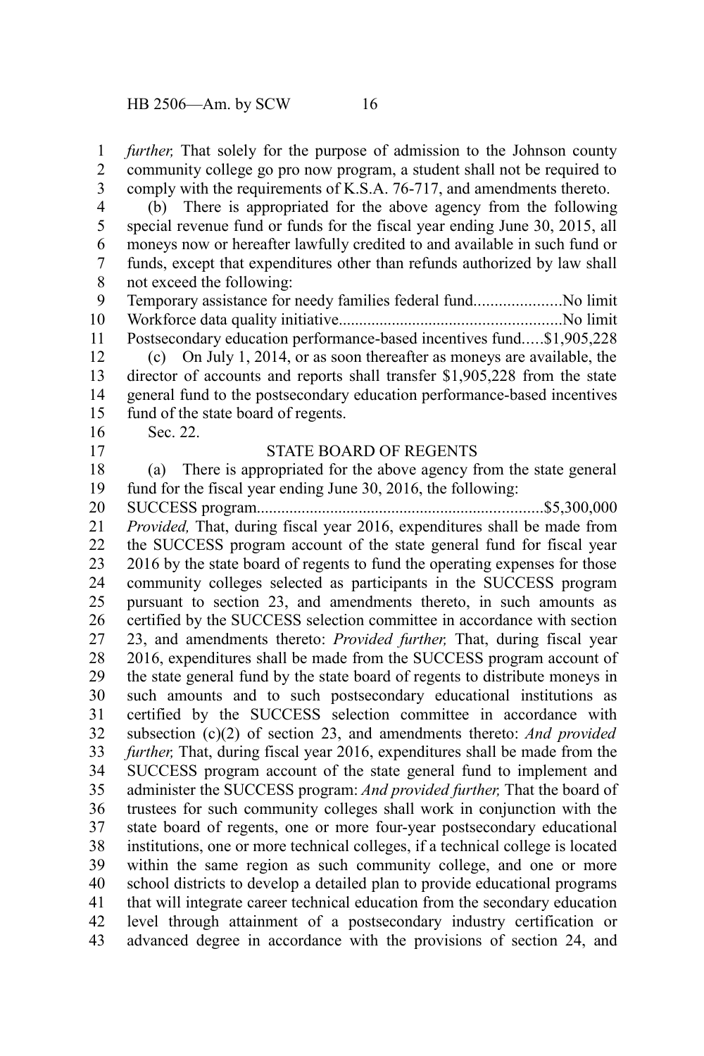*further,* That solely for the purpose of admission to the Johnson county community college go pro now program, a student shall not be required to comply with the requirements of K.S.A. 76-717, and amendments thereto.

(b) There is appropriated for the above agency from the following special revenue fund or funds for the fiscal year ending June 30, 2015, all moneys now or hereafter lawfully credited to and available in such fund or funds, except that expenditures other than refunds authorized by law shall not exceed the following:

Temporary assistance for needy families federal fund.....................No limit
Workforce data quality initiative.....................................................No limit
Postsecondary education performance-based incentives fund.....$1,905,228

(c) On July 1, 2014, or as soon thereafter as moneys are available, the director of accounts and reports shall transfer $1,905,228 from the state general fund to the postsecondary education performance-based incentives fund of the state board of regents.

Sec. 22.

STATE BOARD OF REGENTS

(a) There is appropriated for the above agency from the state general fund for the fiscal year ending June 30, 2016, the following:

SUCCESS program.....................................................................$5,300,000

*Provided,* That, during fiscal year 2016, expenditures shall be made from the SUCCESS program account of the state general fund for fiscal year 2016 by the state board of regents to fund the operating expenses for those community colleges selected as participants in the SUCCESS program pursuant to section 23, and amendments thereto, in such amounts as certified by the SUCCESS selection committee in accordance with section 23, and amendments thereto: *Provided further,* That, during fiscal year 2016, expenditures shall be made from the SUCCESS program account of the state general fund by the state board of regents to distribute moneys in such amounts and to such postsecondary educational institutions as certified by the SUCCESS selection committee in accordance with subsection (c)(2) of section 23, and amendments thereto: *And provided further,* That, during fiscal year 2016, expenditures shall be made from the SUCCESS program account of the state general fund to implement and administer the SUCCESS program: *And provided further,* That the board of trustees for such community colleges shall work in conjunction with the state board of regents, one or more four-year postsecondary educational institutions, one or more technical colleges, if a technical college is located within the same region as such community college, and one or more school districts to develop a detailed plan to provide educational programs that will integrate career technical education from the secondary education level through attainment of a postsecondary industry certification or advanced degree in accordance with the provisions of section 24, and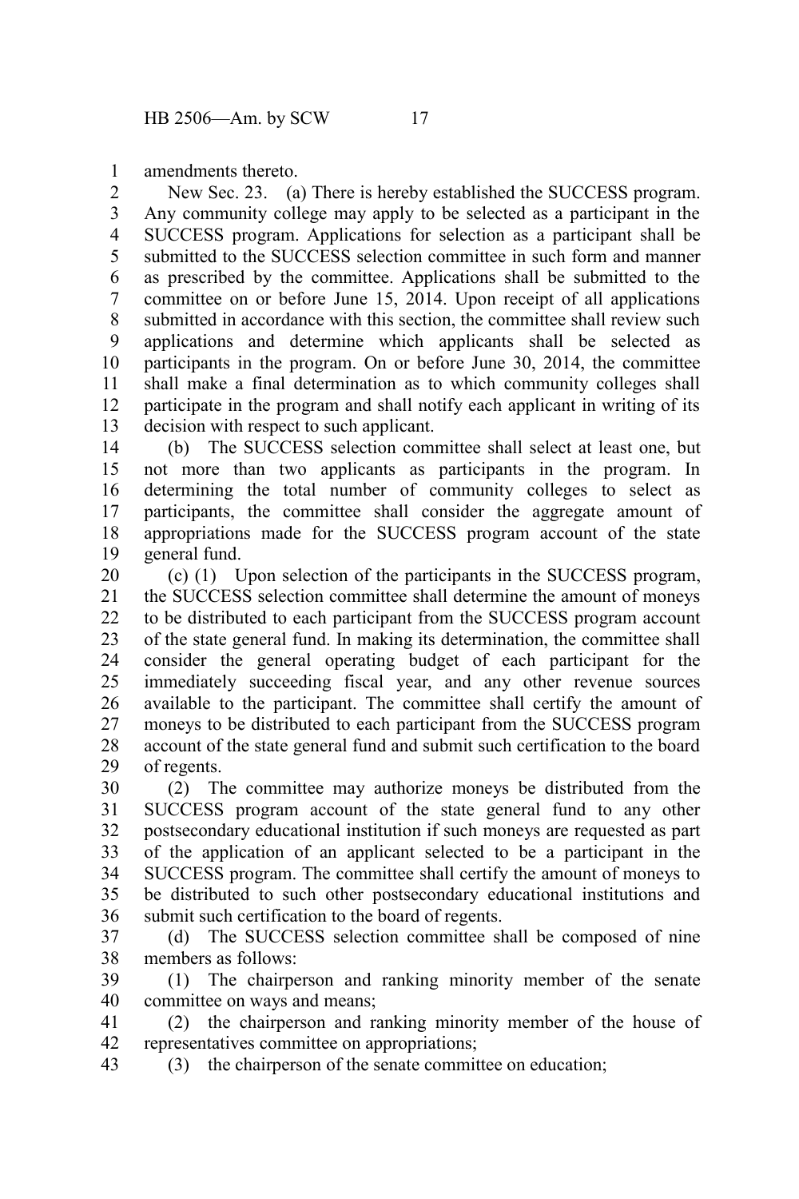amendments thereto.

New Sec. 23. (a) There is hereby established the SUCCESS program. Any community college may apply to be selected as a participant in the SUCCESS program. Applications for selection as a participant shall be submitted to the SUCCESS selection committee in such form and manner as prescribed by the committee. Applications shall be submitted to the committee on or before June 15, 2014. Upon receipt of all applications submitted in accordance with this section, the committee shall review such applications and determine which applicants shall be selected as participants in the program. On or before June 30, 2014, the committee shall make a final determination as to which community colleges shall participate in the program and shall notify each applicant in writing of its decision with respect to such applicant.

(b) The SUCCESS selection committee shall select at least one, but not more than two applicants as participants in the program. In determining the total number of community colleges to select as participants, the committee shall consider the aggregate amount of appropriations made for the SUCCESS program account of the state general fund.

(c) (1) Upon selection of the participants in the SUCCESS program, the SUCCESS selection committee shall determine the amount of moneys to be distributed to each participant from the SUCCESS program account of the state general fund. In making its determination, the committee shall consider the general operating budget of each participant for the immediately succeeding fiscal year, and any other revenue sources available to the participant. The committee shall certify the amount of moneys to be distributed to each participant from the SUCCESS program account of the state general fund and submit such certification to the board of regents.

(2) The committee may authorize moneys be distributed from the SUCCESS program account of the state general fund to any other postsecondary educational institution if such moneys are requested as part of the application of an applicant selected to be a participant in the SUCCESS program. The committee shall certify the amount of moneys to be distributed to such other postsecondary educational institutions and submit such certification to the board of regents.

(d) The SUCCESS selection committee shall be composed of nine members as follows:

(1) The chairperson and ranking minority member of the senate committee on ways and means;

(2) the chairperson and ranking minority member of the house of representatives committee on appropriations;

(3) the chairperson of the senate committee on education;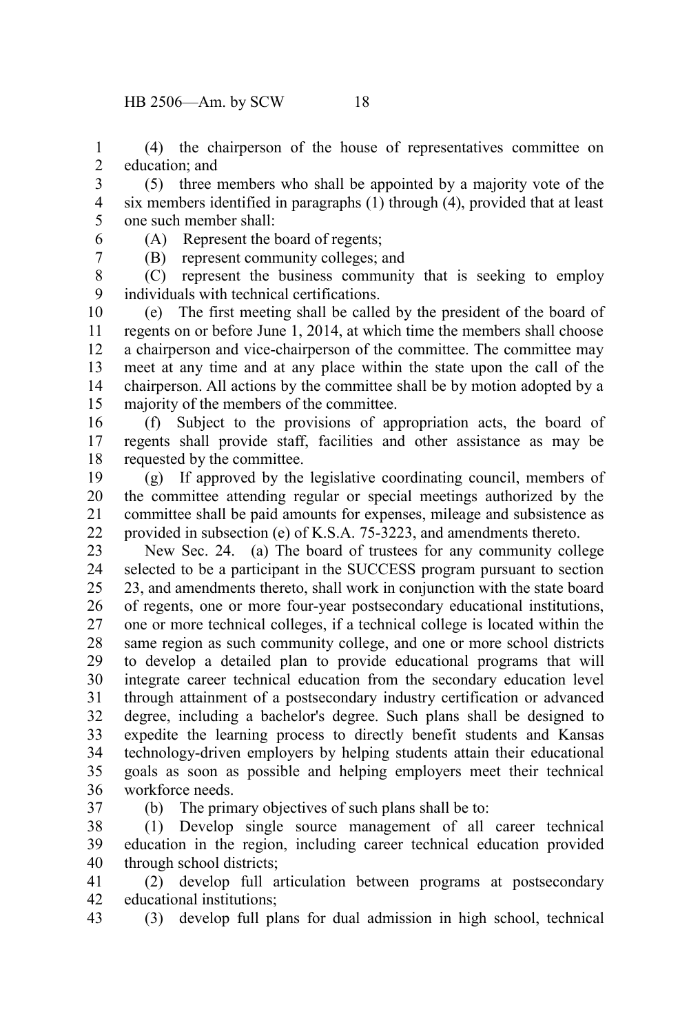(4) the chairperson of the house of representatives committee on education; and

(5) three members who shall be appointed by a majority vote of the six members identified in paragraphs (1) through (4), provided that at least one such member shall:

(A) Represent the board of regents;

(B) represent community colleges; and

(C) represent the business community that is seeking to employ individuals with technical certifications.

(e) The first meeting shall be called by the president of the board of regents on or before June 1, 2014, at which time the members shall choose a chairperson and vice-chairperson of the committee. The committee may meet at any time and at any place within the state upon the call of the chairperson. All actions by the committee shall be by motion adopted by a majority of the members of the committee.

(f) Subject to the provisions of appropriation acts, the board of regents shall provide staff, facilities and other assistance as may be requested by the committee.

(g) If approved by the legislative coordinating council, members of the committee attending regular or special meetings authorized by the committee shall be paid amounts for expenses, mileage and subsistence as provided in subsection (e) of K.S.A. 75-3223, and amendments thereto.

New Sec. 24. (a) The board of trustees for any community college selected to be a participant in the SUCCESS program pursuant to section 23, and amendments thereto, shall work in conjunction with the state board of regents, one or more four-year postsecondary educational institutions, one or more technical colleges, if a technical college is located within the same region as such community college, and one or more school districts to develop a detailed plan to provide educational programs that will integrate career technical education from the secondary education level through attainment of a postsecondary industry certification or advanced degree, including a bachelor's degree. Such plans shall be designed to expedite the learning process to directly benefit students and Kansas technology-driven employers by helping students attain their educational goals as soon as possible and helping employers meet their technical workforce needs.

(b) The primary objectives of such plans shall be to:

(1) Develop single source management of all career technical education in the region, including career technical education provided through school districts;

(2) develop full articulation between programs at postsecondary educational institutions;

(3) develop full plans for dual admission in high school, technical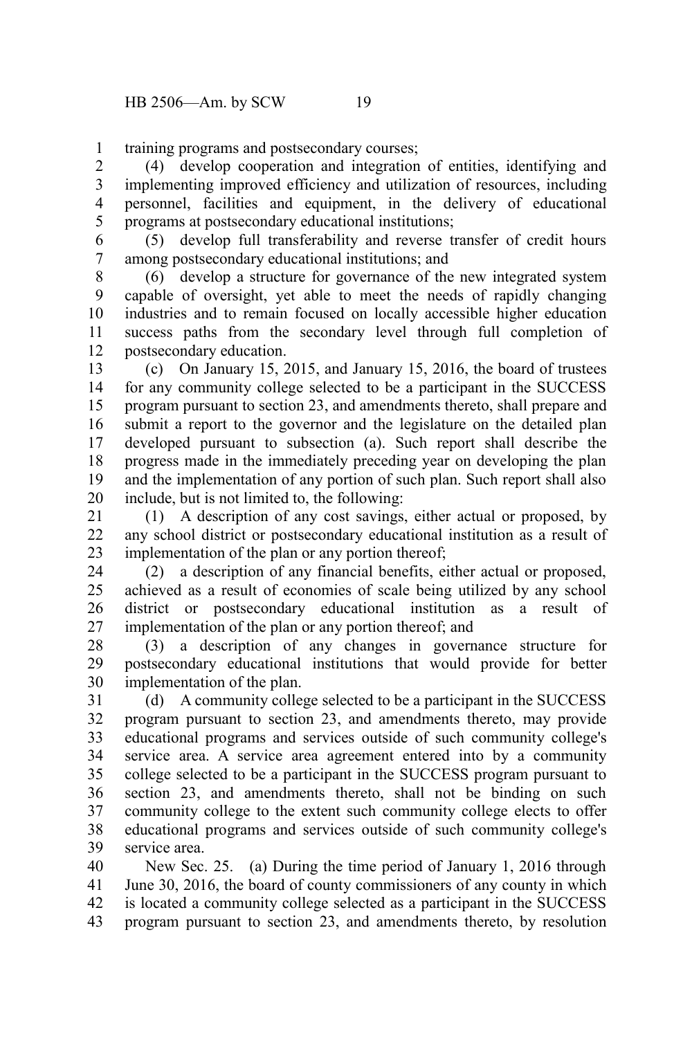training programs and postsecondary courses;

(4) develop cooperation and integration of entities, identifying and implementing improved efficiency and utilization of resources, including personnel, facilities and equipment, in the delivery of educational programs at postsecondary educational institutions;

(5) develop full transferability and reverse transfer of credit hours among postsecondary educational institutions; and

(6) develop a structure for governance of the new integrated system capable of oversight, yet able to meet the needs of rapidly changing industries and to remain focused on locally accessible higher education success paths from the secondary level through full completion of postsecondary education.

(c) On January 15, 2015, and January 15, 2016, the board of trustees for any community college selected to be a participant in the SUCCESS program pursuant to section 23, and amendments thereto, shall prepare and submit a report to the governor and the legislature on the detailed plan developed pursuant to subsection (a). Such report shall describe the progress made in the immediately preceding year on developing the plan and the implementation of any portion of such plan. Such report shall also include, but is not limited to, the following:

(1) A description of any cost savings, either actual or proposed, by any school district or postsecondary educational institution as a result of implementation of the plan or any portion thereof;

(2) a description of any financial benefits, either actual or proposed, achieved as a result of economies of scale being utilized by any school district or postsecondary educational institution as a result of implementation of the plan or any portion thereof; and

(3) a description of any changes in governance structure for postsecondary educational institutions that would provide for better implementation of the plan.

(d) A community college selected to be a participant in the SUCCESS program pursuant to section 23, and amendments thereto, may provide educational programs and services outside of such community college's service area. A service area agreement entered into by a community college selected to be a participant in the SUCCESS program pursuant to section 23, and amendments thereto, shall not be binding on such community college to the extent such community college elects to offer educational programs and services outside of such community college's service area.

New Sec. 25. (a) During the time period of January 1, 2016 through June 30, 2016, the board of county commissioners of any county in which is located a community college selected as a participant in the SUCCESS program pursuant to section 23, and amendments thereto, by resolution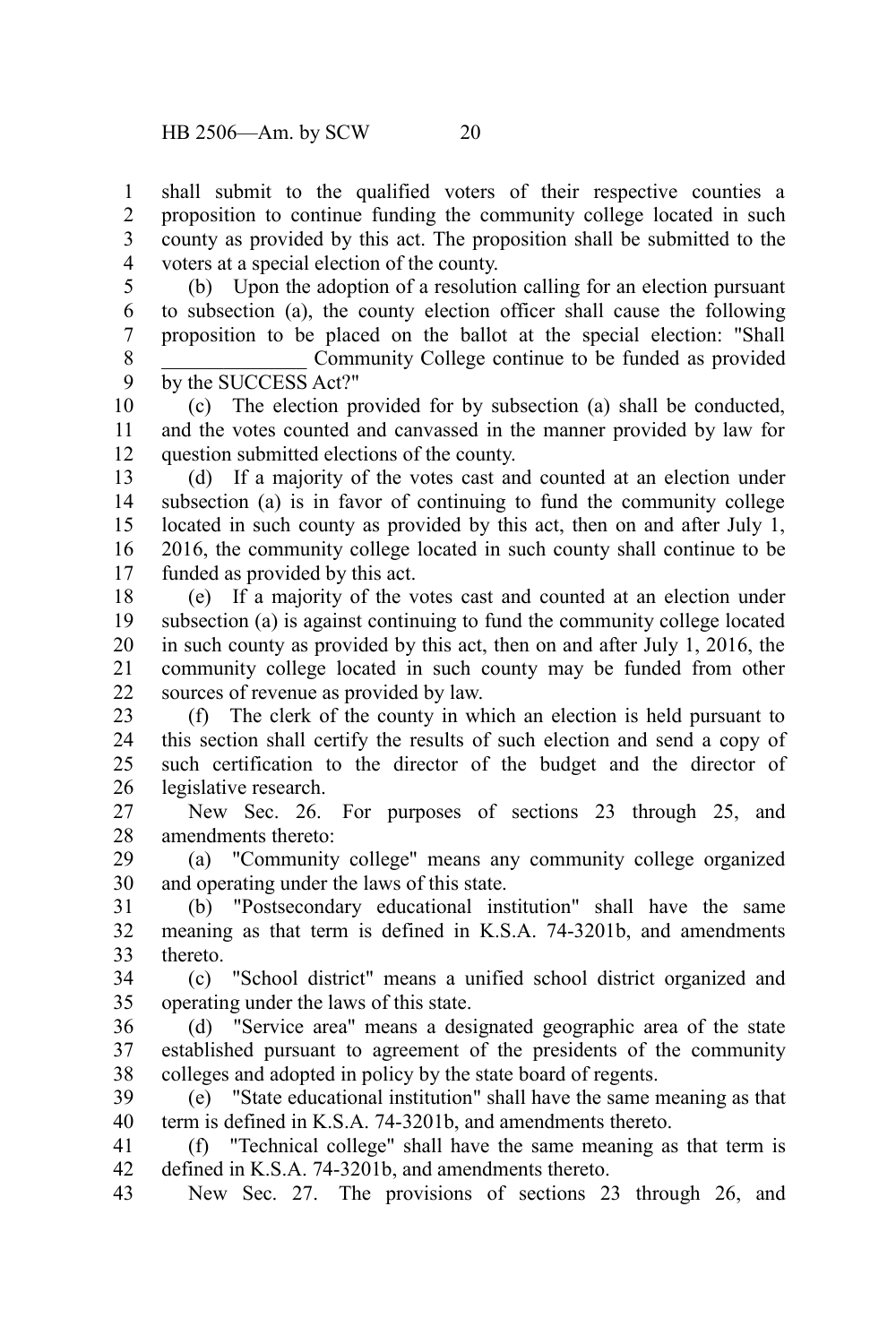shall submit to the qualified voters of their respective counties a proposition to continue funding the community college located in such county as provided by this act. The proposition shall be submitted to the voters at a special election of the county.

(b) Upon the adoption of a resolution calling for an election pursuant to subsection (a), the county election officer shall cause the following proposition to be placed on the ballot at the special election: "Shall ______________ Community College continue to be funded as provided by the SUCCESS Act?"

(c) The election provided for by subsection (a) shall be conducted, and the votes counted and canvassed in the manner provided by law for question submitted elections of the county.

(d) If a majority of the votes cast and counted at an election under subsection (a) is in favor of continuing to fund the community college located in such county as provided by this act, then on and after July 1, 2016, the community college located in such county shall continue to be funded as provided by this act.

(e) If a majority of the votes cast and counted at an election under subsection (a) is against continuing to fund the community college located in such county as provided by this act, then on and after July 1, 2016, the community college located in such county may be funded from other sources of revenue as provided by law.

(f) The clerk of the county in which an election is held pursuant to this section shall certify the results of such election and send a copy of such certification to the director of the budget and the director of legislative research.

New Sec. 26. For purposes of sections 23 through 25, and amendments thereto:

(a) "Community college" means any community college organized and operating under the laws of this state.

(b) "Postsecondary educational institution" shall have the same meaning as that term is defined in K.S.A. 74-3201b, and amendments thereto.

(c) "School district" means a unified school district organized and operating under the laws of this state.

(d) "Service area" means a designated geographic area of the state established pursuant to agreement of the presidents of the community colleges and adopted in policy by the state board of regents.

(e) "State educational institution" shall have the same meaning as that term is defined in K.S.A. 74-3201b, and amendments thereto.

(f) "Technical college" shall have the same meaning as that term is defined in K.S.A. 74-3201b, and amendments thereto.

New Sec. 27. The provisions of sections 23 through 26, and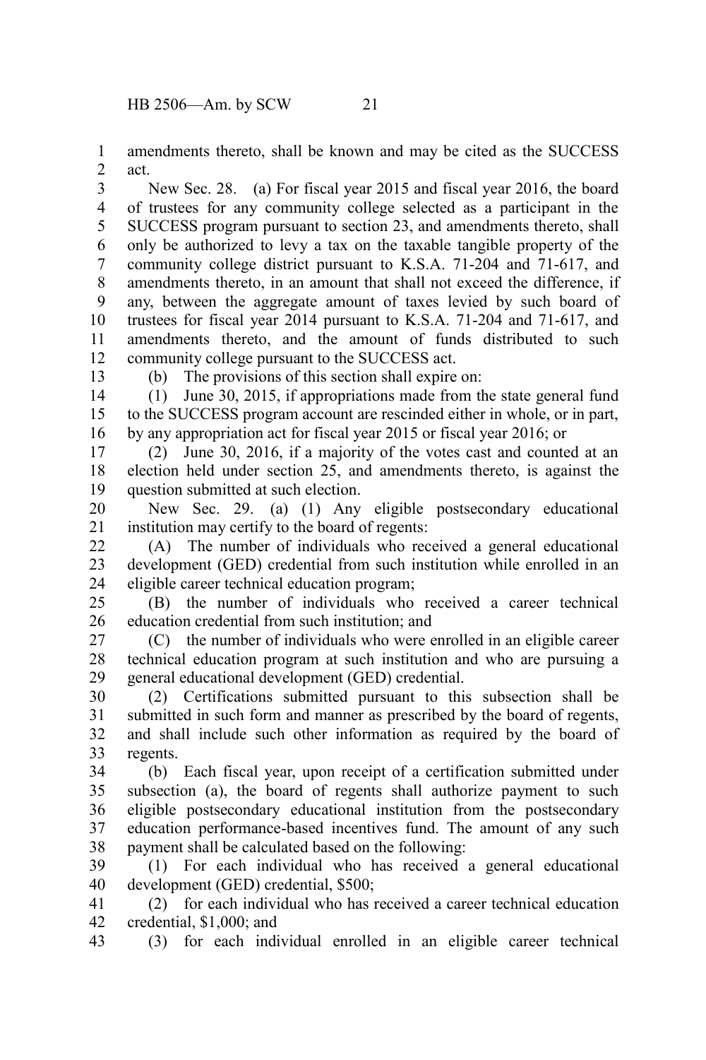amendments thereto, shall be known and may be cited as the SUCCESS act.

New Sec. 28. (a) For fiscal year 2015 and fiscal year 2016, the board of trustees for any community college selected as a participant in the SUCCESS program pursuant to section 23, and amendments thereto, shall only be authorized to levy a tax on the taxable tangible property of the community college district pursuant to K.S.A. 71-204 and 71-617, and amendments thereto, in an amount that shall not exceed the difference, if any, between the aggregate amount of taxes levied by such board of trustees for fiscal year 2014 pursuant to K.S.A. 71-204 and 71-617, and amendments thereto, and the amount of funds distributed to such community college pursuant to the SUCCESS act.

(b) The provisions of this section shall expire on:

(1) June 30, 2015, if appropriations made from the state general fund to the SUCCESS program account are rescinded either in whole, or in part, by any appropriation act for fiscal year 2015 or fiscal year 2016; or

(2) June 30, 2016, if a majority of the votes cast and counted at an election held under section 25, and amendments thereto, is against the question submitted at such election.

New Sec. 29. (a) (1) Any eligible postsecondary educational institution may certify to the board of regents:

(A) The number of individuals who received a general educational development (GED) credential from such institution while enrolled in an eligible career technical education program;

(B) the number of individuals who received a career technical education credential from such institution; and

(C) the number of individuals who were enrolled in an eligible career technical education program at such institution and who are pursuing a general educational development (GED) credential.

(2) Certifications submitted pursuant to this subsection shall be submitted in such form and manner as prescribed by the board of regents, and shall include such other information as required by the board of regents.

(b) Each fiscal year, upon receipt of a certification submitted under subsection (a), the board of regents shall authorize payment to such eligible postsecondary educational institution from the postsecondary education performance-based incentives fund. The amount of any such payment shall be calculated based on the following:

(1) For each individual who has received a general educational development (GED) credential, $500;

(2) for each individual who has received a career technical education credential, $1,000; and

(3) for each individual enrolled in an eligible career technical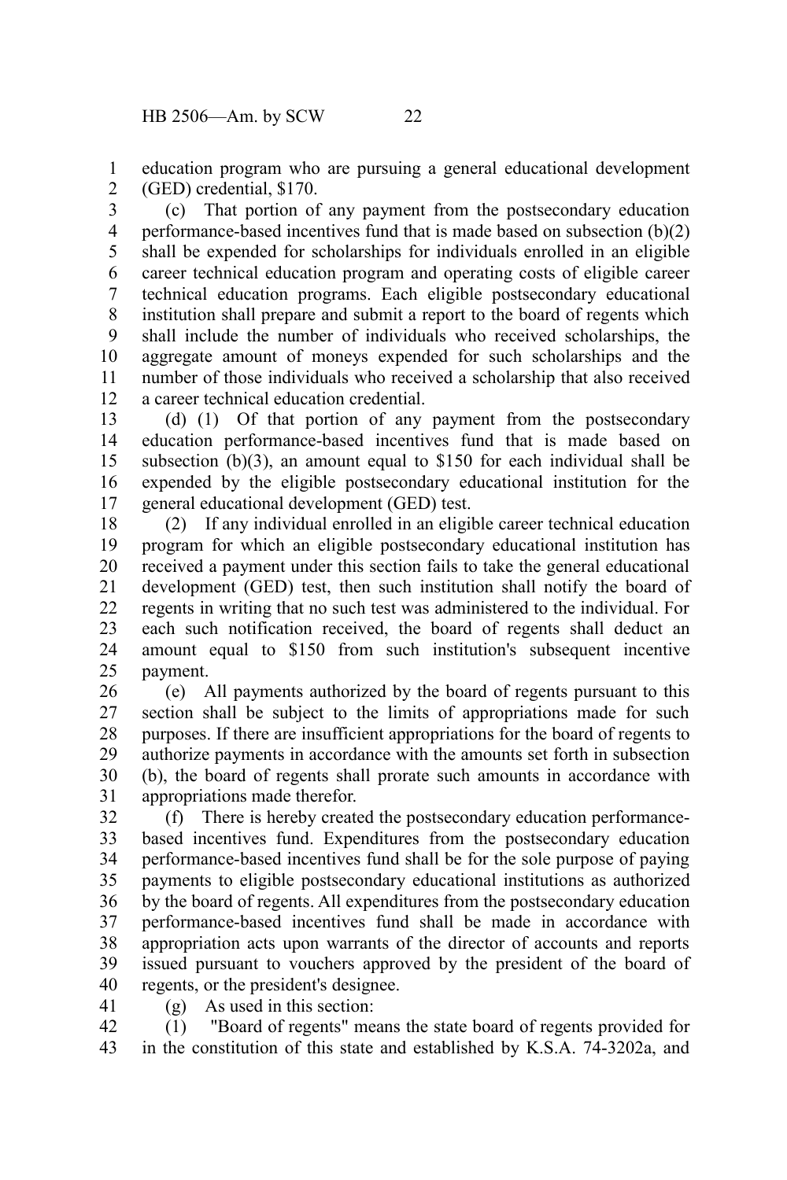education program who are pursuing a general educational development (GED) credential, $170.

(c) That portion of any payment from the postsecondary education performance-based incentives fund that is made based on subsection (b)(2) shall be expended for scholarships for individuals enrolled in an eligible career technical education program and operating costs of eligible career technical education programs. Each eligible postsecondary educational institution shall prepare and submit a report to the board of regents which shall include the number of individuals who received scholarships, the aggregate amount of moneys expended for such scholarships and the number of those individuals who received a scholarship that also received a career technical education credential.

(d) (1) Of that portion of any payment from the postsecondary education performance-based incentives fund that is made based on subsection (b)(3), an amount equal to $150 for each individual shall be expended by the eligible postsecondary educational institution for the general educational development (GED) test.

(2) If any individual enrolled in an eligible career technical education program for which an eligible postsecondary educational institution has received a payment under this section fails to take the general educational development (GED) test, then such institution shall notify the board of regents in writing that no such test was administered to the individual. For each such notification received, the board of regents shall deduct an amount equal to $150 from such institution's subsequent incentive payment.

(e) All payments authorized by the board of regents pursuant to this section shall be subject to the limits of appropriations made for such purposes. If there are insufficient appropriations for the board of regents to authorize payments in accordance with the amounts set forth in subsection (b), the board of regents shall prorate such amounts in accordance with appropriations made therefor.

(f) There is hereby created the postsecondary education performance-based incentives fund. Expenditures from the postsecondary education performance-based incentives fund shall be for the sole purpose of paying payments to eligible postsecondary educational institutions as authorized by the board of regents. All expenditures from the postsecondary education performance-based incentives fund shall be made in accordance with appropriation acts upon warrants of the director of accounts and reports issued pursuant to vouchers approved by the president of the board of regents, or the president's designee.

(g) As used in this section:

(1) "Board of regents" means the state board of regents provided for in the constitution of this state and established by K.S.A. 74-3202a, and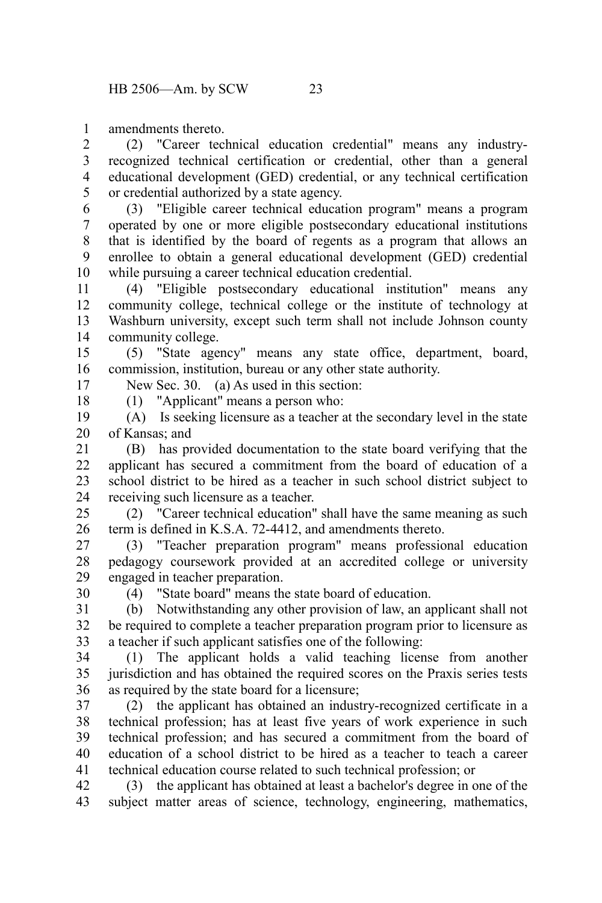amendments thereto.

(2) "Career technical education credential" means any industry-recognized technical certification or credential, other than a general educational development (GED) credential, or any technical certification or credential authorized by a state agency.

(3) "Eligible career technical education program" means a program operated by one or more eligible postsecondary educational institutions that is identified by the board of regents as a program that allows an enrollee to obtain a general educational development (GED) credential while pursuing a career technical education credential.

(4) "Eligible postsecondary educational institution" means any community college, technical college or the institute of technology at Washburn university, except such term shall not include Johnson county community college.

(5) "State agency" means any state office, department, board, commission, institution, bureau or any other state authority.

New Sec. 30. (a) As used in this section:

(1) "Applicant" means a person who:

(A) Is seeking licensure as a teacher at the secondary level in the state of Kansas; and

(B) has provided documentation to the state board verifying that the applicant has secured a commitment from the board of education of a school district to be hired as a teacher in such school district subject to receiving such licensure as a teacher.

(2) "Career technical education" shall have the same meaning as such term is defined in K.S.A. 72-4412, and amendments thereto.

(3) "Teacher preparation program" means professional education pedagogy coursework provided at an accredited college or university engaged in teacher preparation.

(4) "State board" means the state board of education.

(b) Notwithstanding any other provision of law, an applicant shall not be required to complete a teacher preparation program prior to licensure as a teacher if such applicant satisfies one of the following:

(1) The applicant holds a valid teaching license from another jurisdiction and has obtained the required scores on the Praxis series tests as required by the state board for a licensure;

(2) the applicant has obtained an industry-recognized certificate in a technical profession; has at least five years of work experience in such technical profession; and has secured a commitment from the board of education of a school district to be hired as a teacher to teach a career technical education course related to such technical profession; or

(3) the applicant has obtained at least a bachelor's degree in one of the subject matter areas of science, technology, engineering, mathematics,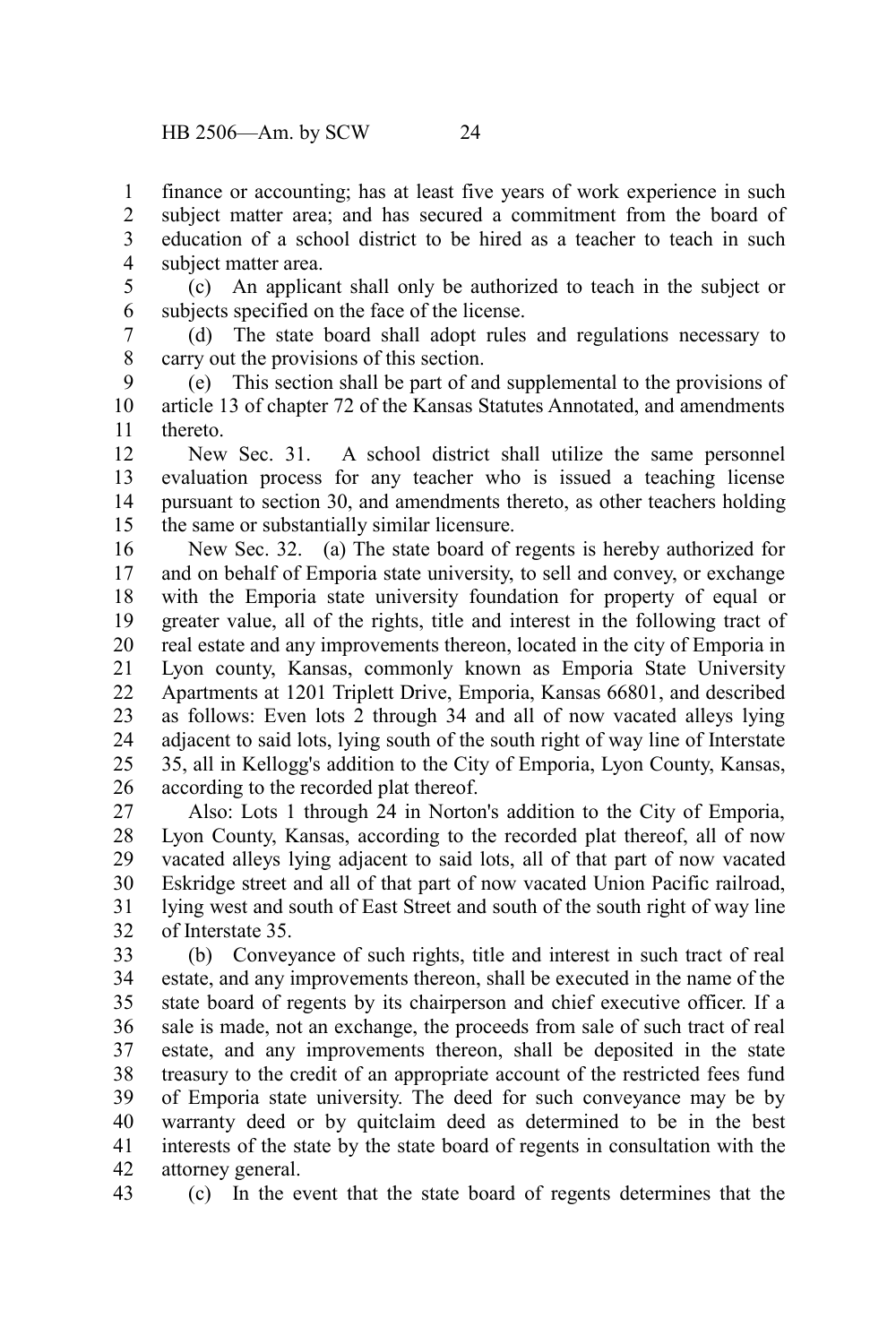finance or accounting; has at least five years of work experience in such subject matter area; and has secured a commitment from the board of education of a school district to be hired as a teacher to teach in such subject matter area.

(c) An applicant shall only be authorized to teach in the subject or subjects specified on the face of the license.

(d) The state board shall adopt rules and regulations necessary to carry out the provisions of this section.

(e) This section shall be part of and supplemental to the provisions of article 13 of chapter 72 of the Kansas Statutes Annotated, and amendments thereto.

New Sec. 31. A school district shall utilize the same personnel evaluation process for any teacher who is issued a teaching license pursuant to section 30, and amendments thereto, as other teachers holding the same or substantially similar licensure.

New Sec. 32. (a) The state board of regents is hereby authorized for and on behalf of Emporia state university, to sell and convey, or exchange with the Emporia state university foundation for property of equal or greater value, all of the rights, title and interest in the following tract of real estate and any improvements thereon, located in the city of Emporia in Lyon county, Kansas, commonly known as Emporia State University Apartments at 1201 Triplett Drive, Emporia, Kansas 66801, and described as follows: Even lots 2 through 34 and all of now vacated alleys lying adjacent to said lots, lying south of the south right of way line of Interstate 35, all in Kellogg's addition to the City of Emporia, Lyon County, Kansas, according to the recorded plat thereof.

Also: Lots 1 through 24 in Norton's addition to the City of Emporia, Lyon County, Kansas, according to the recorded plat thereof, all of now vacated alleys lying adjacent to said lots, all of that part of now vacated Eskridge street and all of that part of now vacated Union Pacific railroad, lying west and south of East Street and south of the south right of way line of Interstate 35.

(b) Conveyance of such rights, title and interest in such tract of real estate, and any improvements thereon, shall be executed in the name of the state board of regents by its chairperson and chief executive officer. If a sale is made, not an exchange, the proceeds from sale of such tract of real estate, and any improvements thereon, shall be deposited in the state treasury to the credit of an appropriate account of the restricted fees fund of Emporia state university. The deed for such conveyance may be by warranty deed or by quitclaim deed as determined to be in the best interests of the state by the state board of regents in consultation with the attorney general.

(c) In the event that the state board of regents determines that the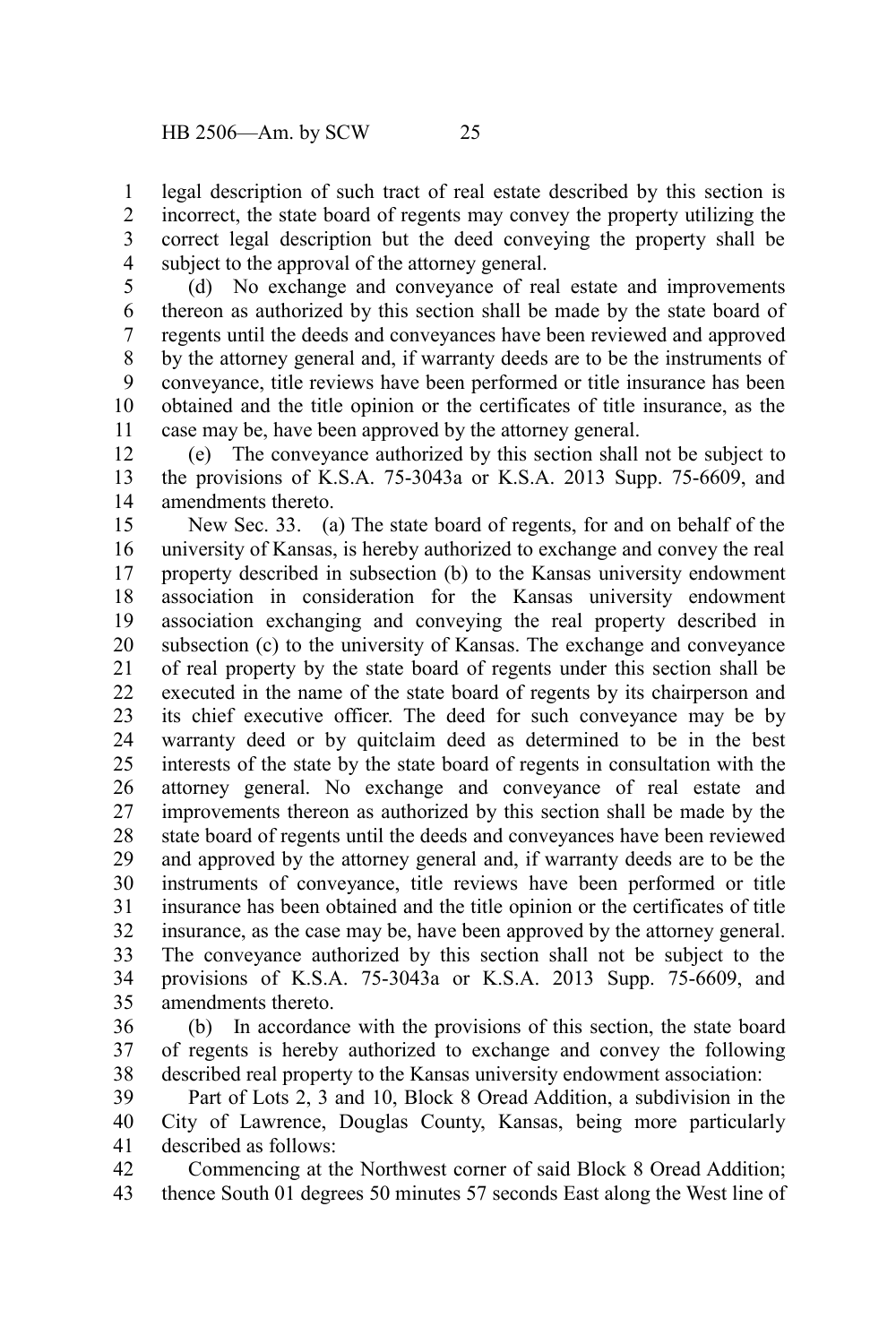legal description of such tract of real estate described by this section is incorrect, the state board of regents may convey the property utilizing the correct legal description but the deed conveying the property shall be subject to the approval of the attorney general.

(d) No exchange and conveyance of real estate and improvements thereon as authorized by this section shall be made by the state board of regents until the deeds and conveyances have been reviewed and approved by the attorney general and, if warranty deeds are to be the instruments of conveyance, title reviews have been performed or title insurance has been obtained and the title opinion or the certificates of title insurance, as the case may be, have been approved by the attorney general.

(e) The conveyance authorized by this section shall not be subject to the provisions of K.S.A. 75-3043a or K.S.A. 2013 Supp. 75-6609, and amendments thereto.

New Sec. 33. (a) The state board of regents, for and on behalf of the university of Kansas, is hereby authorized to exchange and convey the real property described in subsection (b) to the Kansas university endowment association in consideration for the Kansas university endowment association exchanging and conveying the real property described in subsection (c) to the university of Kansas. The exchange and conveyance of real property by the state board of regents under this section shall be executed in the name of the state board of regents by its chairperson and its chief executive officer. The deed for such conveyance may be by warranty deed or by quitclaim deed as determined to be in the best interests of the state by the state board of regents in consultation with the attorney general. No exchange and conveyance of real estate and improvements thereon as authorized by this section shall be made by the state board of regents until the deeds and conveyances have been reviewed and approved by the attorney general and, if warranty deeds are to be the instruments of conveyance, title reviews have been performed or title insurance has been obtained and the title opinion or the certificates of title insurance, as the case may be, have been approved by the attorney general. The conveyance authorized by this section shall not be subject to the provisions of K.S.A. 75-3043a or K.S.A. 2013 Supp. 75-6609, and amendments thereto.

(b) In accordance with the provisions of this section, the state board of regents is hereby authorized to exchange and convey the following described real property to the Kansas university endowment association:

Part of Lots 2, 3 and 10, Block 8 Oread Addition, a subdivision in the City of Lawrence, Douglas County, Kansas, being more particularly described as follows:

Commencing at the Northwest corner of said Block 8 Oread Addition; thence South 01 degrees 50 minutes 57 seconds East along the West line of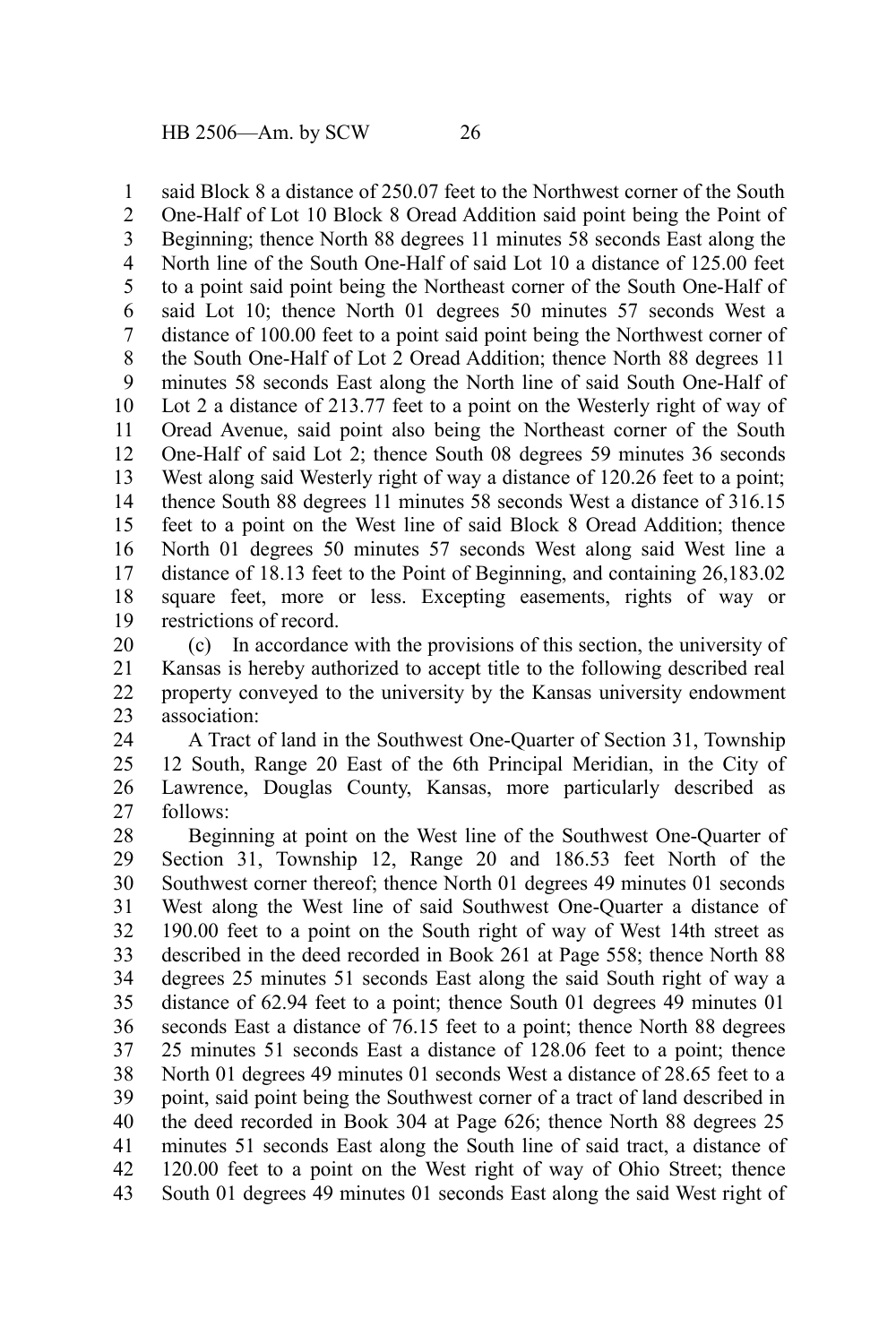said Block 8 a distance of 250.07 feet to the Northwest corner of the South One-Half of Lot 10 Block 8 Oread Addition said point being the Point of Beginning; thence North 88 degrees 11 minutes 58 seconds East along the North line of the South One-Half of said Lot 10 a distance of 125.00 feet to a point said point being the Northeast corner of the South One-Half of said Lot 10; thence North 01 degrees 50 minutes 57 seconds West a distance of 100.00 feet to a point said point being the Northwest corner of the South One-Half of Lot 2 Oread Addition; thence North 88 degrees 11 minutes 58 seconds East along the North line of said South One-Half of Lot 2 a distance of 213.77 feet to a point on the Westerly right of way of Oread Avenue, said point also being the Northeast corner of the South One-Half of said Lot 2; thence South 08 degrees 59 minutes 36 seconds West along said Westerly right of way a distance of 120.26 feet to a point; thence South 88 degrees 11 minutes 58 seconds West a distance of 316.15 feet to a point on the West line of said Block 8 Oread Addition; thence North 01 degrees 50 minutes 57 seconds West along said West line a distance of 18.13 feet to the Point of Beginning, and containing 26,183.02 square feet, more or less. Excepting easements, rights of way or restrictions of record.

(c) In accordance with the provisions of this section, the university of Kansas is hereby authorized to accept title to the following described real property conveyed to the university by the Kansas university endowment association:

A Tract of land in the Southwest One-Quarter of Section 31, Township 12 South, Range 20 East of the 6th Principal Meridian, in the City of Lawrence, Douglas County, Kansas, more particularly described as follows:

Beginning at point on the West line of the Southwest One-Quarter of Section 31, Township 12, Range 20 and 186.53 feet North of the Southwest corner thereof; thence North 01 degrees 49 minutes 01 seconds West along the West line of said Southwest One-Quarter a distance of 190.00 feet to a point on the South right of way of West 14th street as described in the deed recorded in Book 261 at Page 558; thence North 88 degrees 25 minutes 51 seconds East along the said South right of way a distance of 62.94 feet to a point; thence South 01 degrees 49 minutes 01 seconds East a distance of 76.15 feet to a point; thence North 88 degrees 25 minutes 51 seconds East a distance of 128.06 feet to a point; thence North 01 degrees 49 minutes 01 seconds West a distance of 28.65 feet to a point, said point being the Southwest corner of a tract of land described in the deed recorded in Book 304 at Page 626; thence North 88 degrees 25 minutes 51 seconds East along the South line of said tract, a distance of 120.00 feet to a point on the West right of way of Ohio Street; thence South 01 degrees 49 minutes 01 seconds East along the said West right of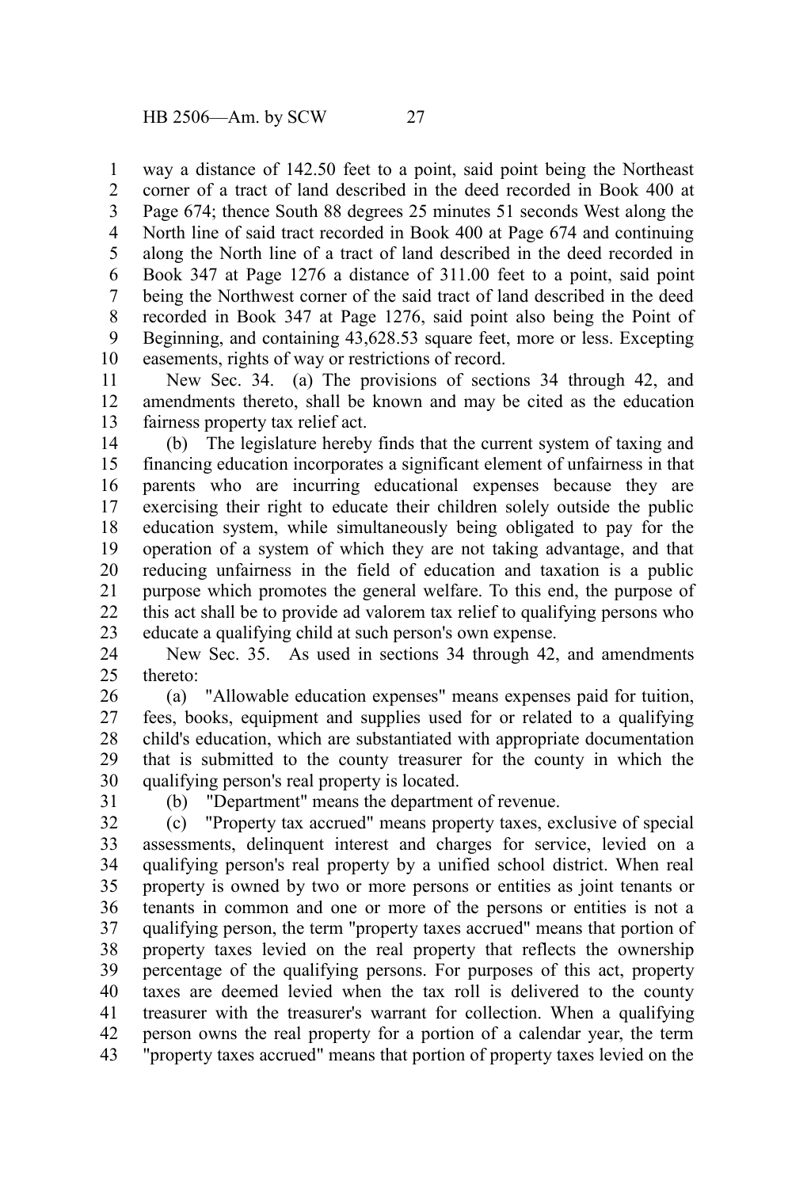way a distance of 142.50 feet to a point, said point being the Northeast corner of a tract of land described in the deed recorded in Book 400 at Page 674; thence South 88 degrees 25 minutes 51 seconds West along the North line of said tract recorded in Book 400 at Page 674 and continuing along the North line of a tract of land described in the deed recorded in Book 347 at Page 1276 a distance of 311.00 feet to a point, said point being the Northwest corner of the said tract of land described in the deed recorded in Book 347 at Page 1276, said point also being the Point of Beginning, and containing 43,628.53 square feet, more or less. Excepting easements, rights of way or restrictions of record.

New Sec. 34. (a) The provisions of sections 34 through 42, and amendments thereto, shall be known and may be cited as the education fairness property tax relief act.

(b) The legislature hereby finds that the current system of taxing and financing education incorporates a significant element of unfairness in that parents who are incurring educational expenses because they are exercising their right to educate their children solely outside the public education system, while simultaneously being obligated to pay for the operation of a system of which they are not taking advantage, and that reducing unfairness in the field of education and taxation is a public purpose which promotes the general welfare. To this end, the purpose of this act shall be to provide ad valorem tax relief to qualifying persons who educate a qualifying child at such person's own expense.

New Sec. 35. As used in sections 34 through 42, and amendments thereto:

(a) "Allowable education expenses" means expenses paid for tuition, fees, books, equipment and supplies used for or related to a qualifying child's education, which are substantiated with appropriate documentation that is submitted to the county treasurer for the county in which the qualifying person's real property is located.

(b) "Department" means the department of revenue.

(c) "Property tax accrued" means property taxes, exclusive of special assessments, delinquent interest and charges for service, levied on a qualifying person's real property by a unified school district. When real property is owned by two or more persons or entities as joint tenants or tenants in common and one or more of the persons or entities is not a qualifying person, the term "property taxes accrued" means that portion of property taxes levied on the real property that reflects the ownership percentage of the qualifying persons. For purposes of this act, property taxes are deemed levied when the tax roll is delivered to the county treasurer with the treasurer's warrant for collection. When a qualifying person owns the real property for a portion of a calendar year, the term "property taxes accrued" means that portion of property taxes levied on the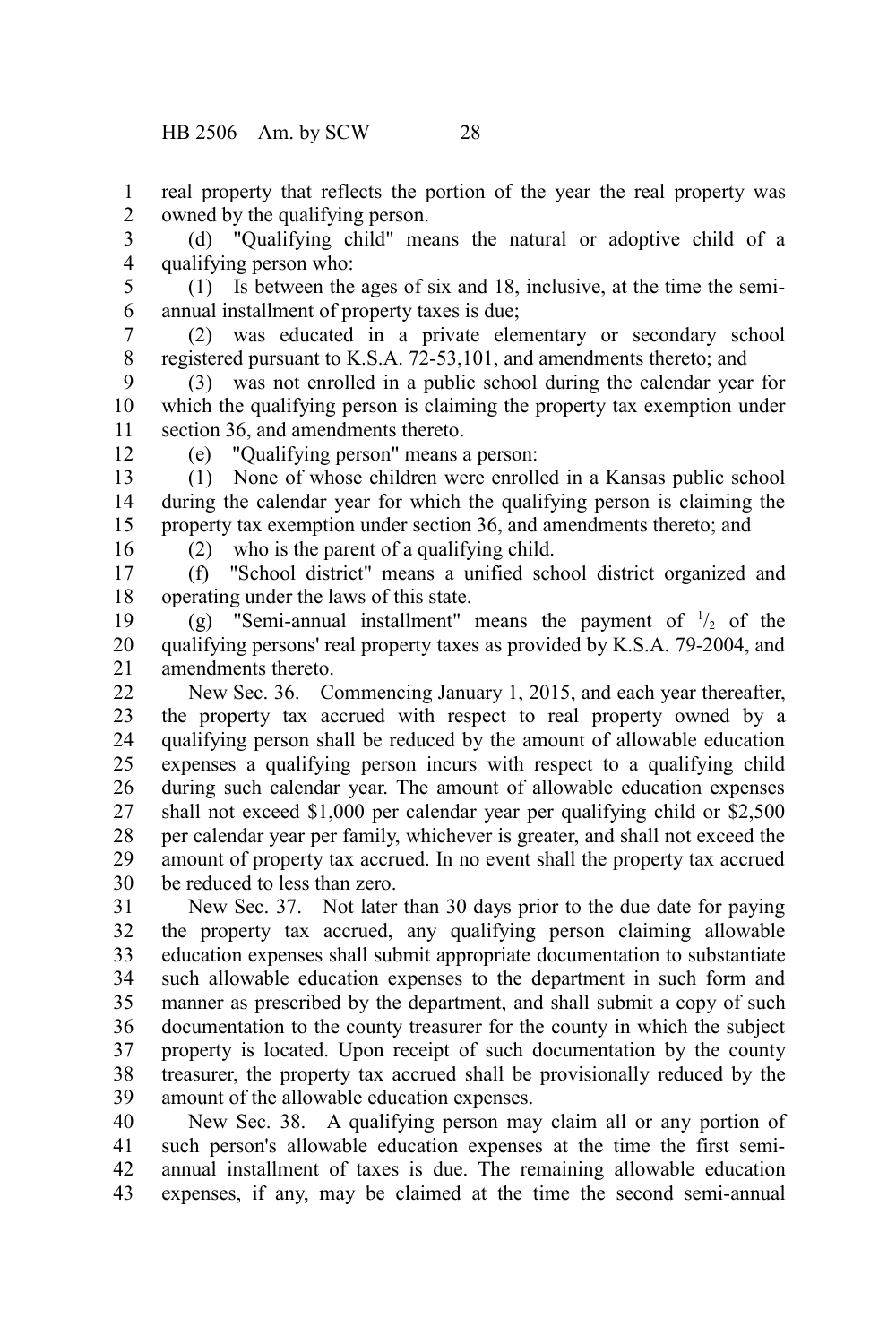real property that reflects the portion of the year the real property was owned by the qualifying person.

(d) "Qualifying child" means the natural or adoptive child of a qualifying person who:

(1) Is between the ages of six and 18, inclusive, at the time the semi-annual installment of property taxes is due;

(2) was educated in a private elementary or secondary school registered pursuant to K.S.A. 72-53,101, and amendments thereto; and

(3) was not enrolled in a public school during the calendar year for which the qualifying person is claiming the property tax exemption under section 36, and amendments thereto.

(e) "Qualifying person" means a person:

(1) None of whose children were enrolled in a Kansas public school during the calendar year for which the qualifying person is claiming the property tax exemption under section 36, and amendments thereto; and

(2) who is the parent of a qualifying child.

(f) "School district" means a unified school district organized and operating under the laws of this state.

(g) "Semi-annual installment" means the payment of $^1/_2$ of the qualifying persons' real property taxes as provided by K.S.A. 79-2004, and amendments thereto.

New Sec. 36. Commencing January 1, 2015, and each year thereafter, the property tax accrued with respect to real property owned by a qualifying person shall be reduced by the amount of allowable education expenses a qualifying person incurs with respect to a qualifying child during such calendar year. The amount of allowable education expenses shall not exceed $1,000 per calendar year per qualifying child or $2,500 per calendar year per family, whichever is greater, and shall not exceed the amount of property tax accrued. In no event shall the property tax accrued be reduced to less than zero.

New Sec. 37. Not later than 30 days prior to the due date for paying the property tax accrued, any qualifying person claiming allowable education expenses shall submit appropriate documentation to substantiate such allowable education expenses to the department in such form and manner as prescribed by the department, and shall submit a copy of such documentation to the county treasurer for the county in which the subject property is located. Upon receipt of such documentation by the county treasurer, the property tax accrued shall be provisionally reduced by the amount of the allowable education expenses.

New Sec. 38. A qualifying person may claim all or any portion of such person's allowable education expenses at the time the first semi-annual installment of taxes is due. The remaining allowable education expenses, if any, may be claimed at the time the second semi-annual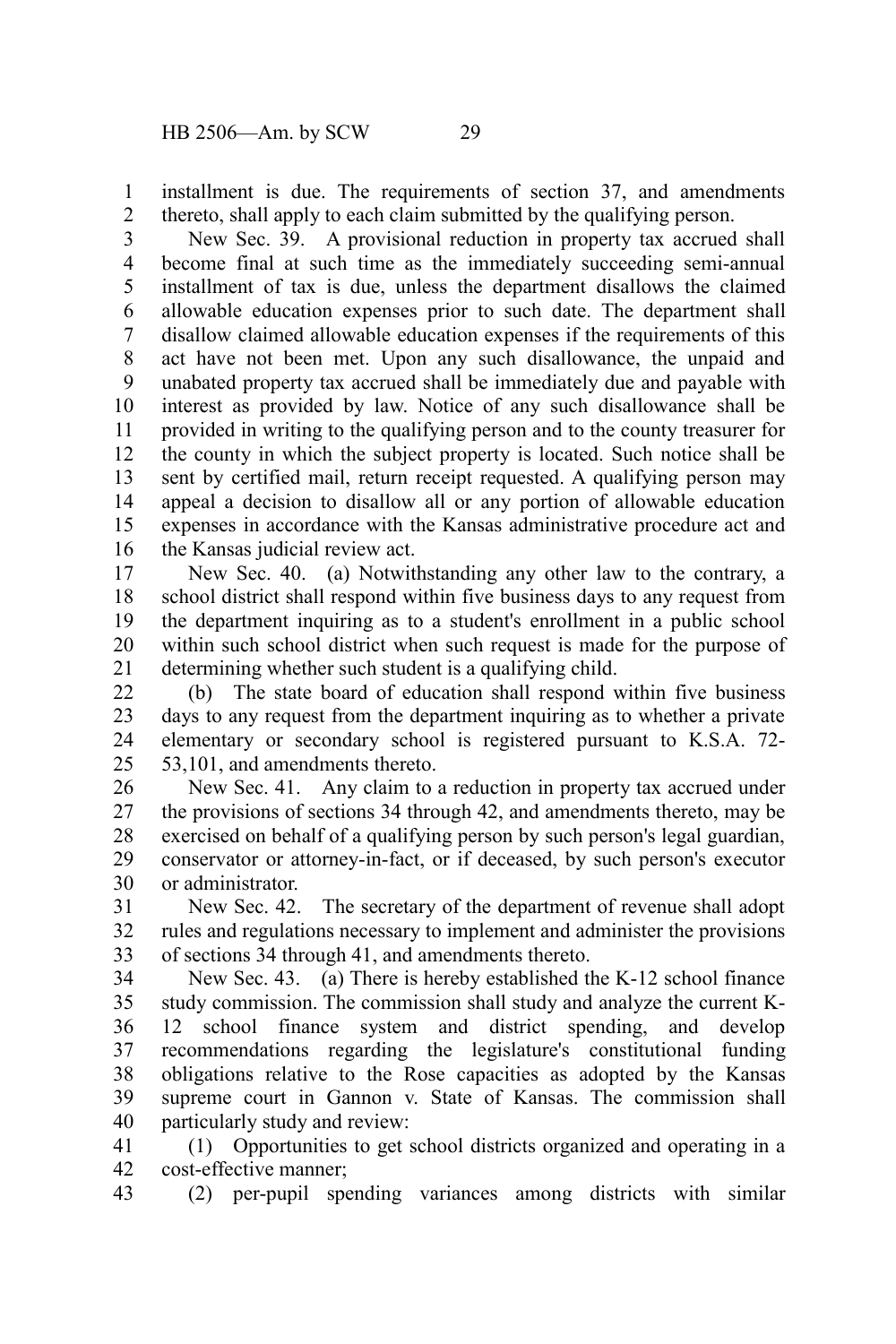installment is due. The requirements of section 37, and amendments thereto, shall apply to each claim submitted by the qualifying person.

New Sec. 39. A provisional reduction in property tax accrued shall become final at such time as the immediately succeeding semi-annual installment of tax is due, unless the department disallows the claimed allowable education expenses prior to such date. The department shall disallow claimed allowable education expenses if the requirements of this act have not been met. Upon any such disallowance, the unpaid and unabated property tax accrued shall be immediately due and payable with interest as provided by law. Notice of any such disallowance shall be provided in writing to the qualifying person and to the county treasurer for the county in which the subject property is located. Such notice shall be sent by certified mail, return receipt requested. A qualifying person may appeal a decision to disallow all or any portion of allowable education expenses in accordance with the Kansas administrative procedure act and the Kansas judicial review act.

New Sec. 40. (a) Notwithstanding any other law to the contrary, a school district shall respond within five business days to any request from the department inquiring as to a student's enrollment in a public school within such school district when such request is made for the purpose of determining whether such student is a qualifying child.

(b) The state board of education shall respond within five business days to any request from the department inquiring as to whether a private elementary or secondary school is registered pursuant to K.S.A. 72-53,101, and amendments thereto.

New Sec. 41. Any claim to a reduction in property tax accrued under the provisions of sections 34 through 42, and amendments thereto, may be exercised on behalf of a qualifying person by such person's legal guardian, conservator or attorney-in-fact, or if deceased, by such person's executor or administrator.

New Sec. 42. The secretary of the department of revenue shall adopt rules and regulations necessary to implement and administer the provisions of sections 34 through 41, and amendments thereto.

New Sec. 43. (a) There is hereby established the K-12 school finance study commission. The commission shall study and analyze the current K-12 school finance system and district spending, and develop recommendations regarding the legislature's constitutional funding obligations relative to the Rose capacities as adopted by the Kansas supreme court in Gannon v. State of Kansas. The commission shall particularly study and review:

(1) Opportunities to get school districts organized and operating in a cost-effective manner;

(2) per-pupil spending variances among districts with similar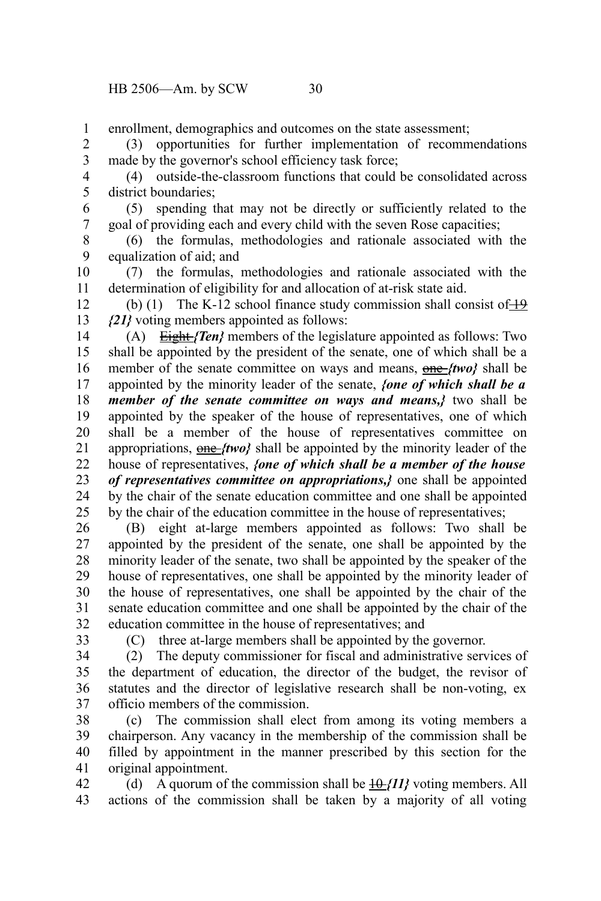enrollment, demographics and outcomes on the state assessment;

(3) opportunities for further implementation of recommendations made by the governor's school efficiency task force;

(4) outside-the-classroom functions that could be consolidated across district boundaries;

(5) spending that may not be directly or sufficiently related to the goal of providing each and every child with the seven Rose capacities;

(6) the formulas, methodologies and rationale associated with the equalization of aid; and

(7) the formulas, methodologies and rationale associated with the determination of eligibility for and allocation of at-risk state aid.

(b) (1) The K-12 school finance study commission shall consist of ~~19~~ ***{21}*** voting members appointed as follows:

(A) ~~Eight~~ ***{Ten}*** members of the legislature appointed as follows: Two shall be appointed by the president of the senate, one of which shall be a member of the senate committee on ways and means, ~~one~~ ***{two}*** shall be appointed by the minority leader of the senate, ***{one of which shall be a member of the senate committee on ways and means,}*** two shall be appointed by the speaker of the house of representatives, one of which shall be a member of the house of representatives committee on appropriations, ~~one~~ ***{two}*** shall be appointed by the minority leader of the house of representatives, ***{one of which shall be a member of the house of representatives committee on appropriations,}*** one shall be appointed by the chair of the senate education committee and one shall be appointed by the chair of the education committee in the house of representatives;

(B) eight at-large members appointed as follows: Two shall be appointed by the president of the senate, one shall be appointed by the minority leader of the senate, two shall be appointed by the speaker of the house of representatives, one shall be appointed by the minority leader of the house of representatives, one shall be appointed by the chair of the senate education committee and one shall be appointed by the chair of the education committee in the house of representatives; and

(C) three at-large members shall be appointed by the governor.

(2) The deputy commissioner for fiscal and administrative services of the department of education, the director of the budget, the revisor of statutes and the director of legislative research shall be non-voting, ex officio members of the commission.

(c) The commission shall elect from among its voting members a chairperson. Any vacancy in the membership of the commission shall be filled by appointment in the manner prescribed by this section for the original appointment.

(d) A quorum of the commission shall be ~~10~~ ***{11}*** voting members. All actions of the commission shall be taken by a majority of all voting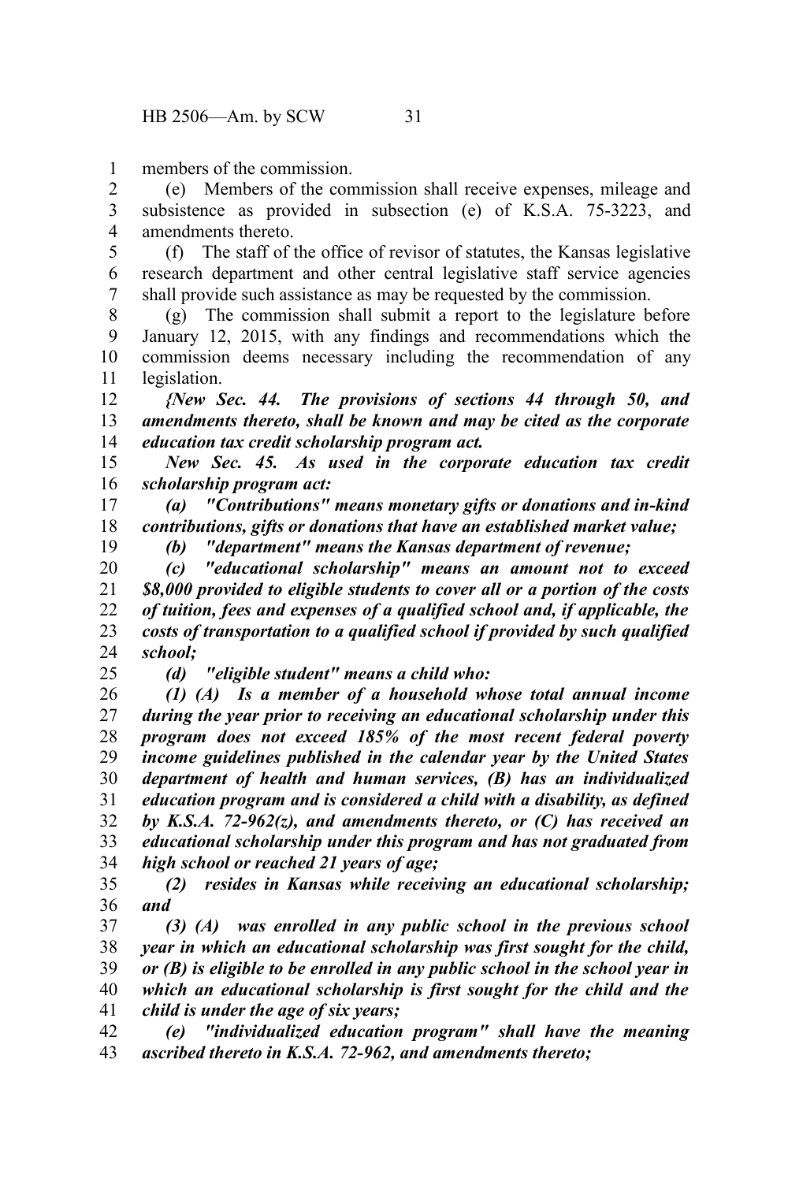members of the commission.

(e) Members of the commission shall receive expenses, mileage and subsistence as provided in subsection (e) of K.S.A. 75-3223, and amendments thereto.

(f) The staff of the office of revisor of statutes, the Kansas legislative research department and other central legislative staff service agencies shall provide such assistance as may be requested by the commission.

(g) The commission shall submit a report to the legislature before January 12, 2015, with any findings and recommendations which the commission deems necessary including the recommendation of any legislation.

*{New Sec. 44. The provisions of sections 44 through 50, and amendments thereto, shall be known and may be cited as the corporate education tax credit scholarship program act.*

*New Sec. 45. As used in the corporate education tax credit scholarship program act:*

*(a) "Contributions" means monetary gifts or donations and in-kind contributions, gifts or donations that have an established market value;*

*(b) "department" means the Kansas department of revenue;*

*(c) "educational scholarship" means an amount not to exceed $8,000 provided to eligible students to cover all or a portion of the costs of tuition, fees and expenses of a qualified school and, if applicable, the costs of transportation to a qualified school if provided by such qualified school;*

*(d) "eligible student" means a child who:*

*(1) (A) Is a member of a household whose total annual income during the year prior to receiving an educational scholarship under this program does not exceed 185% of the most recent federal poverty income guidelines published in the calendar year by the United States department of health and human services, (B) has an individualized education program and is considered a child with a disability, as defined by K.S.A. 72-962(z), and amendments thereto, or (C) has received an educational scholarship under this program and has not graduated from high school or reached 21 years of age;*

*(2) resides in Kansas while receiving an educational scholarship; and*

*(3) (A) was enrolled in any public school in the previous school year in which an educational scholarship was first sought for the child, or (B) is eligible to be enrolled in any public school in the school year in which an educational scholarship is first sought for the child and the child is under the age of six years;*

*(e) "individualized education program" shall have the meaning ascribed thereto in K.S.A. 72-962, and amendments thereto;*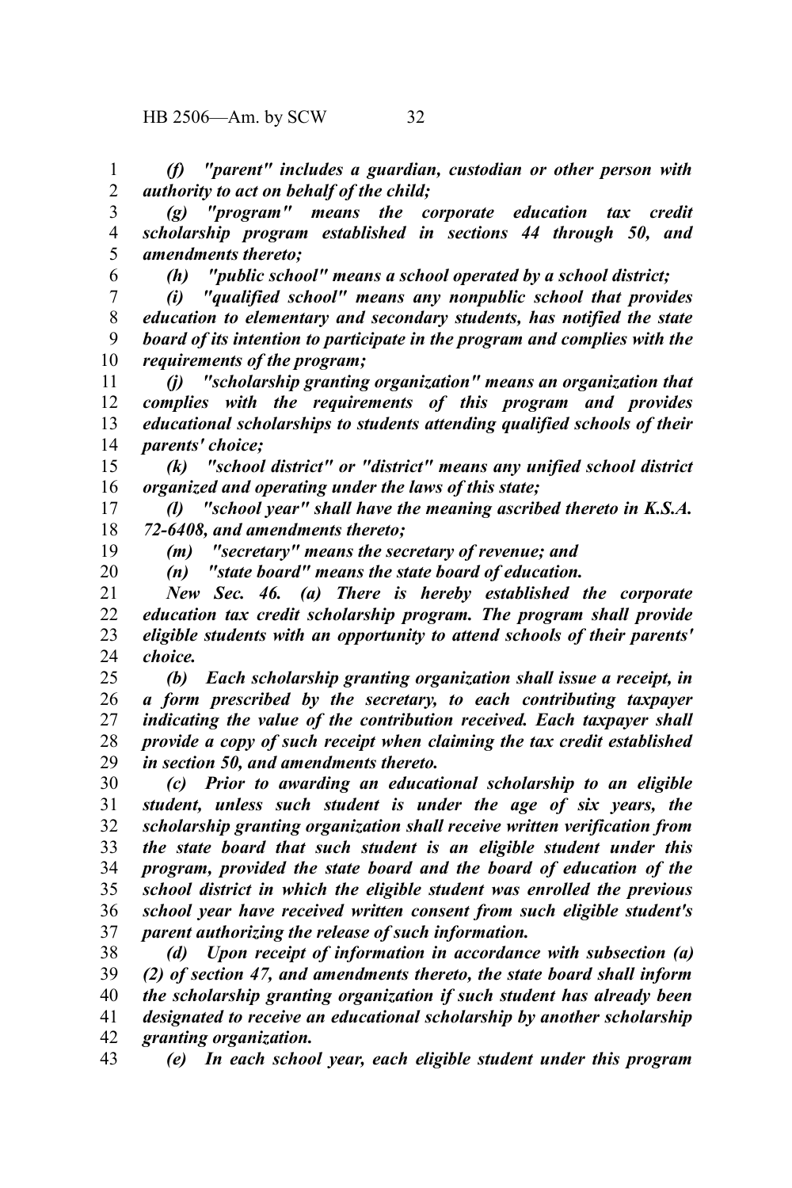*(f) "parent" includes a guardian, custodian or other person with authority to act on behalf of the child;*

*(g) "program" means the corporate education tax credit scholarship program established in sections 44 through 50, and amendments thereto;*

*(h) "public school" means a school operated by a school district;*

*(i) "qualified school" means any nonpublic school that provides education to elementary and secondary students, has notified the state board of its intention to participate in the program and complies with the requirements of the program;*

*(j) "scholarship granting organization" means an organization that complies with the requirements of this program and provides educational scholarships to students attending qualified schools of their parents' choice;*

*(k) "school district" or "district" means any unified school district organized and operating under the laws of this state;*

*(l) "school year" shall have the meaning ascribed thereto in K.S.A. 72-6408, and amendments thereto;*

*(m) "secretary" means the secretary of revenue; and*

*(n) "state board" means the state board of education.*

*New Sec. 46. (a) There is hereby established the corporate education tax credit scholarship program. The program shall provide eligible students with an opportunity to attend schools of their parents' choice.*

*(b) Each scholarship granting organization shall issue a receipt, in a form prescribed by the secretary, to each contributing taxpayer indicating the value of the contribution received. Each taxpayer shall provide a copy of such receipt when claiming the tax credit established in section 50, and amendments thereto.*

*(c) Prior to awarding an educational scholarship to an eligible student, unless such student is under the age of six years, the scholarship granting organization shall receive written verification from the state board that such student is an eligible student under this program, provided the state board and the board of education of the school district in which the eligible student was enrolled the previous school year have received written consent from such eligible student's parent authorizing the release of such information.*

*(d) Upon receipt of information in accordance with subsection (a)(2) of section 47, and amendments thereto, the state board shall inform the scholarship granting organization if such student has already been designated to receive an educational scholarship by another scholarship granting organization.*

*(e) In each school year, each eligible student under this program*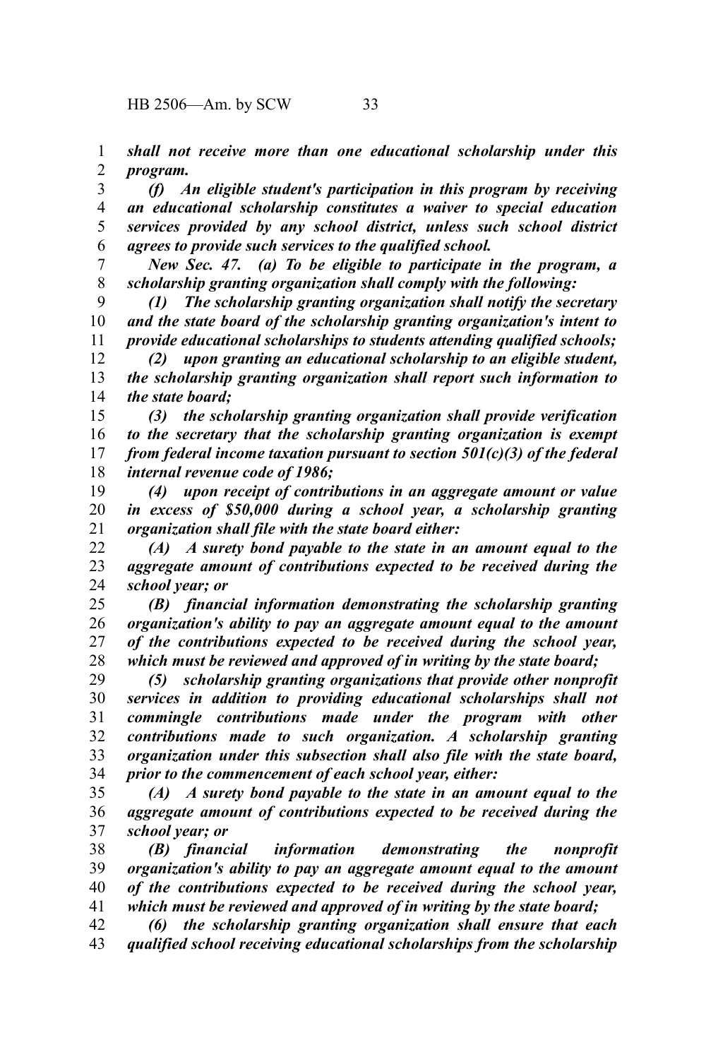*shall not receive more than one educational scholarship under this program.*

*(f) An eligible student's participation in this program by receiving an educational scholarship constitutes a waiver to special education services provided by any school district, unless such school district agrees to provide such services to the qualified school.*

*New Sec. 47. (a) To be eligible to participate in the program, a scholarship granting organization shall comply with the following:*

*(1) The scholarship granting organization shall notify the secretary and the state board of the scholarship granting organization's intent to provide educational scholarships to students attending qualified schools;*

*(2) upon granting an educational scholarship to an eligible student, the scholarship granting organization shall report such information to the state board;*

*(3) the scholarship granting organization shall provide verification to the secretary that the scholarship granting organization is exempt from federal income taxation pursuant to section 501(c)(3) of the federal internal revenue code of 1986;*

*(4) upon receipt of contributions in an aggregate amount or value in excess of $50,000 during a school year, a scholarship granting organization shall file with the state board either:*

*(A) A surety bond payable to the state in an amount equal to the aggregate amount of contributions expected to be received during the school year; or*

*(B) financial information demonstrating the scholarship granting organization's ability to pay an aggregate amount equal to the amount of the contributions expected to be received during the school year, which must be reviewed and approved of in writing by the state board;*

*(5) scholarship granting organizations that provide other nonprofit services in addition to providing educational scholarships shall not commingle contributions made under the program with other contributions made to such organization. A scholarship granting organization under this subsection shall also file with the state board, prior to the commencement of each school year, either:*

*(A) A surety bond payable to the state in an amount equal to the aggregate amount of contributions expected to be received during the school year; or*

*(B) financial information demonstrating the nonprofit organization's ability to pay an aggregate amount equal to the amount of the contributions expected to be received during the school year, which must be reviewed and approved of in writing by the state board;*

*(6) the scholarship granting organization shall ensure that each qualified school receiving educational scholarships from the scholarship*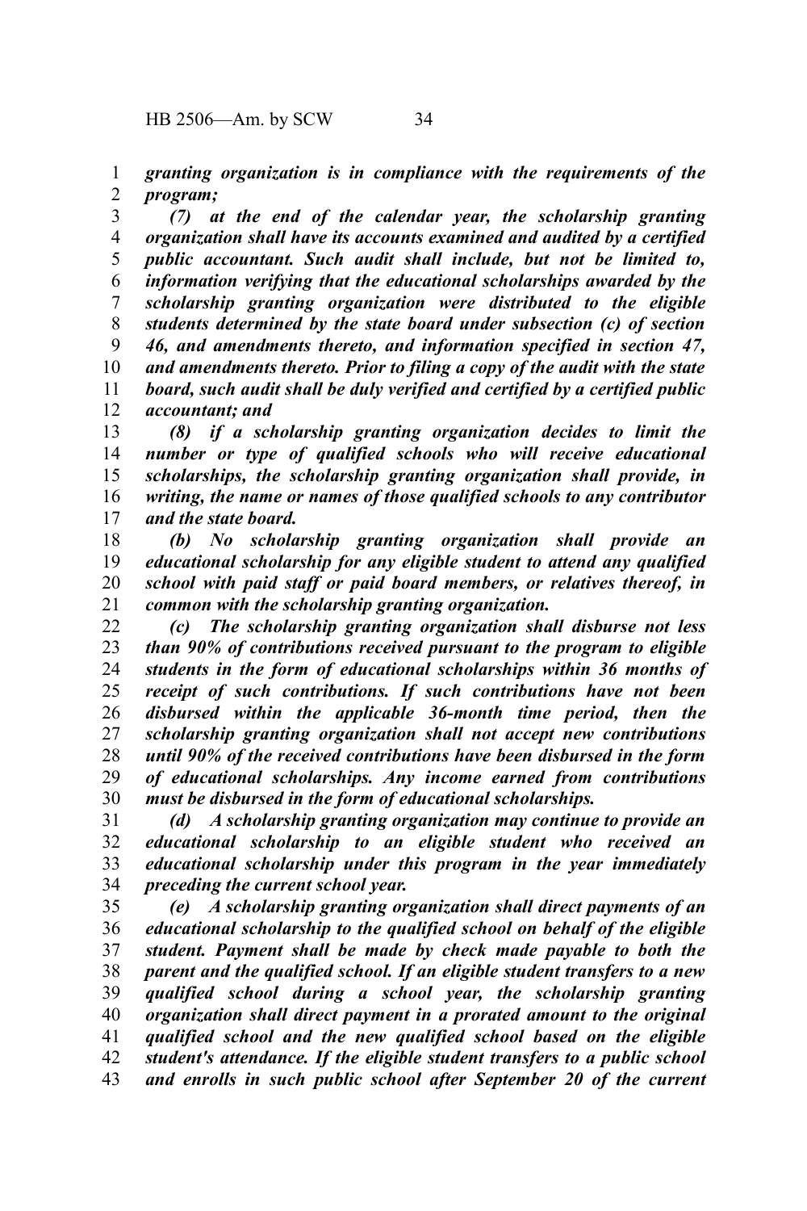*granting organization is in compliance with the requirements of the program;*

*(7) at the end of the calendar year, the scholarship granting organization shall have its accounts examined and audited by a certified public accountant. Such audit shall include, but not be limited to, information verifying that the educational scholarships awarded by the scholarship granting organization were distributed to the eligible students determined by the state board under subsection (c) of section 46, and amendments thereto, and information specified in section 47, and amendments thereto. Prior to filing a copy of the audit with the state board, such audit shall be duly verified and certified by a certified public accountant; and*

*(8) if a scholarship granting organization decides to limit the number or type of qualified schools who will receive educational scholarships, the scholarship granting organization shall provide, in writing, the name or names of those qualified schools to any contributor and the state board.*

*(b) No scholarship granting organization shall provide an educational scholarship for any eligible student to attend any qualified school with paid staff or paid board members, or relatives thereof, in common with the scholarship granting organization.*

*(c) The scholarship granting organization shall disburse not less than 90% of contributions received pursuant to the program to eligible students in the form of educational scholarships within 36 months of receipt of such contributions. If such contributions have not been disbursed within the applicable 36-month time period, then the scholarship granting organization shall not accept new contributions until 90% of the received contributions have been disbursed in the form of educational scholarships. Any income earned from contributions must be disbursed in the form of educational scholarships.*

*(d) A scholarship granting organization may continue to provide an educational scholarship to an eligible student who received an educational scholarship under this program in the year immediately preceding the current school year.*

*(e) A scholarship granting organization shall direct payments of an educational scholarship to the qualified school on behalf of the eligible student. Payment shall be made by check made payable to both the parent and the qualified school. If an eligible student transfers to a new qualified school during a school year, the scholarship granting organization shall direct payment in a prorated amount to the original qualified school and the new qualified school based on the eligible student's attendance. If the eligible student transfers to a public school and enrolls in such public school after September 20 of the current*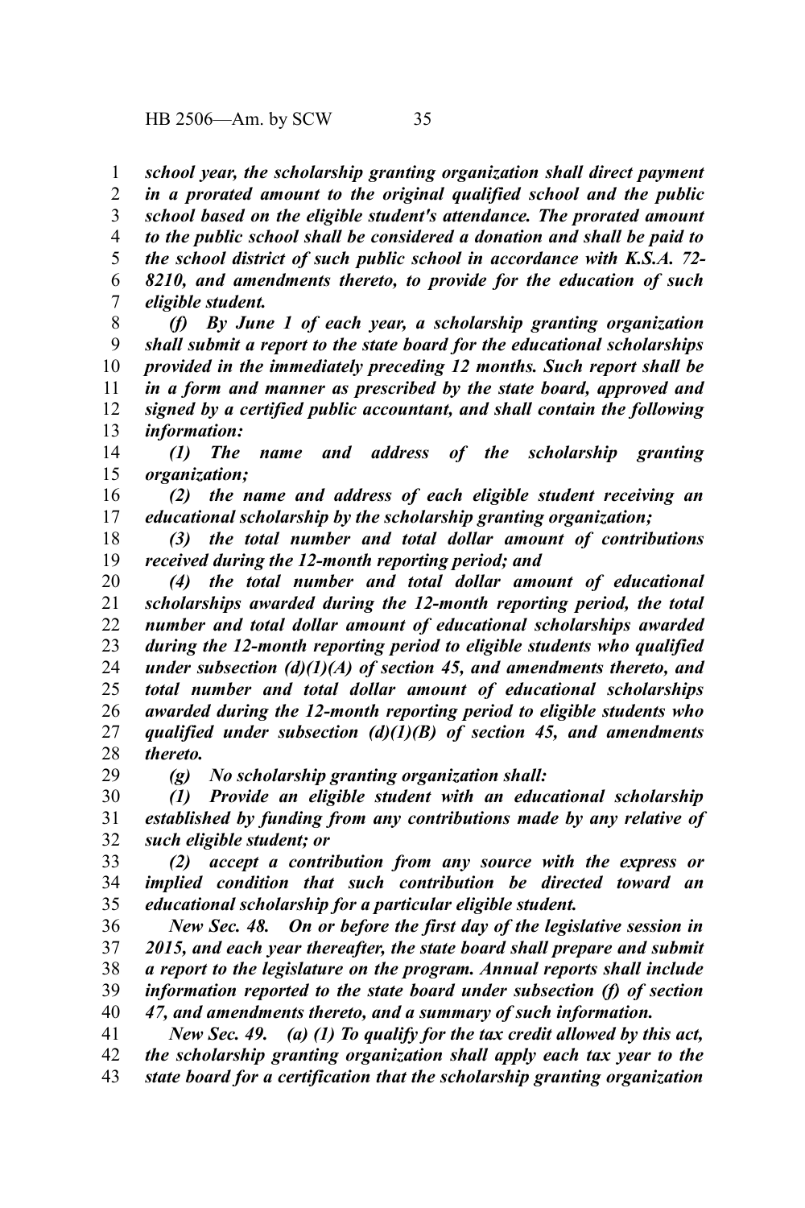*school year, the scholarship granting organization shall direct payment in a prorated amount to the original qualified school and the public school based on the eligible student's attendance. The prorated amount to the public school shall be considered a donation and shall be paid to the school district of such public school in accordance with K.S.A. 72-8210, and amendments thereto, to provide for the education of such eligible student.*

*(f) By June 1 of each year, a scholarship granting organization shall submit a report to the state board for the educational scholarships provided in the immediately preceding 12 months. Such report shall be in a form and manner as prescribed by the state board, approved and signed by a certified public accountant, and shall contain the following information:*

*(1) The name and address of the scholarship granting organization;*

*(2) the name and address of each eligible student receiving an educational scholarship by the scholarship granting organization;*

*(3) the total number and total dollar amount of contributions received during the 12-month reporting period; and*

*(4) the total number and total dollar amount of educational scholarships awarded during the 12-month reporting period, the total number and total dollar amount of educational scholarships awarded during the 12-month reporting period to eligible students who qualified under subsection (d)(1)(A) of section 45, and amendments thereto, and total number and total dollar amount of educational scholarships awarded during the 12-month reporting period to eligible students who qualified under subsection (d)(1)(B) of section 45, and amendments thereto.*

*(g) No scholarship granting organization shall:*

*(1) Provide an eligible student with an educational scholarship established by funding from any contributions made by any relative of such eligible student; or*

*(2) accept a contribution from any source with the express or implied condition that such contribution be directed toward an educational scholarship for a particular eligible student.*

*New Sec. 48. On or before the first day of the legislative session in 2015, and each year thereafter, the state board shall prepare and submit a report to the legislature on the program. Annual reports shall include information reported to the state board under subsection (f) of section 47, and amendments thereto, and a summary of such information.*

*New Sec. 49. (a) (1) To qualify for the tax credit allowed by this act, the scholarship granting organization shall apply each tax year to the state board for a certification that the scholarship granting organization*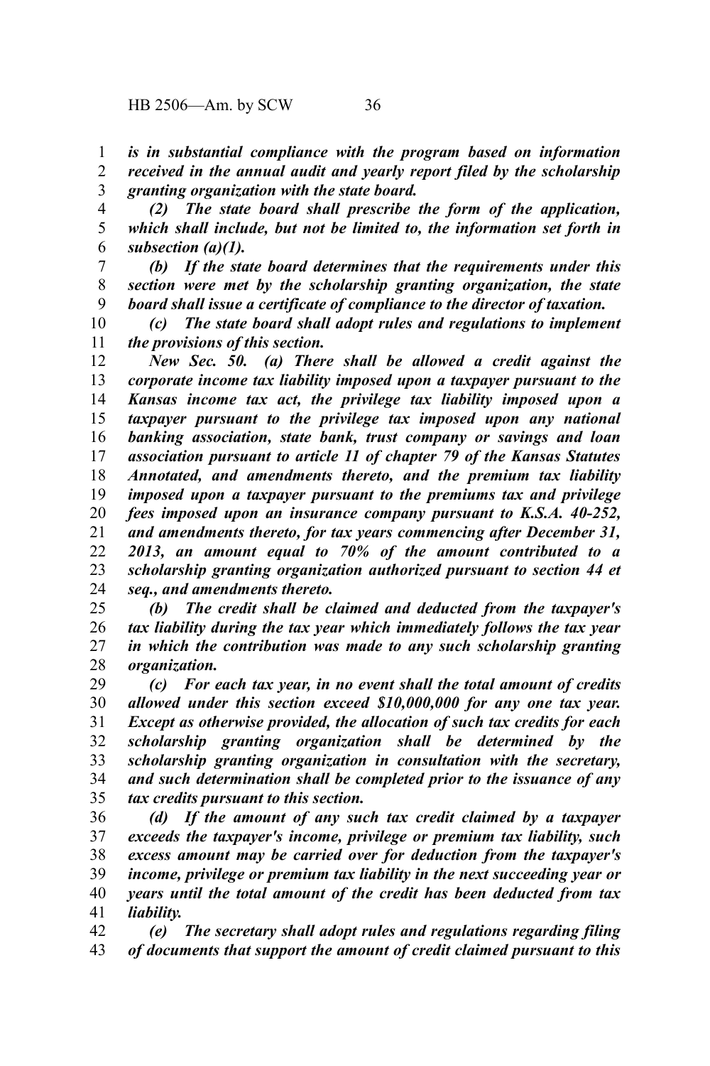*is in substantial compliance with the program based on information received in the annual audit and yearly report filed by the scholarship granting organization with the state board.*

*(2) The state board shall prescribe the form of the application, which shall include, but not be limited to, the information set forth in subsection (a)(1).*

*(b) If the state board determines that the requirements under this section were met by the scholarship granting organization, the state board shall issue a certificate of compliance to the director of taxation.*

*(c) The state board shall adopt rules and regulations to implement the provisions of this section.*

*New Sec. 50. (a) There shall be allowed a credit against the corporate income tax liability imposed upon a taxpayer pursuant to the Kansas income tax act, the privilege tax liability imposed upon a taxpayer pursuant to the privilege tax imposed upon any national banking association, state bank, trust company or savings and loan association pursuant to article 11 of chapter 79 of the Kansas Statutes Annotated, and amendments thereto, and the premium tax liability imposed upon a taxpayer pursuant to the premiums tax and privilege fees imposed upon an insurance company pursuant to K.S.A. 40-252, and amendments thereto, for tax years commencing after December 31, 2013, an amount equal to 70% of the amount contributed to a scholarship granting organization authorized pursuant to section 44 et seq., and amendments thereto.*

*(b) The credit shall be claimed and deducted from the taxpayer's tax liability during the tax year which immediately follows the tax year in which the contribution was made to any such scholarship granting organization.*

*(c) For each tax year, in no event shall the total amount of credits allowed under this section exceed $10,000,000 for any one tax year. Except as otherwise provided, the allocation of such tax credits for each scholarship granting organization shall be determined by the scholarship granting organization in consultation with the secretary, and such determination shall be completed prior to the issuance of any tax credits pursuant to this section.*

*(d) If the amount of any such tax credit claimed by a taxpayer exceeds the taxpayer's income, privilege or premium tax liability, such excess amount may be carried over for deduction from the taxpayer's income, privilege or premium tax liability in the next succeeding year or years until the total amount of the credit has been deducted from tax liability.*

*(e) The secretary shall adopt rules and regulations regarding filing of documents that support the amount of credit claimed pursuant to this*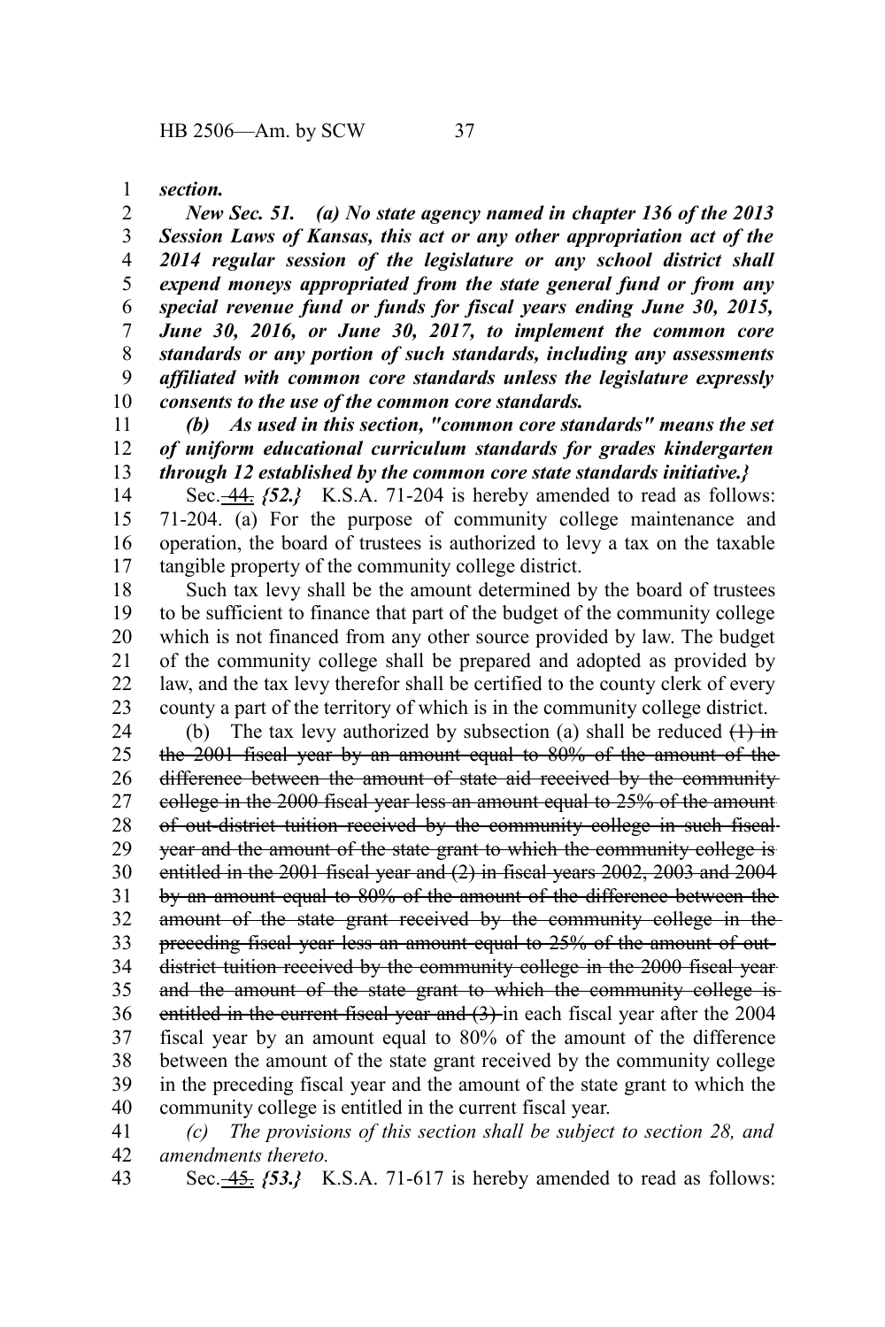***section.***

***New Sec. 51. (a) No state agency named in chapter 136 of the 2013 Session Laws of Kansas, this act or any other appropriation act of the 2014 regular session of the legislature or any school district shall expend moneys appropriated from the state general fund or from any special revenue fund or funds for fiscal years ending June 30, 2015, June 30, 2016, or June 30, 2017, to implement the common core standards or any portion of such standards, including any assessments affiliated with common core standards unless the legislature expressly consents to the use of the common core standards.***

***(b) As used in this section, "common core standards" means the set of uniform educational curriculum standards for grades kindergarten through 12 established by the common core state standards initiative.}***

Sec. ~~44.~~ ***{52.}*** K.S.A. 71-204 is hereby amended to read as follows: 71-204. (a) For the purpose of community college maintenance and operation, the board of trustees is authorized to levy a tax on the taxable tangible property of the community college district.

Such tax levy shall be the amount determined by the board of trustees to be sufficient to finance that part of the budget of the community college which is not financed from any other source provided by law. The budget of the community college shall be prepared and adopted as provided by law, and the tax levy therefor shall be certified to the county clerk of every county a part of the territory of which is in the community college district.

(b) The tax levy authorized by subsection (a) shall be reduced ~~(1) in the 2001 fiscal year by an amount equal to 80% of the amount of the difference between the amount of state aid received by the community college in the 2000 fiscal year less an amount equal to 25% of the amount of out-district tuition received by the community college in such fiscal year and the amount of the state grant to which the community college is entitled in the 2001 fiscal year and (2) in fiscal years 2002, 2003 and 2004 by an amount equal to 80% of the amount of the difference between the amount of the state grant received by the community college in the preceding fiscal year less an amount equal to 25% of the amount of out-district tuition received by the community college in the 2000 fiscal year and the amount of the state grant to which the community college is entitled in the current fiscal year and (3)~~ in each fiscal year after the 2004 fiscal year by an amount equal to 80% of the amount of the difference between the amount of the state grant received by the community college in the preceding fiscal year and the amount of the state grant to which the community college is entitled in the current fiscal year.

*(c) The provisions of this section shall be subject to section 28, and amendments thereto.*

Sec. ~~45.~~ ***{53.}*** K.S.A. 71-617 is hereby amended to read as follows: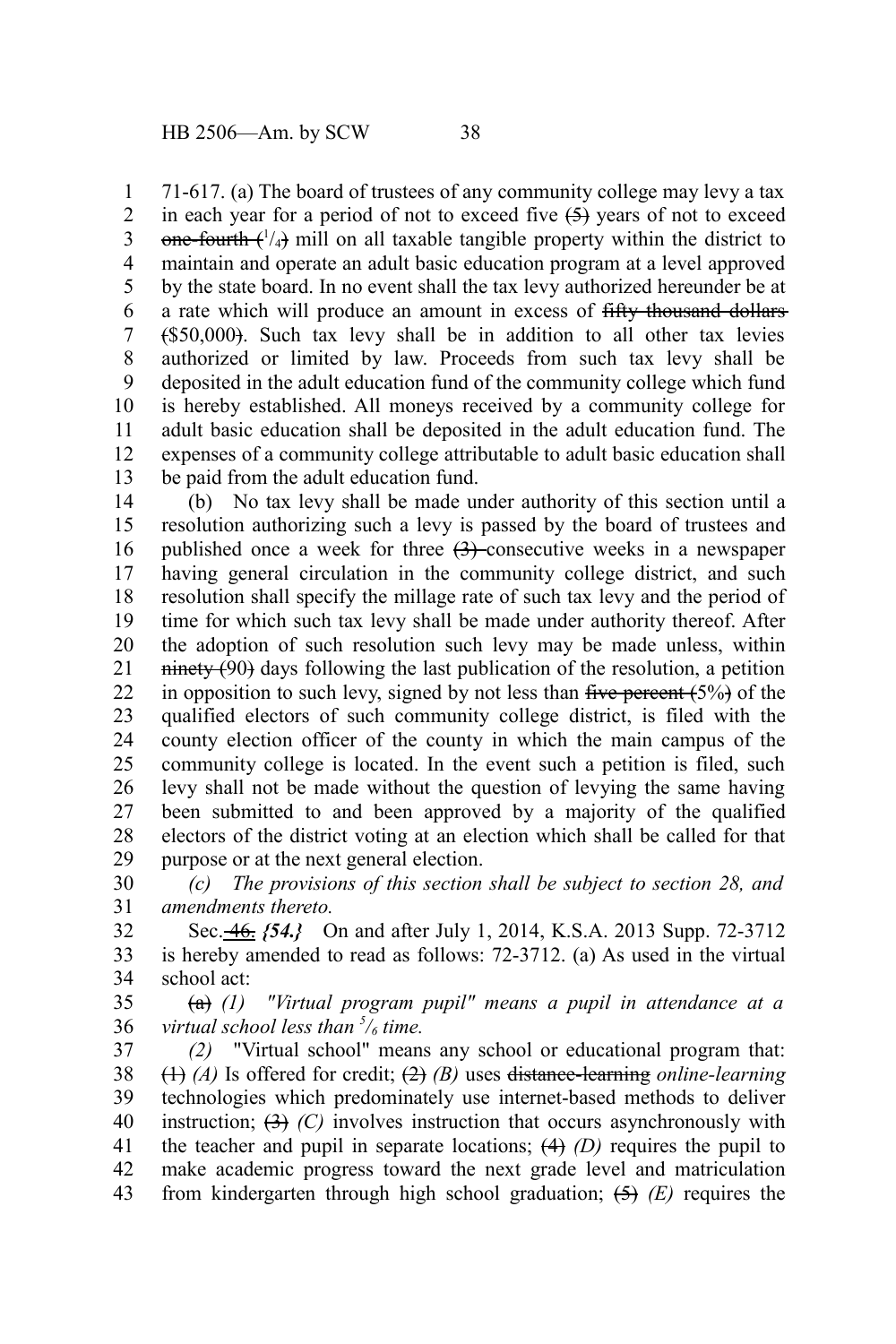71-617. (a) The board of trustees of any community college may levy a tax in each year for a period of not to exceed five ~~(5)~~ years of not to exceed ~~one-fourth ($^1/_4$)~~ mill on all taxable tangible property within the district to maintain and operate an adult basic education program at a level approved by the state board. In no event shall the tax levy authorized hereunder be at a rate which will produce an amount in excess of ~~fifty thousand dollars ($50,000)~~. Such tax levy shall be in addition to all other tax levies authorized or limited by law. Proceeds from such tax levy shall be deposited in the adult education fund of the community college which fund is hereby established. All moneys received by a community college for adult basic education shall be deposited in the adult education fund. The expenses of a community college attributable to adult basic education shall be paid from the adult education fund.

(b) No tax levy shall be made under authority of this section until a resolution authorizing such a levy is passed by the board of trustees and published once a week for three ~~(3)~~ consecutive weeks in a newspaper having general circulation in the community college district, and such resolution shall specify the millage rate of such tax levy and the period of time for which such tax levy shall be made under authority thereof. After the adoption of such resolution such levy may be made unless, within ~~ninety (90)~~ days following the last publication of the resolution, a petition in opposition to such levy, signed by not less than ~~five percent (5%)~~ of the qualified electors of such community college district, is filed with the county election officer of the county in which the main campus of the community college is located. In the event such a petition is filed, such levy shall not be made without the question of levying the same having been submitted to and been approved by a majority of the qualified electors of the district voting at an election which shall be called for that purpose or at the next general election.

*(c) The provisions of this section shall be subject to section 28, and amendments thereto.*

Sec. ~~46.~~ *{54.}* On and after July 1, 2014, K.S.A. 2013 Supp. 72-3712 is hereby amended to read as follows: 72-3712. (a) As used in the virtual school act:

~~(a)~~ *(1) "Virtual program pupil" means a pupil in attendance at a virtual school less than $^5/_6$ time.*

*(2)* "Virtual school" means any school or educational program that: ~~(1)~~ *(A)* Is offered for credit; ~~(2)~~ *(B)* uses ~~distance-learning~~ *online-learning* technologies which predominately use internet-based methods to deliver instruction; ~~(3)~~ *(C)* involves instruction that occurs asynchronously with the teacher and pupil in separate locations; ~~(4)~~ *(D)* requires the pupil to make academic progress toward the next grade level and matriculation from kindergarten through high school graduation; ~~(5)~~ *(E)* requires the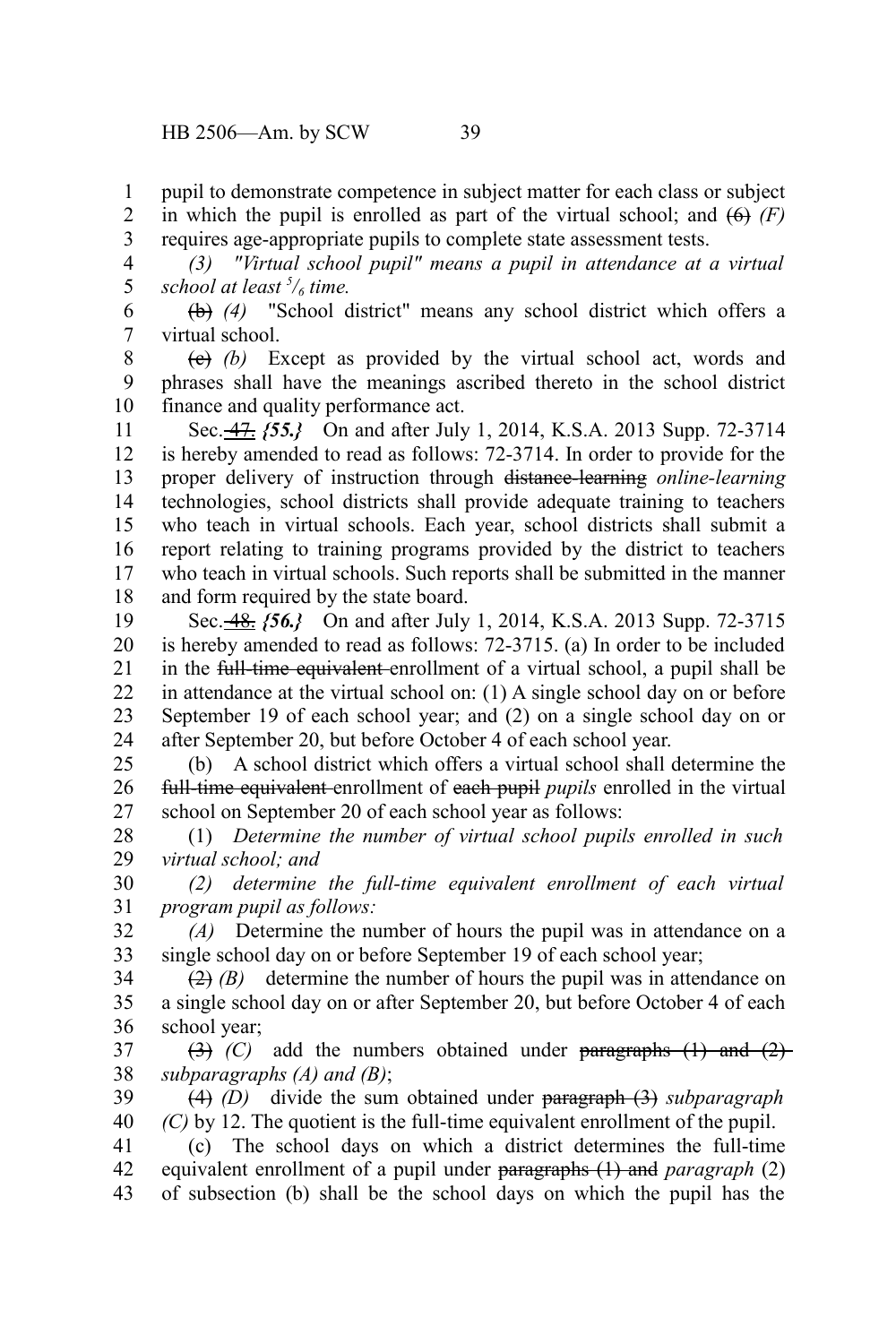pupil to demonstrate competence in subject matter for each class or subject in which the pupil is enrolled as part of the virtual school; and ~~(6)~~ *(F)* requires age-appropriate pupils to complete state assessment tests.

*(3) "Virtual school pupil" means a pupil in attendance at a virtual school at least $^5/_6$ time.*

~~(b)~~ *(4)* "School district" means any school district which offers a virtual school.

~~(c)~~ *(b)* Except as provided by the virtual school act, words and phrases shall have the meanings ascribed thereto in the school district finance and quality performance act.

Sec. ~~47.~~ *{55.}* On and after July 1, 2014, K.S.A. 2013 Supp. 72-3714 is hereby amended to read as follows: 72-3714. In order to provide for the proper delivery of instruction through ~~distance-learning~~ *online-learning* technologies, school districts shall provide adequate training to teachers who teach in virtual schools. Each year, school districts shall submit a report relating to training programs provided by the district to teachers who teach in virtual schools. Such reports shall be submitted in the manner and form required by the state board.

Sec. ~~48.~~ *{56.}* On and after July 1, 2014, K.S.A. 2013 Supp. 72-3715 is hereby amended to read as follows: 72-3715. (a) In order to be included in the ~~full-time equivalent~~ enrollment of a virtual school, a pupil shall be in attendance at the virtual school on: (1) A single school day on or before September 19 of each school year; and (2) on a single school day on or after September 20, but before October 4 of each school year.

(b) A school district which offers a virtual school shall determine the ~~full-time equivalent~~ enrollment of ~~each pupil~~ *pupils* enrolled in the virtual school on September 20 of each school year as follows:

(1) *Determine the number of virtual school pupils enrolled in such virtual school; and*

*(2) determine the full-time equivalent enrollment of each virtual program pupil as follows:*

*(A)* Determine the number of hours the pupil was in attendance on a single school day on or before September 19 of each school year;

~~(2)~~ *(B)* determine the number of hours the pupil was in attendance on a single school day on or after September 20, but before October 4 of each school year;

~~(3)~~ *(C)* add the numbers obtained under ~~paragraphs (1) and (2)~~ *subparagraphs (A) and (B)*;

~~(4)~~ *(D)* divide the sum obtained under ~~paragraph (3)~~ *subparagraph (C)* by 12. The quotient is the full-time equivalent enrollment of the pupil.

(c) The school days on which a district determines the full-time equivalent enrollment of a pupil under ~~paragraphs (1) and~~ *paragraph* (2) of subsection (b) shall be the school days on which the pupil has the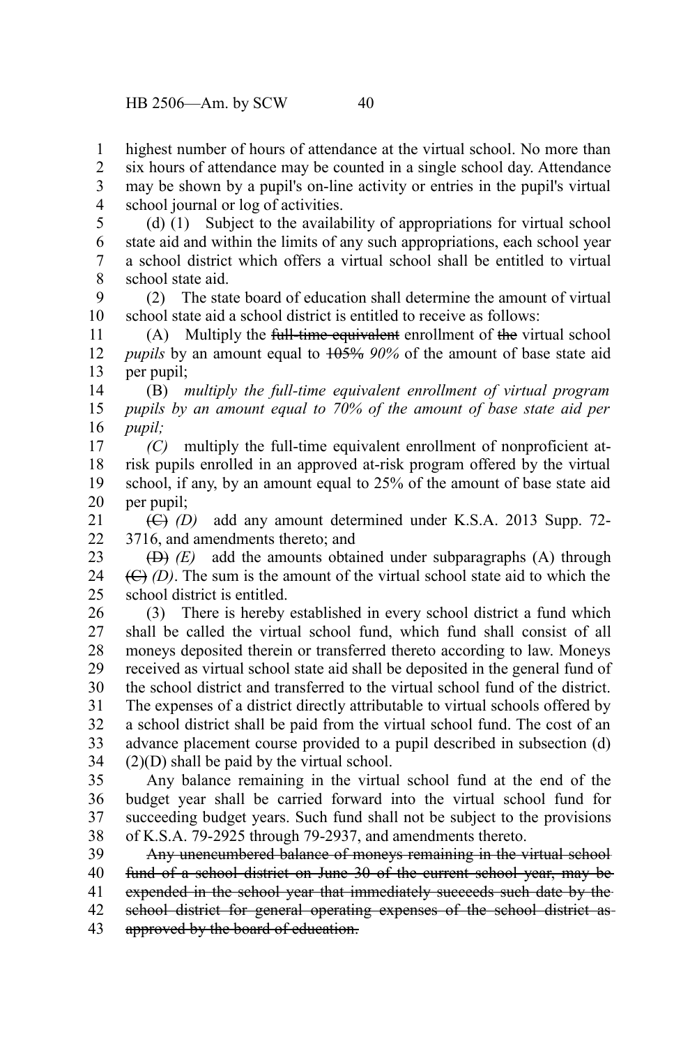highest number of hours of attendance at the virtual school. No more than six hours of attendance may be counted in a single school day. Attendance may be shown by a pupil's on-line activity or entries in the pupil's virtual school journal or log of activities.

(d) (1) Subject to the availability of appropriations for virtual school state aid and within the limits of any such appropriations, each school year a school district which offers a virtual school shall be entitled to virtual school state aid.

(2) The state board of education shall determine the amount of virtual school state aid a school district is entitled to receive as follows:

(A) Multiply the ~~full-time equivalent~~ enrollment of ~~the~~ virtual school *pupils* by an amount equal to ~~105%~~ *90%* of the amount of base state aid per pupil;

(B) *multiply the full-time equivalent enrollment of virtual program pupils by an amount equal to 70% of the amount of base state aid per pupil;*

*(C)* multiply the full-time equivalent enrollment of nonproficient at-risk pupils enrolled in an approved at-risk program offered by the virtual school, if any, by an amount equal to 25% of the amount of base state aid per pupil;

~~(C)~~ *(D)* add any amount determined under K.S.A. 2013 Supp. 72-3716, and amendments thereto; and

~~(D)~~ *(E)* add the amounts obtained under subparagraphs (A) through ~~(C)~~ *(D)*. The sum is the amount of the virtual school state aid to which the school district is entitled.

(3) There is hereby established in every school district a fund which shall be called the virtual school fund, which fund shall consist of all moneys deposited therein or transferred thereto according to law. Moneys received as virtual school state aid shall be deposited in the general fund of the school district and transferred to the virtual school fund of the district. The expenses of a district directly attributable to virtual schools offered by a school district shall be paid from the virtual school fund. The cost of an advance placement course provided to a pupil described in subsection (d) (2)(D) shall be paid by the virtual school.

Any balance remaining in the virtual school fund at the end of the budget year shall be carried forward into the virtual school fund for succeeding budget years. Such fund shall not be subject to the provisions of K.S.A. 79-2925 through 79-2937, and amendments thereto.

~~Any unencumbered balance of moneys remaining in the virtual school fund of a school district on June 30 of the current school year, may be expended in the school year that immediately succeeds such date by the school district for general operating expenses of the school district as approved by the board of education.~~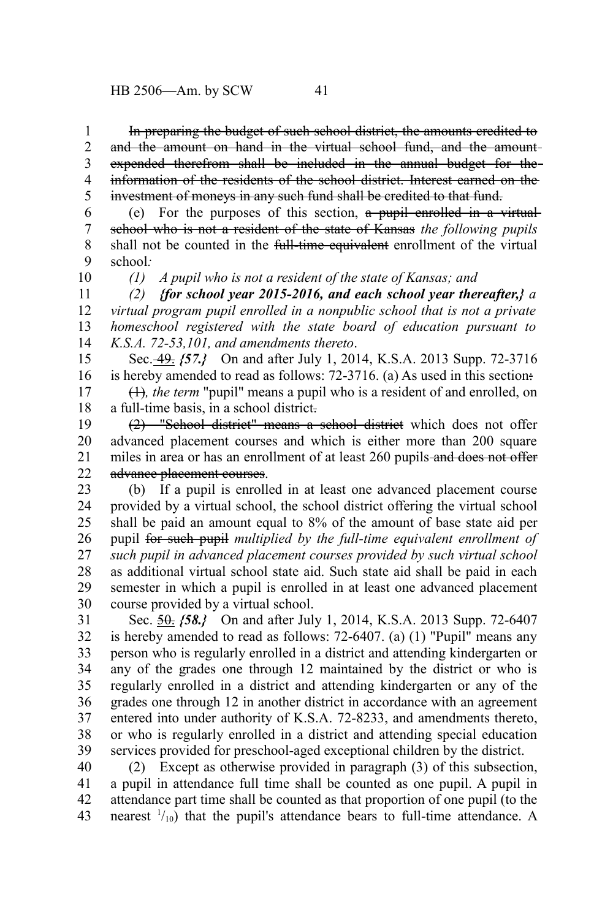~~In preparing the budget of such school district, the amounts credited to and the amount on hand in the virtual school fund, and the amount expended therefrom shall be included in the annual budget for the information of the residents of the school district. Interest earned on the investment of moneys in any such fund shall be credited to that fund.~~

(e) For the purposes of this section, ~~a pupil enrolled in a virtual school who is not a resident of the state of Kansas~~ *the following pupils* shall not be counted in the ~~full-time equivalent~~ enrollment of the virtual school*:*

*(1) A pupil who is not a resident of the state of Kansas; and*

*(2)* ***{for school year 2015-2016, and each school year thereafter,}*** *a virtual program pupil enrolled in a nonpublic school that is not a private homeschool registered with the state board of education pursuant to K.S.A. 72-53,101, and amendments thereto*.

Sec. ~~49.~~ ***{57.}*** On and after July 1, 2014, K.S.A. 2013 Supp. 72-3716 is hereby amended to read as follows: 72-3716. (a) As used in this section~~:~~

~~(1)~~*, the term* "pupil" means a pupil who is a resident of and enrolled, on a full-time basis, in a school district~~.~~

~~(2) "School district" means a school district~~ which does not offer advanced placement courses and which is either more than 200 square miles in area or has an enrollment of at least 260 pupils ~~and does not offer advance placement courses~~.

(b) If a pupil is enrolled in at least one advanced placement course provided by a virtual school, the school district offering the virtual school shall be paid an amount equal to 8% of the amount of base state aid per pupil ~~for such pupil~~ *multiplied by the full-time equivalent enrollment of such pupil in advanced placement courses provided by such virtual school* as additional virtual school state aid. Such state aid shall be paid in each semester in which a pupil is enrolled in at least one advanced placement course provided by a virtual school.

Sec. ~~50.~~ ***{58.}*** On and after July 1, 2014, K.S.A. 2013 Supp. 72-6407 is hereby amended to read as follows: 72-6407. (a) (1) "Pupil" means any person who is regularly enrolled in a district and attending kindergarten or any of the grades one through 12 maintained by the district or who is regularly enrolled in a district and attending kindergarten or any of the grades one through 12 in another district in accordance with an agreement entered into under authority of K.S.A. 72-8233, and amendments thereto, or who is regularly enrolled in a district and attending special education services provided for preschool-aged exceptional children by the district.

(2) Except as otherwise provided in paragraph (3) of this subsection, a pupil in attendance full time shall be counted as one pupil. A pupil in attendance part time shall be counted as that proportion of one pupil (to the nearest $^{1}/_{10}$) that the pupil's attendance bears to full-time attendance. A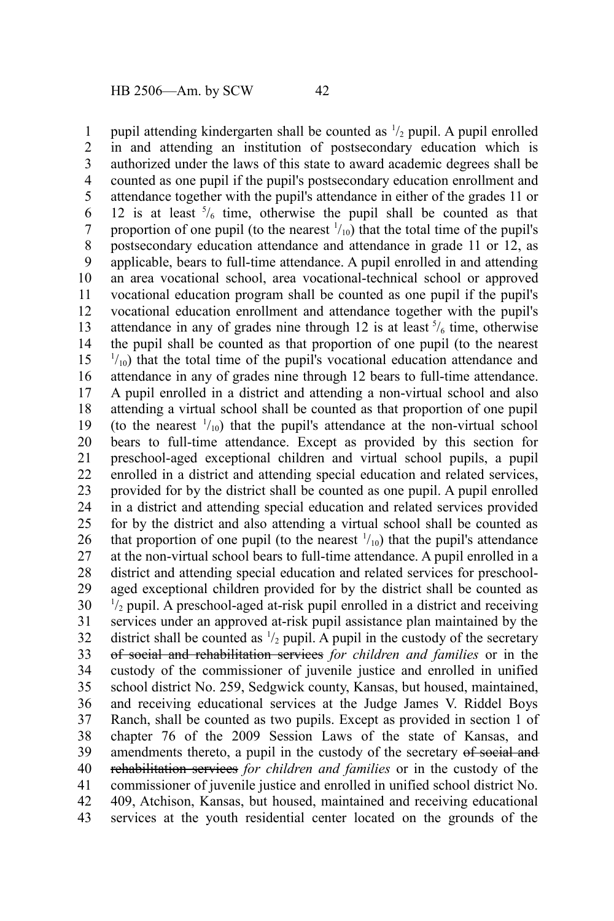pupil attending kindergarten shall be counted as $^1/_2$ pupil. A pupil enrolled in and attending an institution of postsecondary education which is authorized under the laws of this state to award academic degrees shall be counted as one pupil if the pupil's postsecondary education enrollment and attendance together with the pupil's attendance in either of the grades 11 or 12 is at least $^5/_6$ time, otherwise the pupil shall be counted as that proportion of one pupil (to the nearest $^1/_{10}$) that the total time of the pupil's postsecondary education attendance and attendance in grade 11 or 12, as applicable, bears to full-time attendance. A pupil enrolled in and attending an area vocational school, area vocational-technical school or approved vocational education program shall be counted as one pupil if the pupil's vocational education enrollment and attendance together with the pupil's attendance in any of grades nine through 12 is at least $^5/_6$ time, otherwise the pupil shall be counted as that proportion of one pupil (to the nearest $^1/_{10}$) that the total time of the pupil's vocational education attendance and attendance in any of grades nine through 12 bears to full-time attendance. A pupil enrolled in a district and attending a non-virtual school and also attending a virtual school shall be counted as that proportion of one pupil (to the nearest $^1/_{10}$) that the pupil's attendance at the non-virtual school bears to full-time attendance. Except as provided by this section for preschool-aged exceptional children and virtual school pupils, a pupil enrolled in a district and attending special education and related services, provided for by the district shall be counted as one pupil. A pupil enrolled in a district and attending special education and related services provided for by the district and also attending a virtual school shall be counted as that proportion of one pupil (to the nearest $^1/_{10}$) that the pupil's attendance at the non-virtual school bears to full-time attendance. A pupil enrolled in a district and attending special education and related services for preschool-aged exceptional children provided for by the district shall be counted as $^1/_2$ pupil. A preschool-aged at-risk pupil enrolled in a district and receiving services under an approved at-risk pupil assistance plan maintained by the district shall be counted as $^1/_2$ pupil. A pupil in the custody of the secretary ~~of social and rehabilitation services~~ *for children and families* or in the custody of the commissioner of juvenile justice and enrolled in unified school district No. 259, Sedgwick county, Kansas, but housed, maintained, and receiving educational services at the Judge James V. Riddel Boys Ranch, shall be counted as two pupils. Except as provided in section 1 of chapter 76 of the 2009 Session Laws of the state of Kansas, and amendments thereto, a pupil in the custody of the secretary ~~of social and rehabilitation services~~ *for children and families* or in the custody of the commissioner of juvenile justice and enrolled in unified school district No. 409, Atchison, Kansas, but housed, maintained and receiving educational services at the youth residential center located on the grounds of the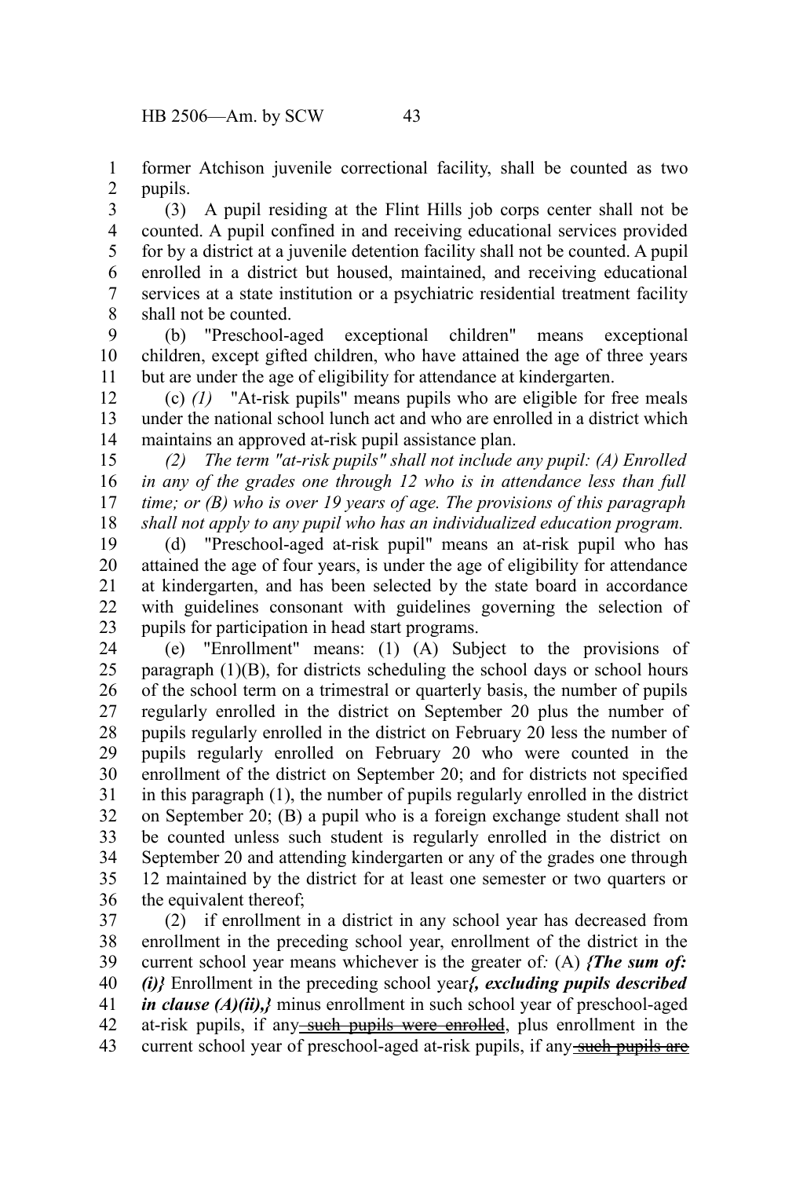former Atchison juvenile correctional facility, shall be counted as two pupils.

(3) A pupil residing at the Flint Hills job corps center shall not be counted. A pupil confined in and receiving educational services provided for by a district at a juvenile detention facility shall not be counted. A pupil enrolled in a district but housed, maintained, and receiving educational services at a state institution or a psychiatric residential treatment facility shall not be counted.

(b) "Preschool-aged exceptional children" means exceptional children, except gifted children, who have attained the age of three years but are under the age of eligibility for attendance at kindergarten.

(c) *(1)* "At-risk pupils" means pupils who are eligible for free meals under the national school lunch act and who are enrolled in a district which maintains an approved at-risk pupil assistance plan.

*(2) The term "at-risk pupils" shall not include any pupil: (A) Enrolled in any of the grades one through 12 who is in attendance less than full time; or (B) who is over 19 years of age. The provisions of this paragraph shall not apply to any pupil who has an individualized education program.*

(d) "Preschool-aged at-risk pupil" means an at-risk pupil who has attained the age of four years, is under the age of eligibility for attendance at kindergarten, and has been selected by the state board in accordance with guidelines consonant with guidelines governing the selection of pupils for participation in head start programs.

(e) "Enrollment" means: (1) (A) Subject to the provisions of paragraph (1)(B), for districts scheduling the school days or school hours of the school term on a trimestral or quarterly basis, the number of pupils regularly enrolled in the district on September 20 plus the number of pupils regularly enrolled in the district on February 20 less the number of pupils regularly enrolled on February 20 who were counted in the enrollment of the district on September 20; and for districts not specified in this paragraph (1), the number of pupils regularly enrolled in the district on September 20; (B) a pupil who is a foreign exchange student shall not be counted unless such student is regularly enrolled in the district on September 20 and attending kindergarten or any of the grades one through 12 maintained by the district for at least one semester or two quarters or the equivalent thereof;

(2) if enrollment in a district in any school year has decreased from enrollment in the preceding school year, enrollment of the district in the current school year means whichever is the greater of*:* (A) ***{The sum of: (i)}*** Enrollment in the preceding school year***{, excluding pupils described in clause (A)(ii),}*** minus enrollment in such school year of preschool-aged at-risk pupils, if any ~~such pupils were enrolled~~, plus enrollment in the current school year of preschool-aged at-risk pupils, if any ~~such pupils are~~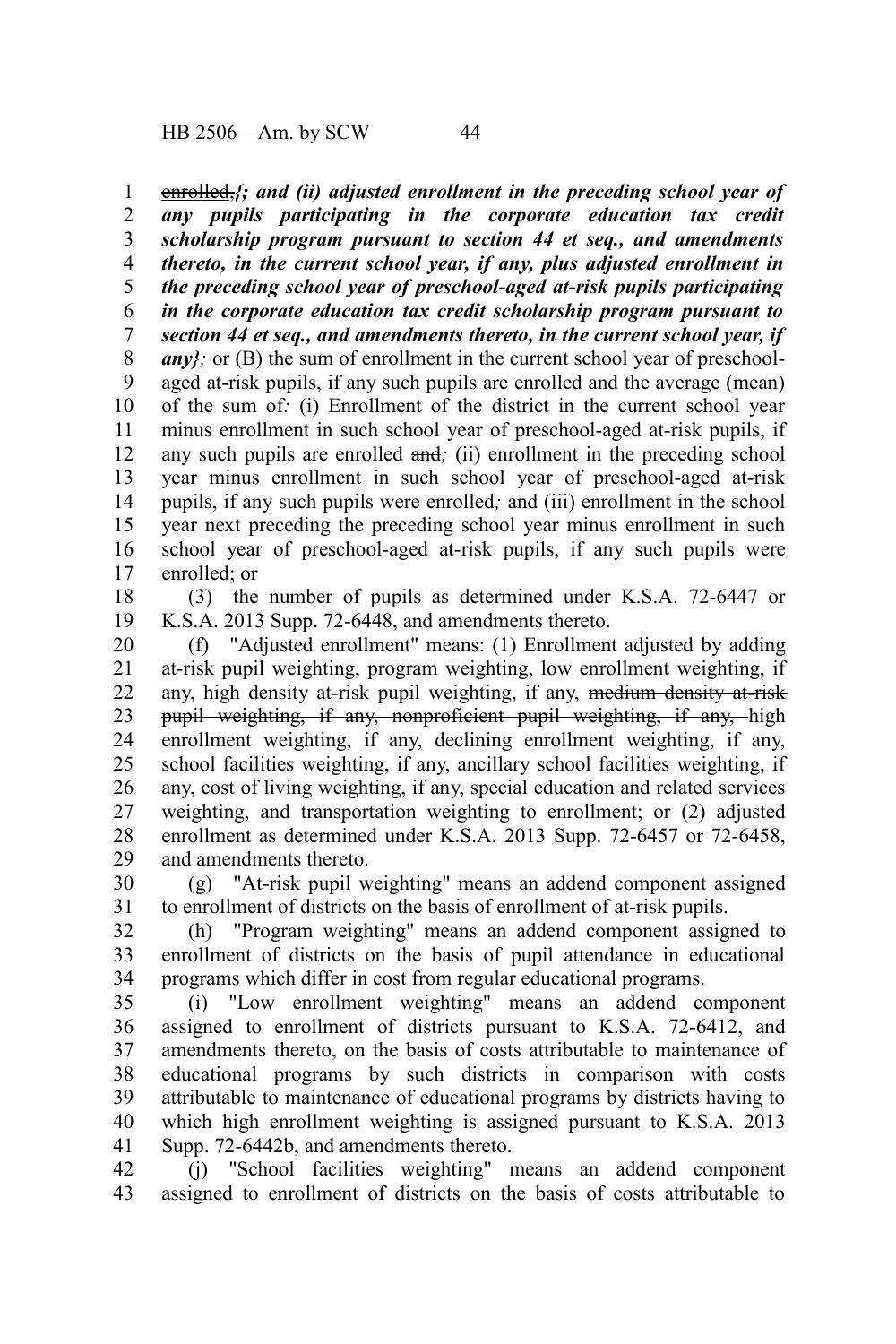~~enrolled.~~***{; and (ii) adjusted enrollment in the preceding school year of any pupils participating in the corporate education tax credit scholarship program pursuant to section 44 et seq., and amendments thereto, in the current school year, if any, plus adjusted enrollment in the preceding school year of preschool-aged at-risk pupils participating in the corporate education tax credit scholarship program pursuant to section 44 et seq., and amendments thereto, in the current school year, if any}***; or (B) the sum of enrollment in the current school year of preschool-aged at-risk pupils, if any such pupils are enrolled and the average (mean) of the sum of*:* (i) Enrollment of the district in the current school year minus enrollment in such school year of preschool-aged at-risk pupils, if any such pupils are enrolled ~~and~~*;* (ii) enrollment in the preceding school year minus enrollment in such school year of preschool-aged at-risk pupils, if any such pupils were enrolled*;* and (iii) enrollment in the school year next preceding the preceding school year minus enrollment in such school year of preschool-aged at-risk pupils, if any such pupils were enrolled; or

(3) the number of pupils as determined under K.S.A. 72-6447 or K.S.A. 2013 Supp. 72-6448, and amendments thereto.

(f) "Adjusted enrollment" means: (1) Enrollment adjusted by adding at-risk pupil weighting, program weighting, low enrollment weighting, if any, high density at-risk pupil weighting, if any, ~~medium density at-risk pupil weighting, if any, nonproficient pupil weighting, if any,~~ high enrollment weighting, if any, declining enrollment weighting, if any, school facilities weighting, if any, ancillary school facilities weighting, if any, cost of living weighting, if any, special education and related services weighting, and transportation weighting to enrollment; or (2) adjusted enrollment as determined under K.S.A. 2013 Supp. 72-6457 or 72-6458, and amendments thereto.

(g) "At-risk pupil weighting" means an addend component assigned to enrollment of districts on the basis of enrollment of at-risk pupils.

(h) "Program weighting" means an addend component assigned to enrollment of districts on the basis of pupil attendance in educational programs which differ in cost from regular educational programs.

(i) "Low enrollment weighting" means an addend component assigned to enrollment of districts pursuant to K.S.A. 72-6412, and amendments thereto, on the basis of costs attributable to maintenance of educational programs by such districts in comparison with costs attributable to maintenance of educational programs by districts having to which high enrollment weighting is assigned pursuant to K.S.A. 2013 Supp. 72-6442b, and amendments thereto.

(j) "School facilities weighting" means an addend component assigned to enrollment of districts on the basis of costs attributable to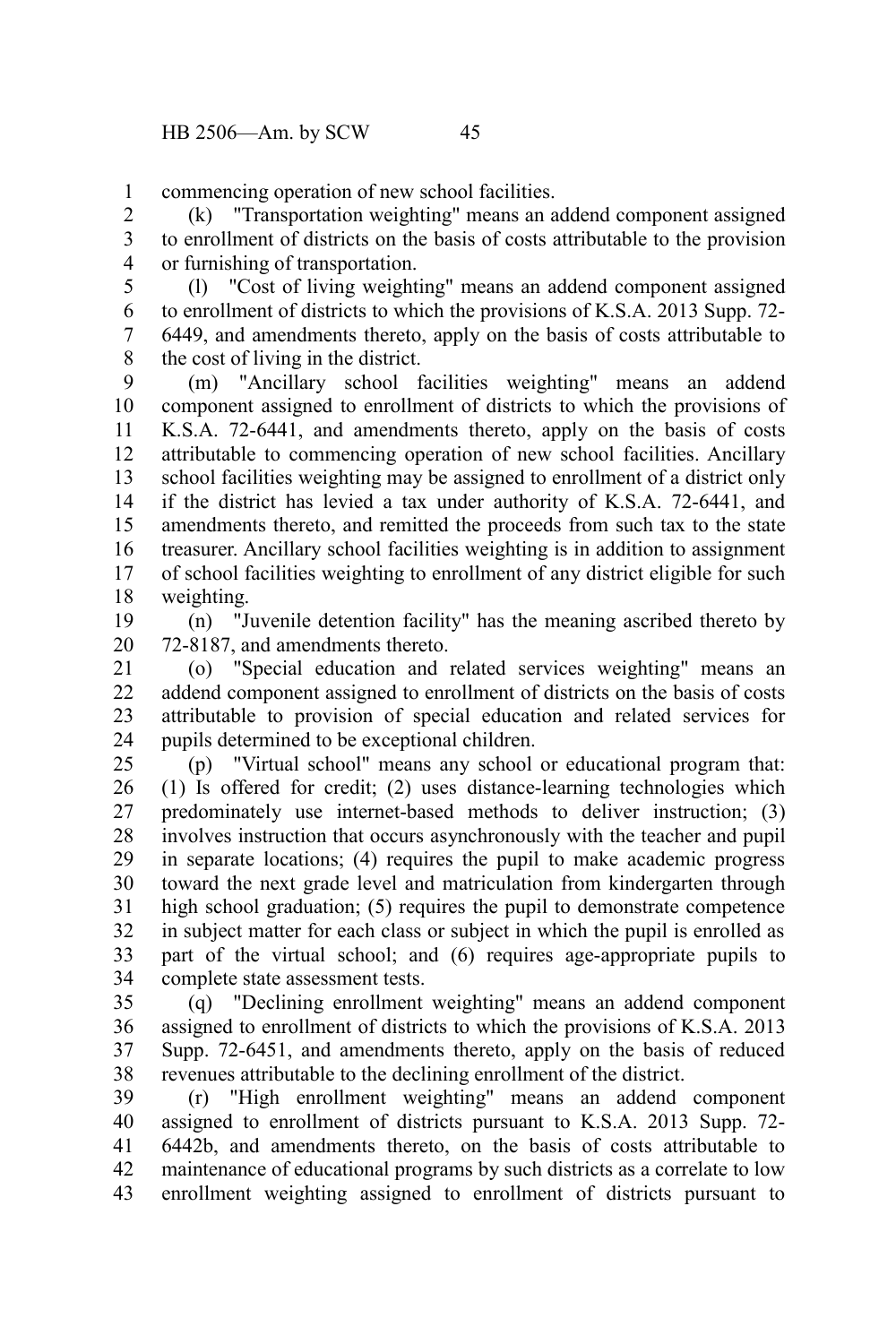commencing operation of new school facilities.

(k) "Transportation weighting" means an addend component assigned to enrollment of districts on the basis of costs attributable to the provision or furnishing of transportation.

(l) "Cost of living weighting" means an addend component assigned to enrollment of districts to which the provisions of K.S.A. 2013 Supp. 72-6449, and amendments thereto, apply on the basis of costs attributable to the cost of living in the district.

(m) "Ancillary school facilities weighting" means an addend component assigned to enrollment of districts to which the provisions of K.S.A. 72-6441, and amendments thereto, apply on the basis of costs attributable to commencing operation of new school facilities. Ancillary school facilities weighting may be assigned to enrollment of a district only if the district has levied a tax under authority of K.S.A. 72-6441, and amendments thereto, and remitted the proceeds from such tax to the state treasurer. Ancillary school facilities weighting is in addition to assignment of school facilities weighting to enrollment of any district eligible for such weighting.

(n) "Juvenile detention facility" has the meaning ascribed thereto by 72-8187, and amendments thereto.

(o) "Special education and related services weighting" means an addend component assigned to enrollment of districts on the basis of costs attributable to provision of special education and related services for pupils determined to be exceptional children.

(p) "Virtual school" means any school or educational program that: (1) Is offered for credit; (2) uses distance-learning technologies which predominately use internet-based methods to deliver instruction; (3) involves instruction that occurs asynchronously with the teacher and pupil in separate locations; (4) requires the pupil to make academic progress toward the next grade level and matriculation from kindergarten through high school graduation; (5) requires the pupil to demonstrate competence in subject matter for each class or subject in which the pupil is enrolled as part of the virtual school; and (6) requires age-appropriate pupils to complete state assessment tests.

(q) "Declining enrollment weighting" means an addend component assigned to enrollment of districts to which the provisions of K.S.A. 2013 Supp. 72-6451, and amendments thereto, apply on the basis of reduced revenues attributable to the declining enrollment of the district.

(r) "High enrollment weighting" means an addend component assigned to enrollment of districts pursuant to K.S.A. 2013 Supp. 72-6442b, and amendments thereto, on the basis of costs attributable to maintenance of educational programs by such districts as a correlate to low enrollment weighting assigned to enrollment of districts pursuant to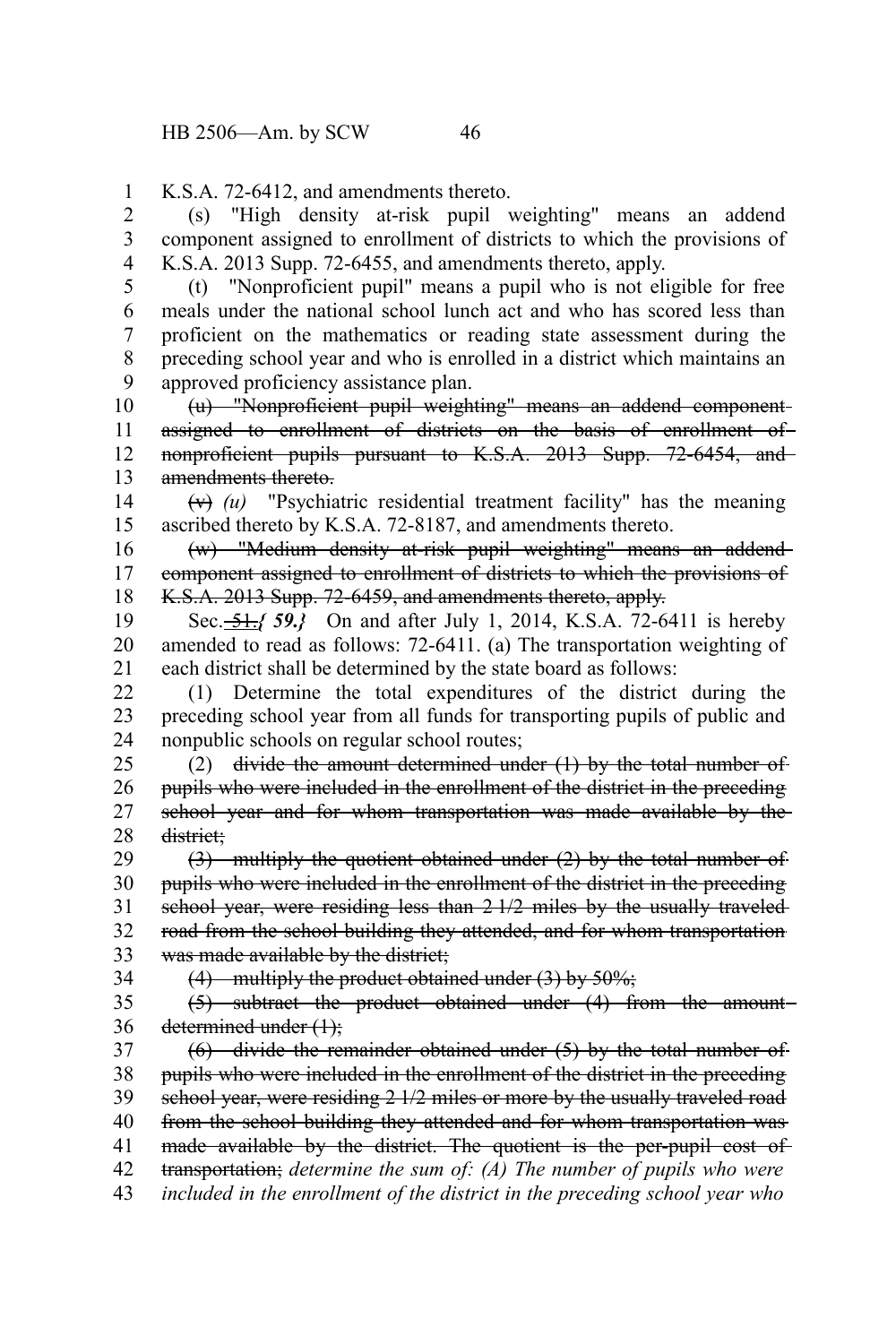K.S.A. 72-6412, and amendments thereto.

(s) "High density at-risk pupil weighting" means an addend component assigned to enrollment of districts to which the provisions of K.S.A. 2013 Supp. 72-6455, and amendments thereto, apply.

(t) "Nonproficient pupil" means a pupil who is not eligible for free meals under the national school lunch act and who has scored less than proficient on the mathematics or reading state assessment during the preceding school year and who is enrolled in a district which maintains an approved proficiency assistance plan.

~~(u) "Nonproficient pupil weighting" means an addend component assigned to enrollment of districts on the basis of enrollment of nonproficient pupils pursuant to K.S.A. 2013 Supp. 72-6454, and amendments thereto.~~

~~(v)~~ *(u)* "Psychiatric residential treatment facility" has the meaning ascribed thereto by K.S.A. 72-8187, and amendments thereto.

~~(w) "Medium density at-risk pupil weighting" means an addend component assigned to enrollment of districts to which the provisions of K.S.A. 2013 Supp. 72-6459, and amendments thereto, apply.~~

Sec. ~~51.~~ ***{ 59.}*** On and after July 1, 2014, K.S.A. 72-6411 is hereby amended to read as follows: 72-6411. (a) The transportation weighting of each district shall be determined by the state board as follows:

(1) Determine the total expenditures of the district during the preceding school year from all funds for transporting pupils of public and nonpublic schools on regular school routes;

(2) ~~divide the amount determined under (1) by the total number of pupils who were included in the enrollment of the district in the preceding school year and for whom transportation was made available by the district;~~

~~(3) multiply the quotient obtained under (2) by the total number of pupils who were included in the enrollment of the district in the preceding school year, were residing less than 2 1/2 miles by the usually traveled road from the school building they attended, and for whom transportation was made available by the district;~~

~~(4) multiply the product obtained under (3) by 50%;~~

~~(5) subtract the product obtained under (4) from the amount determined under (1);~~

~~(6) divide the remainder obtained under (5) by the total number of pupils who were included in the enrollment of the district in the preceding school year, were residing 2 1/2 miles or more by the usually traveled road from the school building they attended and for whom transportation was made available by the district. The quotient is the per-pupil cost of transportation;~~ *determine the sum of: (A) The number of pupils who were included in the enrollment of the district in the preceding school year who*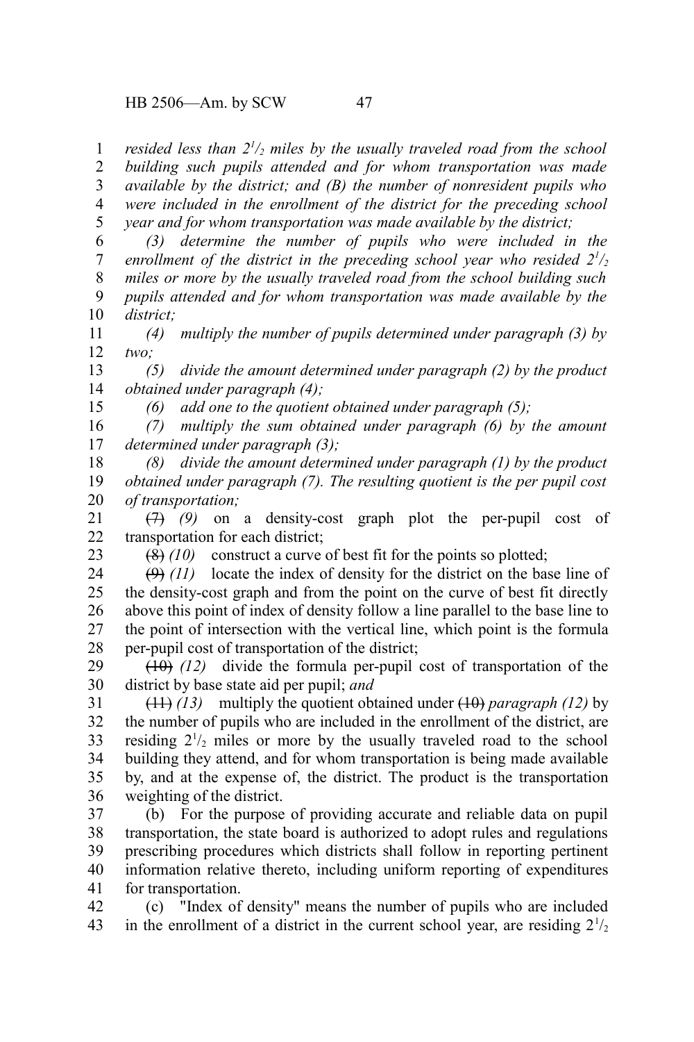*resided less than $2^1/_2$ miles by the usually traveled road from the school building such pupils attended and for whom transportation was made available by the district; and (B) the number of nonresident pupils who were included in the enrollment of the district for the preceding school year and for whom transportation was made available by the district;*

*(3) determine the number of pupils who were included in the enrollment of the district in the preceding school year who resided $2^1/_2$ miles or more by the usually traveled road from the school building such pupils attended and for whom transportation was made available by the district;*

*(4) multiply the number of pupils determined under paragraph (3) by two;*

*(5) divide the amount determined under paragraph (2) by the product obtained under paragraph (4);*

*(6) add one to the quotient obtained under paragraph (5);*

*(7) multiply the sum obtained under paragraph (6) by the amount determined under paragraph (3);*

*(8) divide the amount determined under paragraph (1) by the product obtained under paragraph (7). The resulting quotient is the per pupil cost of transportation;*

~~(7)~~ *(9)* on a density-cost graph plot the per-pupil cost of transportation for each district;

~~(8)~~ *(10)* construct a curve of best fit for the points so plotted;

~~(9)~~ *(11)* locate the index of density for the district on the base line of the density-cost graph and from the point on the curve of best fit directly above this point of index of density follow a line parallel to the base line to the point of intersection with the vertical line, which point is the formula per-pupil cost of transportation of the district;

~~(10)~~ *(12)* divide the formula per-pupil cost of transportation of the district by base state aid per pupil; *and*

~~(11)~~ *(13)* multiply the quotient obtained under ~~(10)~~ *paragraph (12)* by the number of pupils who are included in the enrollment of the district, are residing $2^1/_2$ miles or more by the usually traveled road to the school building they attend, and for whom transportation is being made available by, and at the expense of, the district. The product is the transportation weighting of the district.

(b) For the purpose of providing accurate and reliable data on pupil transportation, the state board is authorized to adopt rules and regulations prescribing procedures which districts shall follow in reporting pertinent information relative thereto, including uniform reporting of expenditures for transportation.

(c) "Index of density" means the number of pupils who are included in the enrollment of a district in the current school year, are residing $2^1/_2$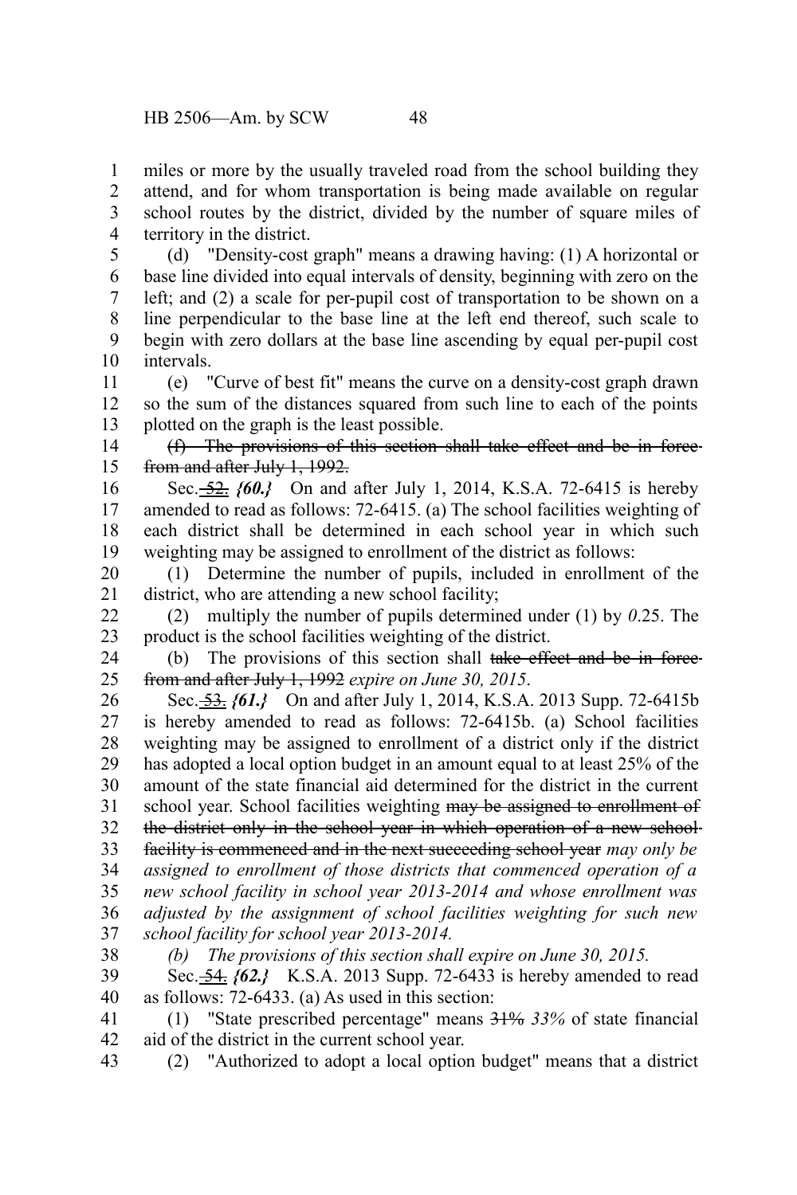miles or more by the usually traveled road from the school building they attend, and for whom transportation is being made available on regular school routes by the district, divided by the number of square miles of territory in the district.

(d) "Density-cost graph" means a drawing having: (1) A horizontal or base line divided into equal intervals of density, beginning with zero on the left; and (2) a scale for per-pupil cost of transportation to be shown on a line perpendicular to the base line at the left end thereof, such scale to begin with zero dollars at the base line ascending by equal per-pupil cost intervals.

(e) "Curve of best fit" means the curve on a density-cost graph drawn so the sum of the distances squared from such line to each of the points plotted on the graph is the least possible.

~~(f) The provisions of this section shall take effect and be in force from and after July 1, 1992.~~

Sec. ~~52.~~ ***{60.}*** On and after July 1, 2014, K.S.A. 72-6415 is hereby amended to read as follows: 72-6415. (a) The school facilities weighting of each district shall be determined in each school year in which such weighting may be assigned to enrollment of the district as follows:

(1) Determine the number of pupils, included in enrollment of the district, who are attending a new school facility;

(2) multiply the number of pupils determined under (1) by *0*.25. The product is the school facilities weighting of the district.

(b) The provisions of this section shall ~~take effect and be in force from and after July 1, 1992~~ *expire on June 30, 2015*.

Sec. ~~53.~~ ***{61.}*** On and after July 1, 2014, K.S.A. 2013 Supp. 72-6415b is hereby amended to read as follows: 72-6415b. (a) School facilities weighting may be assigned to enrollment of a district only if the district has adopted a local option budget in an amount equal to at least 25% of the amount of the state financial aid determined for the district in the current school year. School facilities weighting ~~may be assigned to enrollment of the district only in the school year in which operation of a new school facility is commenced and in the next succeeding school year~~ *may only be assigned to enrollment of those districts that commenced operation of a new school facility in school year 2013-2014 and whose enrollment was adjusted by the assignment of school facilities weighting for such new school facility for school year 2013-2014.*

*(b) The provisions of this section shall expire on June 30, 2015.*

Sec. ~~54.~~ ***{62.}*** K.S.A. 2013 Supp. 72-6433 is hereby amended to read as follows: 72-6433. (a) As used in this section:

(1) "State prescribed percentage" means ~~31%~~ *33%* of state financial aid of the district in the current school year.

(2) "Authorized to adopt a local option budget" means that a district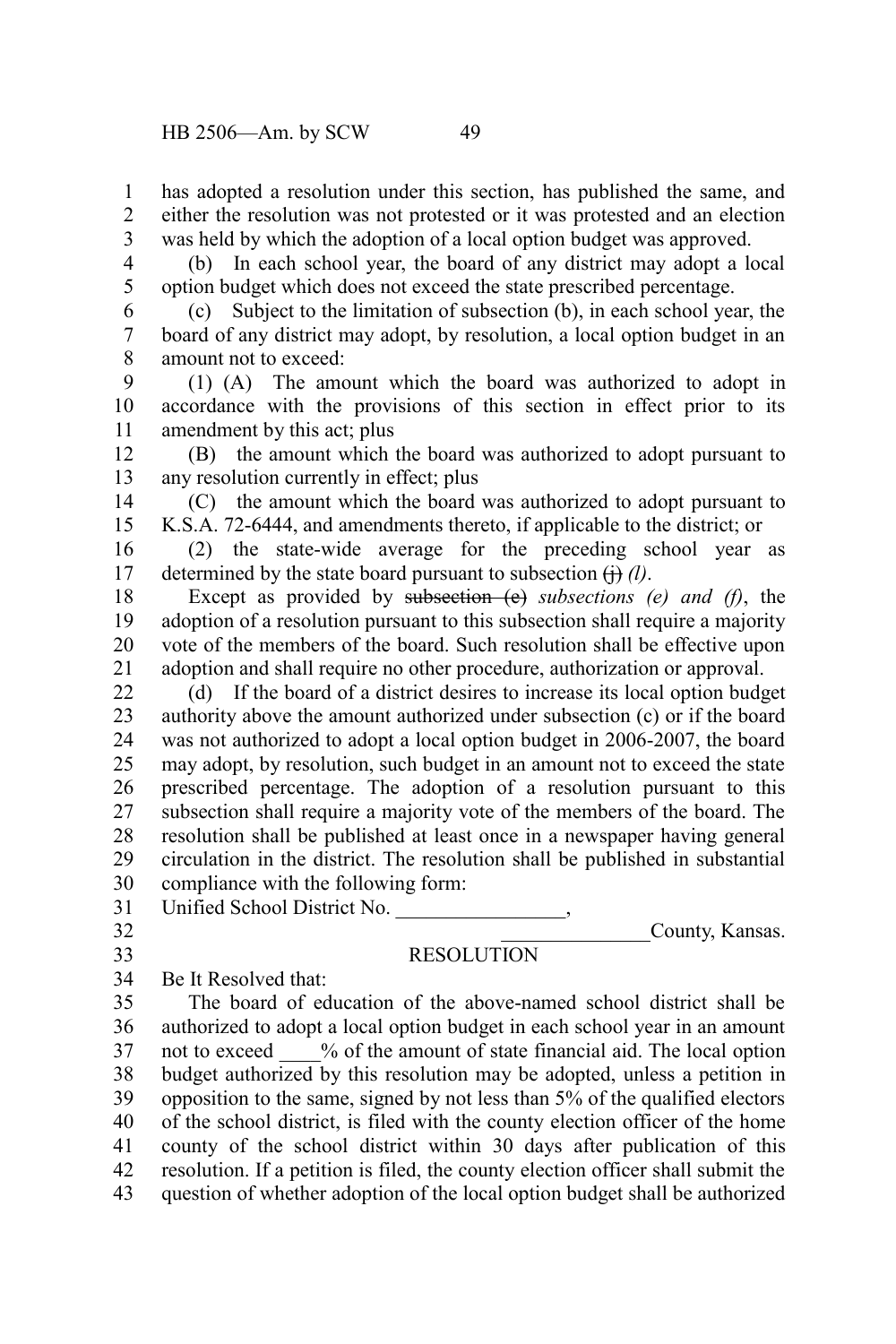has adopted a resolution under this section, has published the same, and either the resolution was not protested or it was protested and an election was held by which the adoption of a local option budget was approved.

(b) In each school year, the board of any district may adopt a local option budget which does not exceed the state prescribed percentage.

(c) Subject to the limitation of subsection (b), in each school year, the board of any district may adopt, by resolution, a local option budget in an amount not to exceed:

(1) (A) The amount which the board was authorized to adopt in accordance with the provisions of this section in effect prior to its amendment by this act; plus

(B) the amount which the board was authorized to adopt pursuant to any resolution currently in effect; plus

(C) the amount which the board was authorized to adopt pursuant to K.S.A. 72-6444, and amendments thereto, if applicable to the district; or

(2) the state-wide average for the preceding school year as determined by the state board pursuant to subsection ~~(j)~~ *(l)*.

Except as provided by ~~subsection (e)~~ *subsections (e) and (f)*, the adoption of a resolution pursuant to this subsection shall require a majority vote of the members of the board. Such resolution shall be effective upon adoption and shall require no other procedure, authorization or approval.

(d) If the board of a district desires to increase its local option budget authority above the amount authorized under subsection (c) or if the board was not authorized to adopt a local option budget in 2006-2007, the board may adopt, by resolution, such budget in an amount not to exceed the state prescribed percentage. The adoption of a resolution pursuant to this subsection shall require a majority vote of the members of the board. The resolution shall be published at least once in a newspaper having general circulation in the district. The resolution shall be published in substantial compliance with the following form:

Unified School District No. \_\_\_\_\_\_\_\_\_\_\_\_\_\_\_\_,

\_\_\_\_\_\_\_\_\_\_\_\_\_\_County, Kansas.

RESOLUTION

Be It Resolved that:

The board of education of the above-named school district shall be authorized to adopt a local option budget in each school year in an amount not to exceed \_\_\_\_% of the amount of state financial aid. The local option budget authorized by this resolution may be adopted, unless a petition in opposition to the same, signed by not less than 5% of the qualified electors of the school district, is filed with the county election officer of the home county of the school district within 30 days after publication of this resolution. If a petition is filed, the county election officer shall submit the question of whether adoption of the local option budget shall be authorized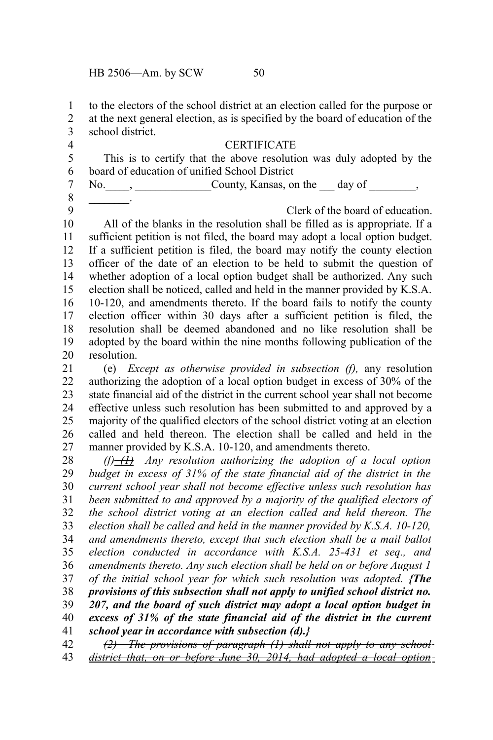to the electors of the school district at an election called for the purpose or at the next general election, as is specified by the board of education of the school district.

CERTIFICATE

This is to certify that the above resolution was duly adopted by the board of education of unified School District No.____, _____________County, Kansas, on the ___ day of ________, _______.

Clerk of the board of education.

All of the blanks in the resolution shall be filled as is appropriate. If a sufficient petition is not filed, the board may adopt a local option budget. If a sufficient petition is filed, the board may notify the county election officer of the date of an election to be held to submit the question of whether adoption of a local option budget shall be authorized. Any such election shall be noticed, called and held in the manner provided by K.S.A. 10-120, and amendments thereto. If the board fails to notify the county election officer within 30 days after a sufficient petition is filed, the resolution shall be deemed abandoned and no like resolution shall be adopted by the board within the nine months following publication of the resolution.

(e) *Except as otherwise provided in subsection (f),* any resolution authorizing the adoption of a local option budget in excess of 30% of the state financial aid of the district in the current school year shall not become effective unless such resolution has been submitted to and approved by a majority of the qualified electors of the school district voting at an election called and held thereon. The election shall be called and held in the manner provided by K.S.A. 10-120, and amendments thereto.

*(f)* ~~*(1)*~~ *Any resolution authorizing the adoption of a local option budget in excess of 31% of the state financial aid of the district in the current school year shall not become effective unless such resolution has been submitted to and approved by a majority of the qualified electors of the school district voting at an election called and held thereon. The election shall be called and held in the manner provided by K.S.A. 10-120, and amendments thereto, except that such election shall be a mail ballot election conducted in accordance with K.S.A. 25-431 et seq., and amendments thereto. Any such election shall be held on or before August 1 of the initial school year for which such resolution was adopted.* ***{The provisions of this subsection shall not apply to unified school district no. 207, and the board of such district may adopt a local option budget in excess of 31% of the state financial aid of the district in the current school year in accordance with subsection (d).}***

~~*(2) The provisions of paragraph (1) shall not apply to any school district that, on or before June 30, 2014, had adopted a local option*~~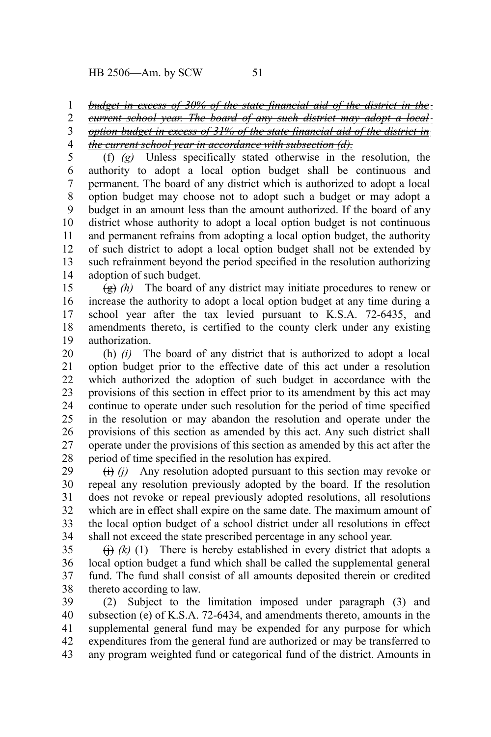~~*budget in excess of 30% of the state financial aid of the district in the current school year. The board of any such district may adopt a local option budget in excess of 31% of the state financial aid of the district in the current school year in accordance with subsection (d).*~~

~~(f)~~ *(g)* Unless specifically stated otherwise in the resolution, the authority to adopt a local option budget shall be continuous and permanent. The board of any district which is authorized to adopt a local option budget may choose not to adopt such a budget or may adopt a budget in an amount less than the amount authorized. If the board of any district whose authority to adopt a local option budget is not continuous and permanent refrains from adopting a local option budget, the authority of such district to adopt a local option budget shall not be extended by such refrainment beyond the period specified in the resolution authorizing adoption of such budget.

~~(g)~~ *(h)* The board of any district may initiate procedures to renew or increase the authority to adopt a local option budget at any time during a school year after the tax levied pursuant to K.S.A. 72-6435, and amendments thereto, is certified to the county clerk under any existing authorization.

~~(h)~~ *(i)* The board of any district that is authorized to adopt a local option budget prior to the effective date of this act under a resolution which authorized the adoption of such budget in accordance with the provisions of this section in effect prior to its amendment by this act may continue to operate under such resolution for the period of time specified in the resolution or may abandon the resolution and operate under the provisions of this section as amended by this act. Any such district shall operate under the provisions of this section as amended by this act after the period of time specified in the resolution has expired.

~~(i)~~ *(j)* Any resolution adopted pursuant to this section may revoke or repeal any resolution previously adopted by the board. If the resolution does not revoke or repeal previously adopted resolutions, all resolutions which are in effect shall expire on the same date. The maximum amount of the local option budget of a school district under all resolutions in effect shall not exceed the state prescribed percentage in any school year.

~~(j)~~ *(k)* (1) There is hereby established in every district that adopts a local option budget a fund which shall be called the supplemental general fund. The fund shall consist of all amounts deposited therein or credited thereto according to law.

(2) Subject to the limitation imposed under paragraph (3) and subsection (e) of K.S.A. 72-6434, and amendments thereto, amounts in the supplemental general fund may be expended for any purpose for which expenditures from the general fund are authorized or may be transferred to any program weighted fund or categorical fund of the district. Amounts in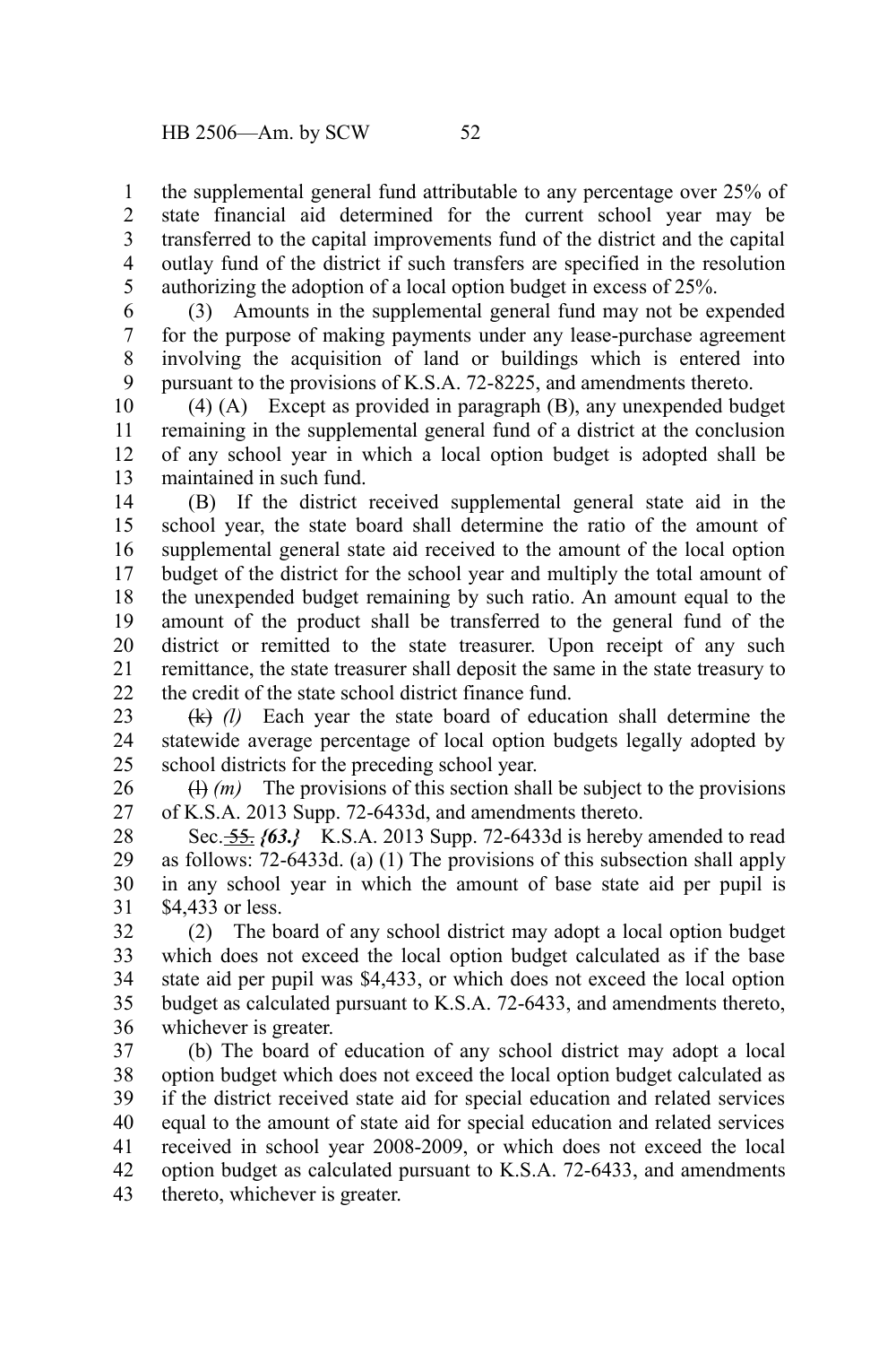the supplemental general fund attributable to any percentage over 25% of state financial aid determined for the current school year may be transferred to the capital improvements fund of the district and the capital outlay fund of the district if such transfers are specified in the resolution authorizing the adoption of a local option budget in excess of 25%.

(3) Amounts in the supplemental general fund may not be expended for the purpose of making payments under any lease-purchase agreement involving the acquisition of land or buildings which is entered into pursuant to the provisions of K.S.A. 72-8225, and amendments thereto.

(4) (A) Except as provided in paragraph (B), any unexpended budget remaining in the supplemental general fund of a district at the conclusion of any school year in which a local option budget is adopted shall be maintained in such fund.

(B) If the district received supplemental general state aid in the school year, the state board shall determine the ratio of the amount of supplemental general state aid received to the amount of the local option budget of the district for the school year and multiply the total amount of the unexpended budget remaining by such ratio. An amount equal to the amount of the product shall be transferred to the general fund of the district or remitted to the state treasurer. Upon receipt of any such remittance, the state treasurer shall deposit the same in the state treasury to the credit of the state school district finance fund.

~~(k)~~ *(l)* Each year the state board of education shall determine the statewide average percentage of local option budgets legally adopted by school districts for the preceding school year.

~~(l)~~ *(m)* The provisions of this section shall be subject to the provisions of K.S.A. 2013 Supp. 72-6433d, and amendments thereto.

Sec. ~~55.~~ ***{63.}*** K.S.A. 2013 Supp. 72-6433d is hereby amended to read as follows: 72-6433d. (a) (1) The provisions of this subsection shall apply in any school year in which the amount of base state aid per pupil is $4,433 or less.

(2) The board of any school district may adopt a local option budget which does not exceed the local option budget calculated as if the base state aid per pupil was $4,433, or which does not exceed the local option budget as calculated pursuant to K.S.A. 72-6433, and amendments thereto, whichever is greater.

(b) The board of education of any school district may adopt a local option budget which does not exceed the local option budget calculated as if the district received state aid for special education and related services equal to the amount of state aid for special education and related services received in school year 2008-2009, or which does not exceed the local option budget as calculated pursuant to K.S.A. 72-6433, and amendments thereto, whichever is greater.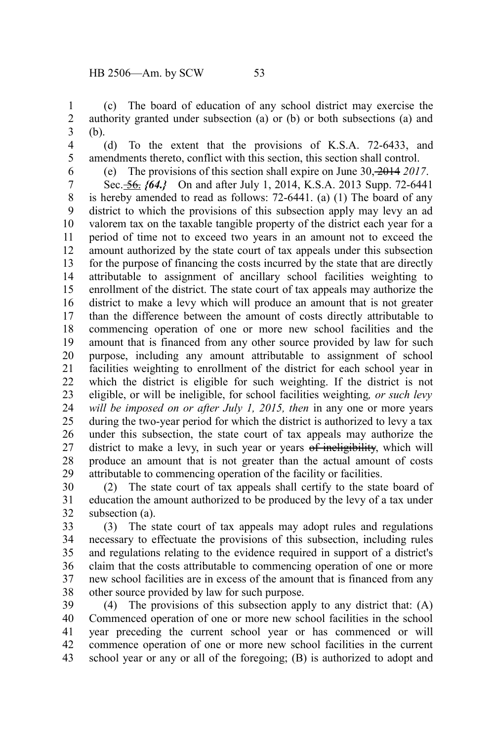(c) The board of education of any school district may exercise the authority granted under subsection (a) or (b) or both subsections (a) and (b).

(d) To the extent that the provisions of K.S.A. 72-6433, and amendments thereto, conflict with this section, this section shall control.

(e) The provisions of this section shall expire on June 30, ~~2014~~ *2017*.

Sec. ~~56.~~ *{64.}* On and after July 1, 2014, K.S.A. 2013 Supp. 72-6441 is hereby amended to read as follows: 72-6441. (a) (1) The board of any district to which the provisions of this subsection apply may levy an ad valorem tax on the taxable tangible property of the district each year for a period of time not to exceed two years in an amount not to exceed the amount authorized by the state court of tax appeals under this subsection for the purpose of financing the costs incurred by the state that are directly attributable to assignment of ancillary school facilities weighting to enrollment of the district. The state court of tax appeals may authorize the district to make a levy which will produce an amount that is not greater than the difference between the amount of costs directly attributable to commencing operation of one or more new school facilities and the amount that is financed from any other source provided by law for such purpose, including any amount attributable to assignment of school facilities weighting to enrollment of the district for each school year in which the district is eligible for such weighting. If the district is not eligible, or will be ineligible, for school facilities weighting*, or such levy will be imposed on or after July 1, 2015, then* in any one or more years during the two-year period for which the district is authorized to levy a tax under this subsection, the state court of tax appeals may authorize the district to make a levy, in such year or years ~~of ineligibility~~, which will produce an amount that is not greater than the actual amount of costs attributable to commencing operation of the facility or facilities.

(2) The state court of tax appeals shall certify to the state board of education the amount authorized to be produced by the levy of a tax under subsection (a).

(3) The state court of tax appeals may adopt rules and regulations necessary to effectuate the provisions of this subsection, including rules and regulations relating to the evidence required in support of a district's claim that the costs attributable to commencing operation of one or more new school facilities are in excess of the amount that is financed from any other source provided by law for such purpose.

(4) The provisions of this subsection apply to any district that: (A) Commenced operation of one or more new school facilities in the school year preceding the current school year or has commenced or will commence operation of one or more new school facilities in the current school year or any or all of the foregoing; (B) is authorized to adopt and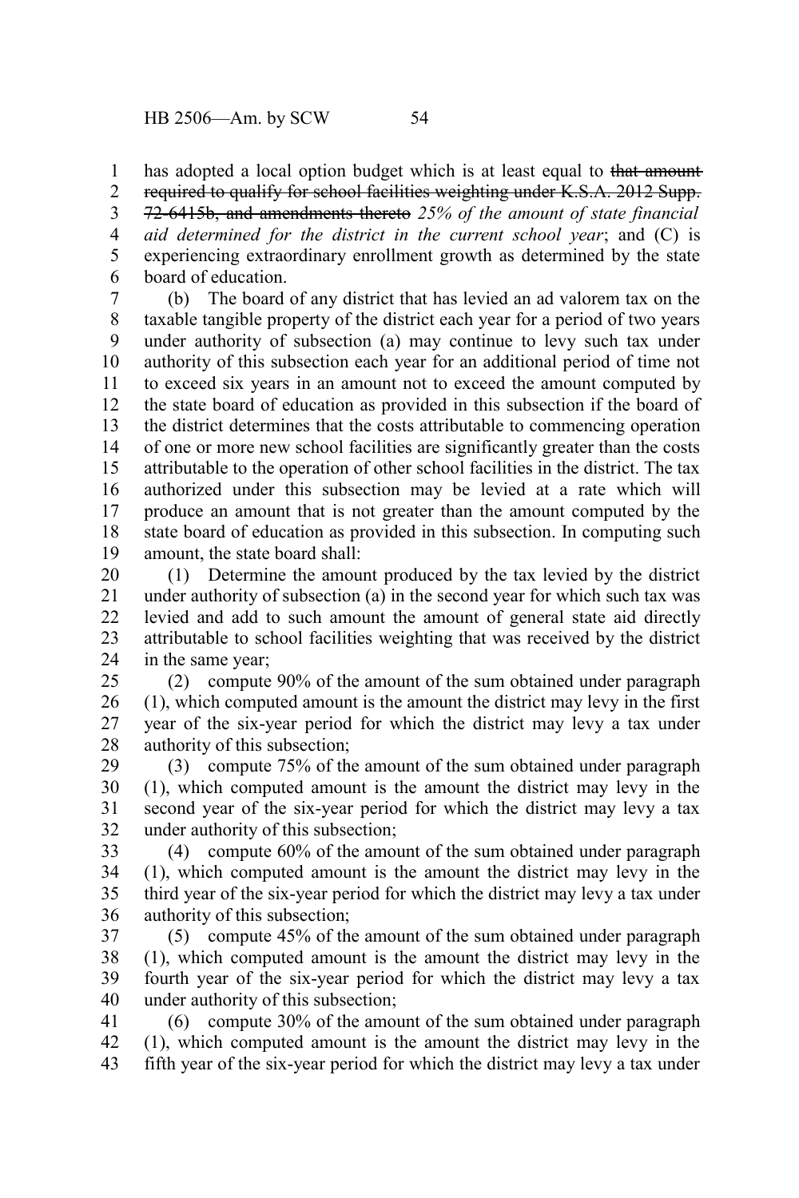has adopted a local option budget which is at least equal to ~~that amount required to qualify for school facilities weighting under K.S.A. 2012 Supp. 72-6415b, and amendments thereto~~ *25% of the amount of state financial aid determined for the district in the current school year*; and (C) is experiencing extraordinary enrollment growth as determined by the state board of education.

(b) The board of any district that has levied an ad valorem tax on the taxable tangible property of the district each year for a period of two years under authority of subsection (a) may continue to levy such tax under authority of this subsection each year for an additional period of time not to exceed six years in an amount not to exceed the amount computed by the state board of education as provided in this subsection if the board of the district determines that the costs attributable to commencing operation of one or more new school facilities are significantly greater than the costs attributable to the operation of other school facilities in the district. The tax authorized under this subsection may be levied at a rate which will produce an amount that is not greater than the amount computed by the state board of education as provided in this subsection. In computing such amount, the state board shall:

(1) Determine the amount produced by the tax levied by the district under authority of subsection (a) in the second year for which such tax was levied and add to such amount the amount of general state aid directly attributable to school facilities weighting that was received by the district in the same year;

(2) compute 90% of the amount of the sum obtained under paragraph (1), which computed amount is the amount the district may levy in the first year of the six-year period for which the district may levy a tax under authority of this subsection;

(3) compute 75% of the amount of the sum obtained under paragraph (1), which computed amount is the amount the district may levy in the second year of the six-year period for which the district may levy a tax under authority of this subsection;

(4) compute 60% of the amount of the sum obtained under paragraph (1), which computed amount is the amount the district may levy in the third year of the six-year period for which the district may levy a tax under authority of this subsection;

(5) compute 45% of the amount of the sum obtained under paragraph (1), which computed amount is the amount the district may levy in the fourth year of the six-year period for which the district may levy a tax under authority of this subsection;

(6) compute 30% of the amount of the sum obtained under paragraph (1), which computed amount is the amount the district may levy in the fifth year of the six-year period for which the district may levy a tax under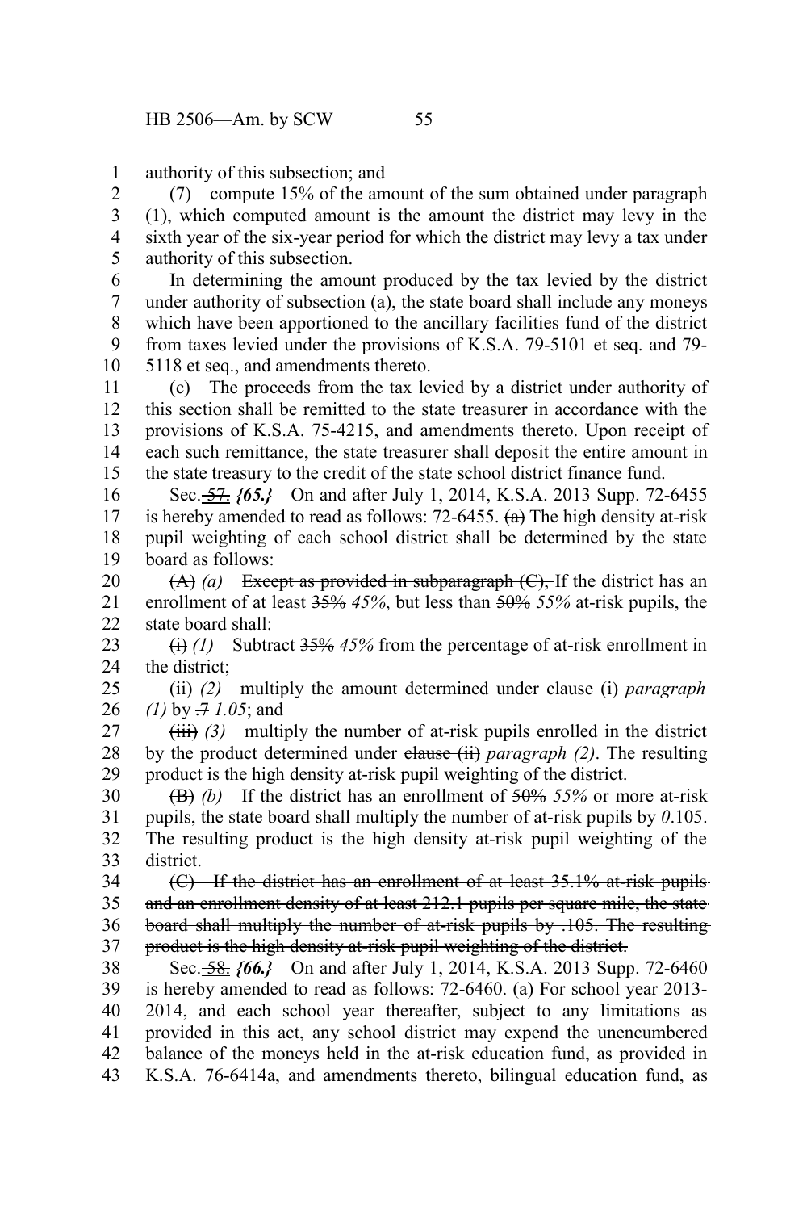authority of this subsection; and

(7) compute 15% of the amount of the sum obtained under paragraph (1), which computed amount is the amount the district may levy in the sixth year of the six-year period for which the district may levy a tax under authority of this subsection.

In determining the amount produced by the tax levied by the district under authority of subsection (a), the state board shall include any moneys which have been apportioned to the ancillary facilities fund of the district from taxes levied under the provisions of K.S.A. 79-5101 et seq. and 79-5118 et seq., and amendments thereto.

(c) The proceeds from the tax levied by a district under authority of this section shall be remitted to the state treasurer in accordance with the provisions of K.S.A. 75-4215, and amendments thereto. Upon receipt of each such remittance, the state treasurer shall deposit the entire amount in the state treasury to the credit of the state school district finance fund.

Sec. ~~57.~~ ***{65.}*** On and after July 1, 2014, K.S.A. 2013 Supp. 72-6455 is hereby amended to read as follows: 72-6455. ~~(a)~~ The high density at-risk pupil weighting of each school district shall be determined by the state board as follows:

~~(A)~~ *(a)* ~~Except as provided in subparagraph (C),~~ If the district has an enrollment of at least ~~35%~~ *45%*, but less than ~~50%~~ *55%* at-risk pupils, the state board shall:

~~(i)~~ *(1)* Subtract ~~35%~~ *45%* from the percentage of at-risk enrollment in the district;

~~(ii)~~ *(2)* multiply the amount determined under ~~clause (i)~~ *paragraph (1)* by ~~.7~~ *1.05*; and

~~(iii)~~ *(3)* multiply the number of at-risk pupils enrolled in the district by the product determined under ~~clause (ii)~~ *paragraph (2)*. The resulting product is the high density at-risk pupil weighting of the district.

~~(B)~~ *(b)* If the district has an enrollment of ~~50%~~ *55%* or more at-risk pupils, the state board shall multiply the number of at-risk pupils by *0*.105. The resulting product is the high density at-risk pupil weighting of the district.

~~(C) If the district has an enrollment of at least 35.1% at-risk pupils and an enrollment density of at least 212.1 pupils per square mile, the state board shall multiply the number of at-risk pupils by .105. The resulting product is the high density at-risk pupil weighting of the district.~~

Sec. ~~58.~~ ***{66.}*** On and after July 1, 2014, K.S.A. 2013 Supp. 72-6460 is hereby amended to read as follows: 72-6460. (a) For school year 2013-2014, and each school year thereafter, subject to any limitations as provided in this act, any school district may expend the unencumbered balance of the moneys held in the at-risk education fund, as provided in K.S.A. 76-6414a, and amendments thereto, bilingual education fund, as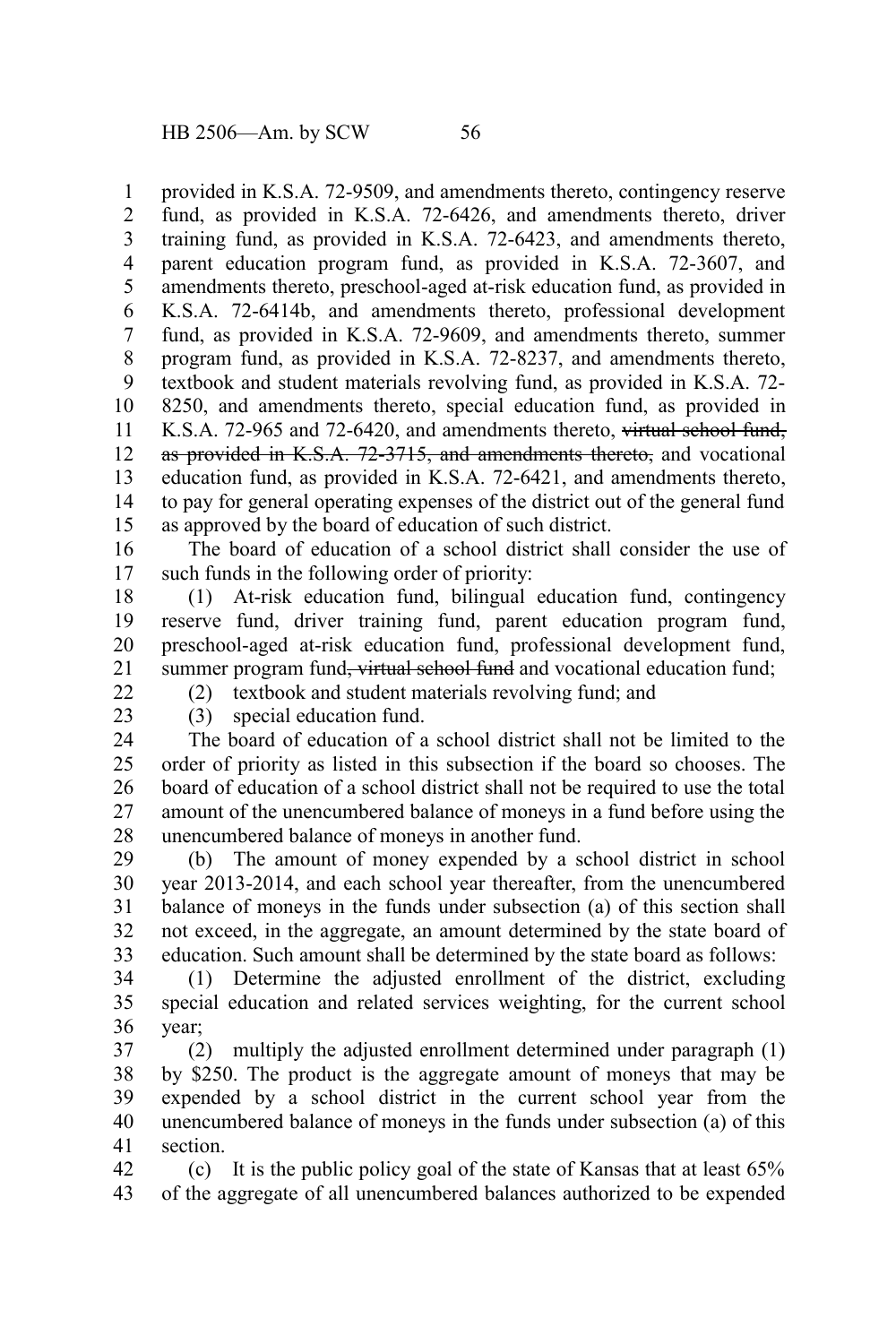provided in K.S.A. 72-9509, and amendments thereto, contingency reserve fund, as provided in K.S.A. 72-6426, and amendments thereto, driver training fund, as provided in K.S.A. 72-6423, and amendments thereto, parent education program fund, as provided in K.S.A. 72-3607, and amendments thereto, preschool-aged at-risk education fund, as provided in K.S.A. 72-6414b, and amendments thereto, professional development fund, as provided in K.S.A. 72-9609, and amendments thereto, summer program fund, as provided in K.S.A. 72-8237, and amendments thereto, textbook and student materials revolving fund, as provided in K.S.A. 72-8250, and amendments thereto, special education fund, as provided in K.S.A. 72-965 and 72-6420, and amendments thereto, ~~virtual school fund, as provided in K.S.A. 72-3715, and amendments thereto,~~ and vocational education fund, as provided in K.S.A. 72-6421, and amendments thereto, to pay for general operating expenses of the district out of the general fund as approved by the board of education of such district.

The board of education of a school district shall consider the use of such funds in the following order of priority:

(1) At-risk education fund, bilingual education fund, contingency reserve fund, driver training fund, parent education program fund, preschool-aged at-risk education fund, professional development fund, summer program fund~~, virtual school fund~~ and vocational education fund;

(2) textbook and student materials revolving fund; and

(3) special education fund.

The board of education of a school district shall not be limited to the order of priority as listed in this subsection if the board so chooses. The board of education of a school district shall not be required to use the total amount of the unencumbered balance of moneys in a fund before using the unencumbered balance of moneys in another fund.

(b) The amount of money expended by a school district in school year 2013-2014, and each school year thereafter, from the unencumbered balance of moneys in the funds under subsection (a) of this section shall not exceed, in the aggregate, an amount determined by the state board of education. Such amount shall be determined by the state board as follows:

(1) Determine the adjusted enrollment of the district, excluding special education and related services weighting, for the current school year;

(2) multiply the adjusted enrollment determined under paragraph (1) by $250. The product is the aggregate amount of moneys that may be expended by a school district in the current school year from the unencumbered balance of moneys in the funds under subsection (a) of this section.

(c) It is the public policy goal of the state of Kansas that at least 65% of the aggregate of all unencumbered balances authorized to be expended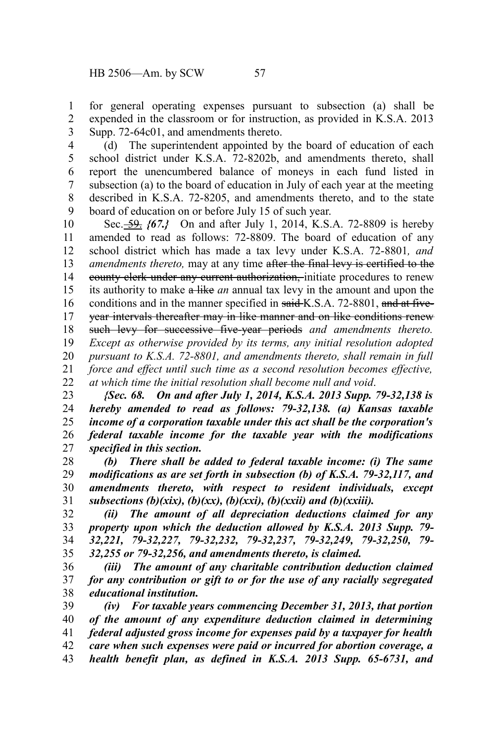for general operating expenses pursuant to subsection (a) shall be expended in the classroom or for instruction, as provided in K.S.A. 2013 Supp. 72-64c01, and amendments thereto.

(d) The superintendent appointed by the board of education of each school district under K.S.A. 72-8202b, and amendments thereto, shall report the unencumbered balance of moneys in each fund listed in subsection (a) to the board of education in July of each year at the meeting described in K.S.A. 72-8205, and amendments thereto, and to the state board of education on or before July 15 of such year.

Sec. ~~59.~~ *{67.}* On and after July 1, 2014, K.S.A. 72-8809 is hereby amended to read as follows: 72-8809. The board of education of any school district which has made a tax levy under K.S.A. 72-8801*, and amendments thereto,* may at any time ~~after the final levy is certified to the county clerk under any current authorization,~~ initiate procedures to renew its authority to make ~~a like~~ *an* annual tax levy in the amount and upon the conditions and in the manner specified in ~~said~~ K.S.A. 72-8801, ~~and at five-year intervals thereafter may in like manner and on like conditions renew such levy for successive five-year periods~~ *and amendments thereto. Except as otherwise provided by its terms, any initial resolution adopted pursuant to K.S.A. 72-8801, and amendments thereto, shall remain in full force and effect until such time as a second resolution becomes effective, at which time the initial resolution shall become null and void*.

***{Sec. 68. On and after July 1, 2014, K.S.A. 2013 Supp. 79-32,138 is hereby amended to read as follows: 79-32,138. (a) Kansas taxable income of a corporation taxable under this act shall be the corporation's federal taxable income for the taxable year with the modifications specified in this section.***

***(b) There shall be added to federal taxable income: (i) The same modifications as are set forth in subsection (b) of K.S.A. 79-32,117, and amendments thereto, with respect to resident individuals, except subsections (b)(xix), (b)(xx), (b)(xxi), (b)(xxii) and (b)(xxiii).***

***(ii) The amount of all depreciation deductions claimed for any property upon which the deduction allowed by K.S.A. 2013 Supp. 79-32,221, 79-32,227, 79-32,232, 79-32,237, 79-32,249, 79-32,250, 79-32,255 or 79-32,256, and amendments thereto, is claimed.***

***(iii) The amount of any charitable contribution deduction claimed for any contribution or gift to or for the use of any racially segregated educational institution.***

***(iv) For taxable years commencing December 31, 2013, that portion of the amount of any expenditure deduction claimed in determining federal adjusted gross income for expenses paid by a taxpayer for health care when such expenses were paid or incurred for abortion coverage, a health benefit plan, as defined in K.S.A. 2013 Supp. 65-6731, and***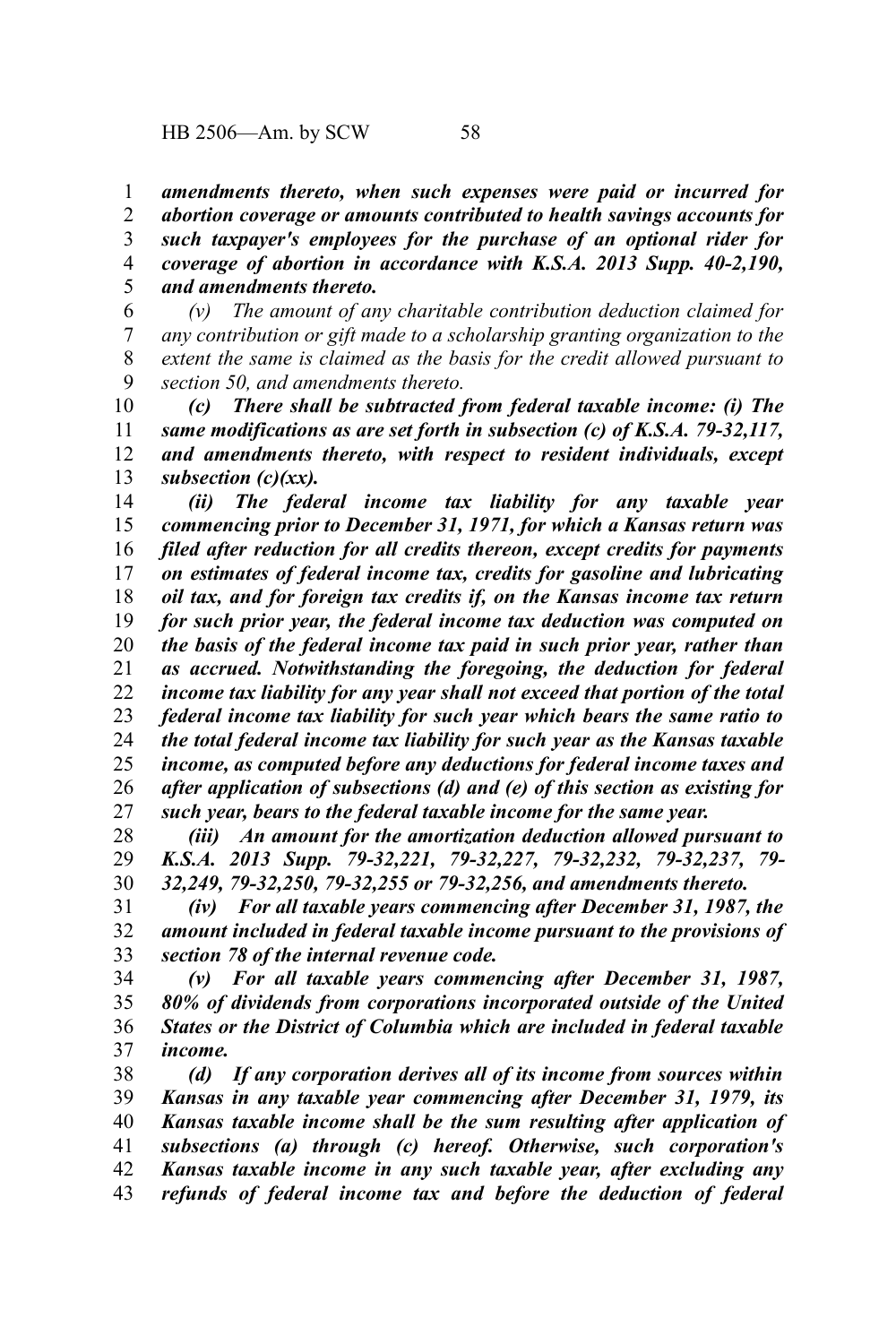***amendments thereto, when such expenses were paid or incurred for abortion coverage or amounts contributed to health savings accounts for such taxpayer's employees for the purchase of an optional rider for coverage of abortion in accordance with K.S.A. 2013 Supp. 40-2,190, and amendments thereto.***

*(v) The amount of any charitable contribution deduction claimed for any contribution or gift made to a scholarship granting organization to the extent the same is claimed as the basis for the credit allowed pursuant to section 50, and amendments thereto.*

***(c) There shall be subtracted from federal taxable income: (i) The same modifications as are set forth in subsection (c) of K.S.A. 79-32,117, and amendments thereto, with respect to resident individuals, except subsection (c)(xx).***

***(ii) The federal income tax liability for any taxable year commencing prior to December 31, 1971, for which a Kansas return was filed after reduction for all credits thereon, except credits for payments on estimates of federal income tax, credits for gasoline and lubricating oil tax, and for foreign tax credits if, on the Kansas income tax return for such prior year, the federal income tax deduction was computed on the basis of the federal income tax paid in such prior year, rather than as accrued. Notwithstanding the foregoing, the deduction for federal income tax liability for any year shall not exceed that portion of the total federal income tax liability for such year which bears the same ratio to the total federal income tax liability for such year as the Kansas taxable income, as computed before any deductions for federal income taxes and after application of subsections (d) and (e) of this section as existing for such year, bears to the federal taxable income for the same year.***

***(iii) An amount for the amortization deduction allowed pursuant to K.S.A. 2013 Supp. 79-32,221, 79-32,227, 79-32,232, 79-32,237, 79-32,249, 79-32,250, 79-32,255 or 79-32,256, and amendments thereto.***

***(iv) For all taxable years commencing after December 31, 1987, the amount included in federal taxable income pursuant to the provisions of section 78 of the internal revenue code.***

***(v) For all taxable years commencing after December 31, 1987, 80% of dividends from corporations incorporated outside of the United States or the District of Columbia which are included in federal taxable income.***

***(d) If any corporation derives all of its income from sources within Kansas in any taxable year commencing after December 31, 1979, its Kansas taxable income shall be the sum resulting after application of subsections (a) through (c) hereof. Otherwise, such corporation's Kansas taxable income in any such taxable year, after excluding any refunds of federal income tax and before the deduction of federal***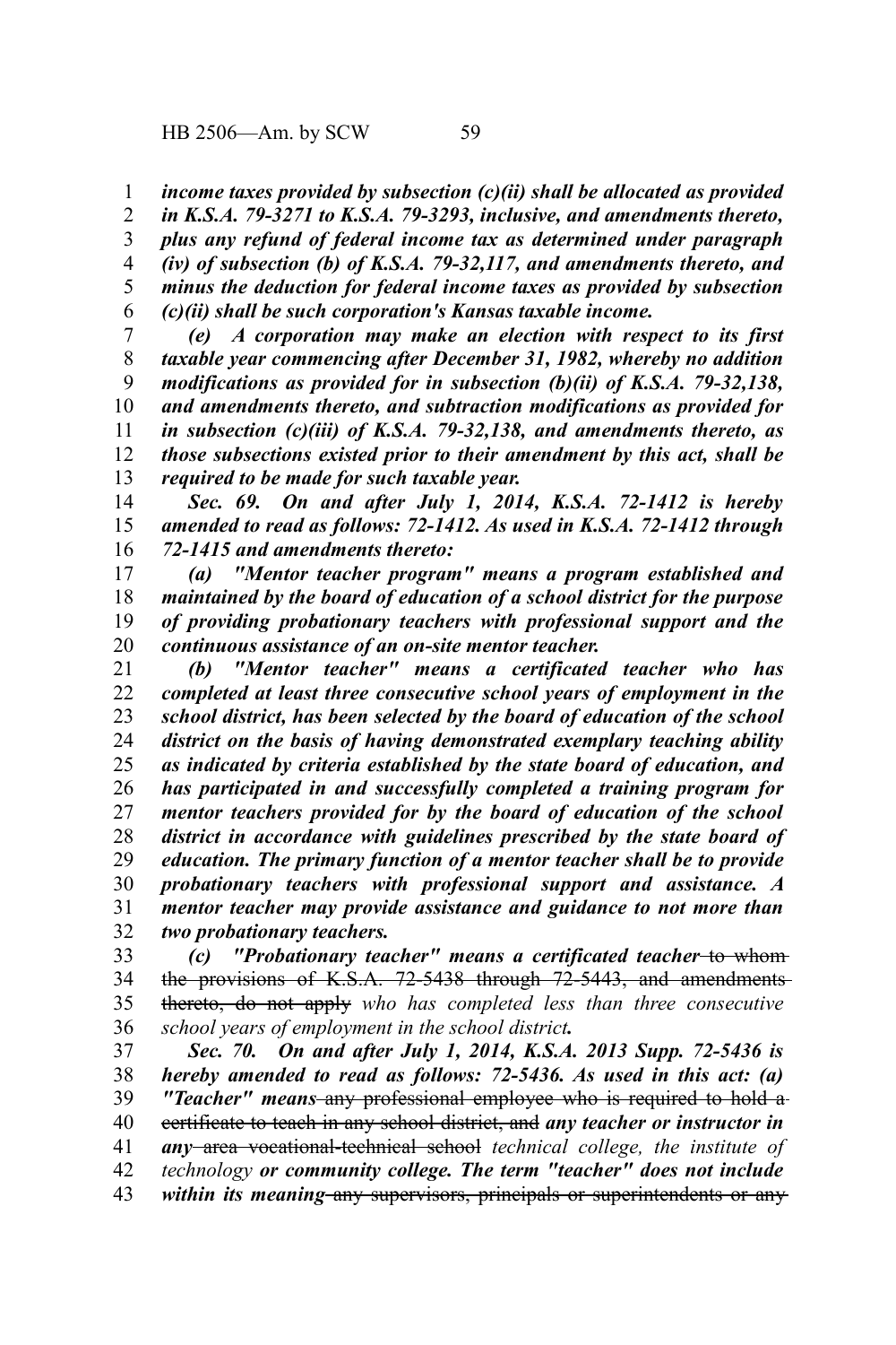***income taxes provided by subsection (c)(ii) shall be allocated as provided in K.S.A. 79-3271 to K.S.A. 79-3293, inclusive, and amendments thereto, plus any refund of federal income tax as determined under paragraph (iv) of subsection (b) of K.S.A. 79-32,117, and amendments thereto, and minus the deduction for federal income taxes as provided by subsection (c)(ii) shall be such corporation's Kansas taxable income.***

***(e) A corporation may make an election with respect to its first taxable year commencing after December 31, 1982, whereby no addition modifications as provided for in subsection (b)(ii) of K.S.A. 79-32,138, and amendments thereto, and subtraction modifications as provided for in subsection (c)(iii) of K.S.A. 79-32,138, and amendments thereto, as those subsections existed prior to their amendment by this act, shall be required to be made for such taxable year.***

***Sec. 69. On and after July 1, 2014, K.S.A. 72-1412 is hereby amended to read as follows: 72-1412. As used in K.S.A. 72-1412 through 72-1415 and amendments thereto:***

***(a) "Mentor teacher program" means a program established and maintained by the board of education of a school district for the purpose of providing probationary teachers with professional support and the continuous assistance of an on-site mentor teacher.***

***(b) "Mentor teacher" means a certificated teacher who has completed at least three consecutive school years of employment in the school district, has been selected by the board of education of the school district on the basis of having demonstrated exemplary teaching ability as indicated by criteria established by the state board of education, and has participated in and successfully completed a training program for mentor teachers provided for by the board of education of the school district in accordance with guidelines prescribed by the state board of education. The primary function of a mentor teacher shall be to provide probationary teachers with professional support and assistance. A mentor teacher may provide assistance and guidance to not more than two probationary teachers.***

***(c) "Probationary teacher" means a certificated teacher*** ~~to whom the provisions of K.S.A. 72-5438 through 72-5443, and amendments thereto, do not apply~~ *who has completed less than three consecutive school years of employment in the school district**.***

***Sec. 70. On and after July 1, 2014, K.S.A. 2013 Supp. 72-5436 is hereby amended to read as follows: 72-5436. As used in this act: (a) "Teacher" means*** ~~any professional employee who is required to hold a certificate to teach in any school district, and~~ ***any teacher or instructor in any*** ~~area vocational-technical school~~ *technical college, the institute of technology* ***or community college. The term "teacher" does not include within its meaning*** ~~any supervisors, principals or superintendents or any~~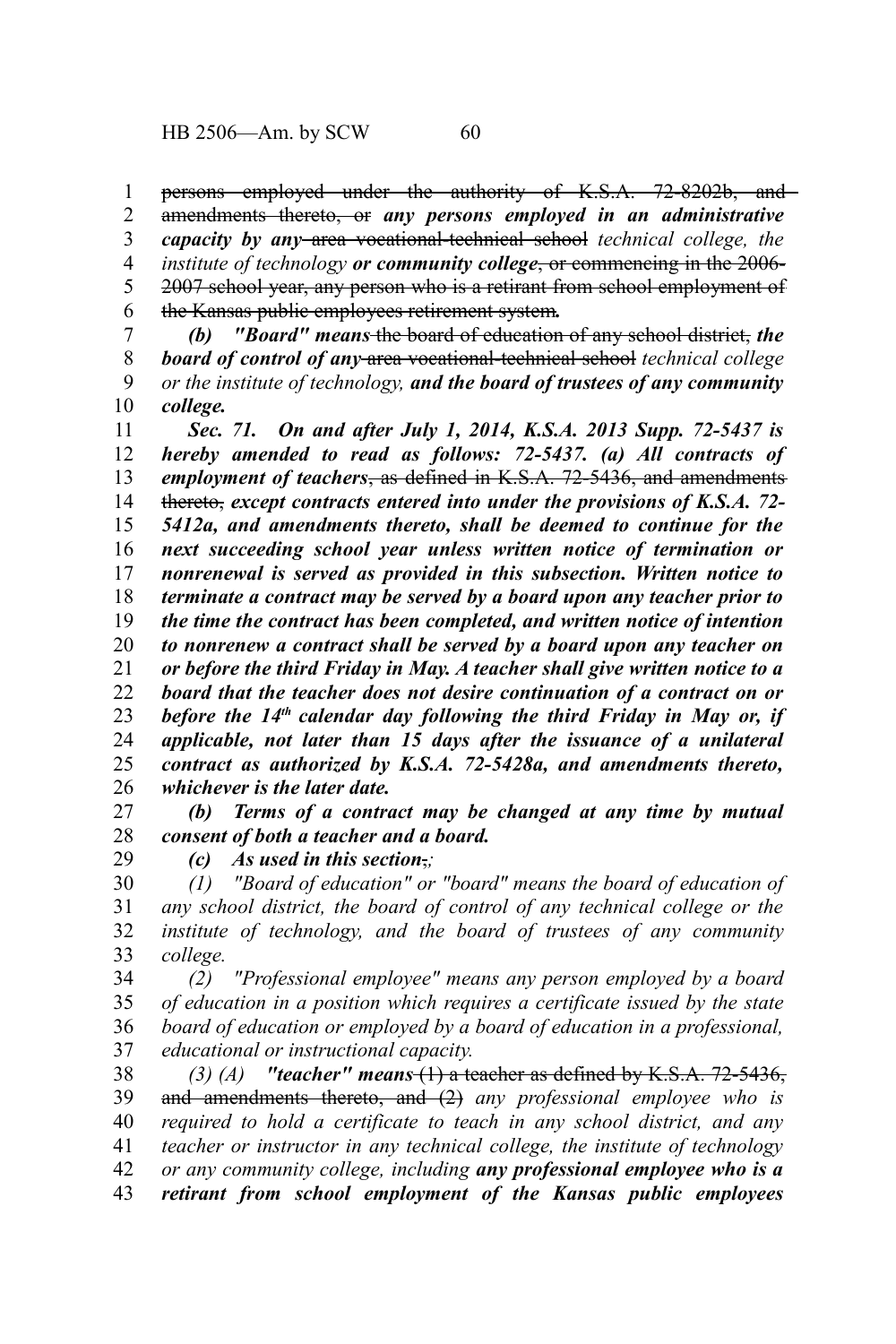~~persons employed under the authority of K.S.A. 72-8202b, and amendments thereto, or~~ ***any persons employed in an administrative capacity by any*** ~~area vocational-technical school~~ *technical college, the institute of technology* ***or community college***~~, or commencing in the 2006-2007 school year, any person who is a retirant from school employment of the Kansas public employees retirement system~~***.***

***(b) "Board" means*** ~~the board of education of any school district,~~ ***the board of control of any*** ~~area vocational-technical school~~ *technical college or the institute of technology,* ***and the board of trustees of any community college.***

***Sec. 71. On and after July 1, 2014, K.S.A. 2013 Supp. 72-5437 is hereby amended to read as follows: 72-5437. (a) All contracts of employment of teachers***~~, as defined in K.S.A. 72-5436, and amendments thereto,~~ ***except contracts entered into under the provisions of K.S.A. 72-5412a, and amendments thereto, shall be deemed to continue for the next succeeding school year unless written notice of termination or nonrenewal is served as provided in this subsection. Written notice to terminate a contract may be served by a board upon any teacher prior to the time the contract has been completed, and written notice of intention to nonrenew a contract shall be served by a board upon any teacher on or before the third Friday in May. A teacher shall give written notice to a board that the teacher does not desire continuation of a contract on or before the 14th calendar day following the third Friday in May or, if applicable, not later than 15 days after the issuance of a unilateral contract as authorized by K.S.A. 72-5428a, and amendments thereto, whichever is the later date.***

***(b) Terms of a contract may be changed at any time by mutual consent of both a teacher and a board.***

***(c) As used in this section***~~,~~*;*

*(1) "Board of education" or "board" means the board of education of any school district, the board of control of any technical college or the institute of technology, and the board of trustees of any community college.*

*(2) "Professional employee" means any person employed by a board of education in a position which requires a certificate issued by the state board of education or employed by a board of education in a professional, educational or instructional capacity.*

*(3) (A)* ***"teacher" means*** ~~(1) a teacher as defined by K.S.A. 72-5436, and amendments thereto, and (2)~~ *any professional employee who is required to hold a certificate to teach in any school district, and any teacher or instructor in any technical college, the institute of technology or any community college, including* ***any professional employee who is a retirant from school employment of the Kansas public employees***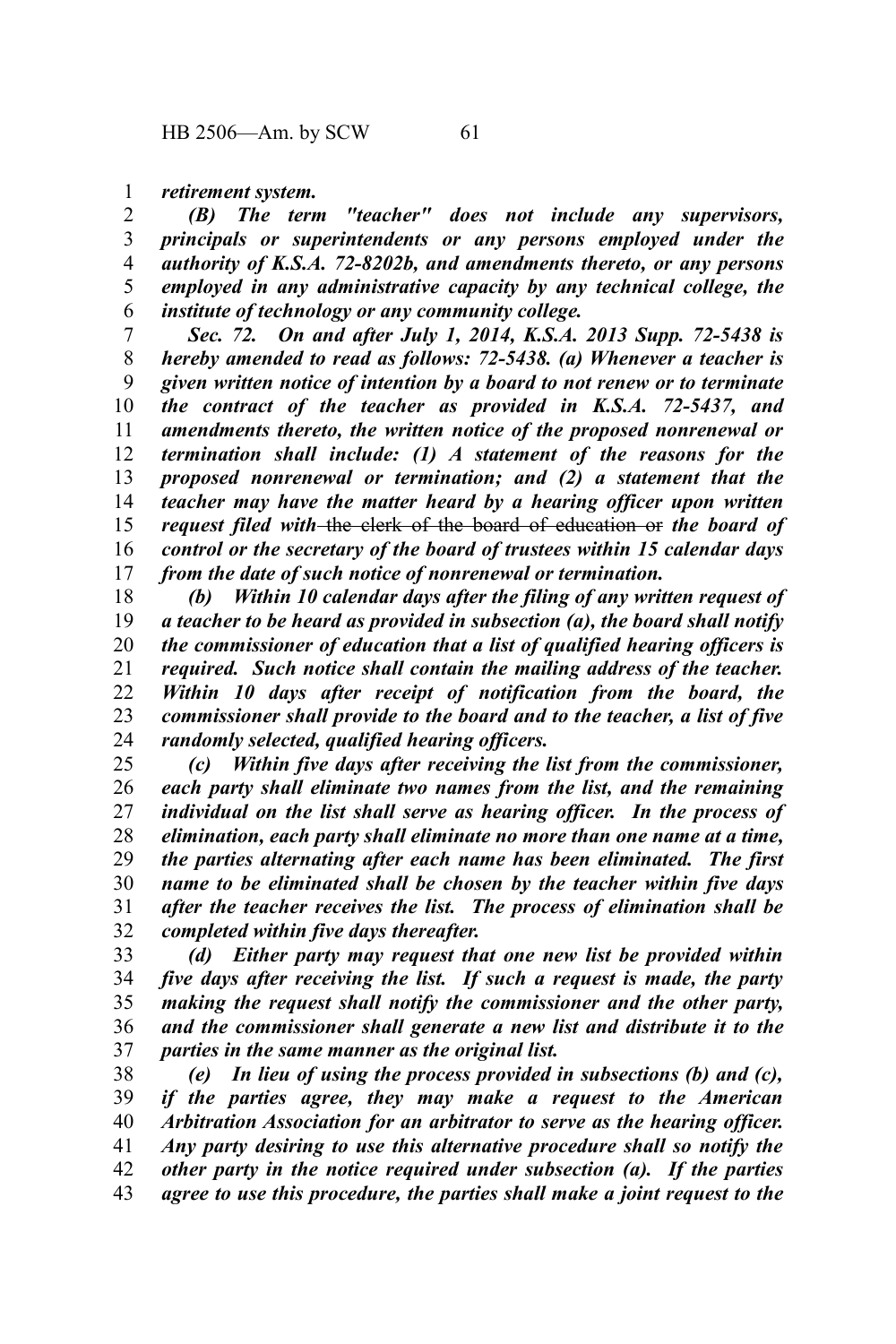*retirement system.*

*(B) The term "teacher" does not include any supervisors, principals or superintendents or any persons employed under the authority of K.S.A. 72-8202b, and amendments thereto, or any persons employed in any administrative capacity by any technical college, the institute of technology or any community college.*

*Sec. 72. On and after July 1, 2014, K.S.A. 2013 Supp. 72-5438 is hereby amended to read as follows: 72-5438. (a) Whenever a teacher is given written notice of intention by a board to not renew or to terminate the contract of the teacher as provided in K.S.A. 72-5437, and amendments thereto, the written notice of the proposed nonrenewal or termination shall include: (1) A statement of the reasons for the proposed nonrenewal or termination; and (2) a statement that the teacher may have the matter heard by a hearing officer upon written request filed with* ~~the clerk of the board of education or~~ *the board of control or the secretary of the board of trustees within 15 calendar days from the date of such notice of nonrenewal or termination.*

*(b) Within 10 calendar days after the filing of any written request of a teacher to be heard as provided in subsection (a), the board shall notify the commissioner of education that a list of qualified hearing officers is required. Such notice shall contain the mailing address of the teacher. Within 10 days after receipt of notification from the board, the commissioner shall provide to the board and to the teacher, a list of five randomly selected, qualified hearing officers.*

*(c) Within five days after receiving the list from the commissioner, each party shall eliminate two names from the list, and the remaining individual on the list shall serve as hearing officer. In the process of elimination, each party shall eliminate no more than one name at a time, the parties alternating after each name has been eliminated. The first name to be eliminated shall be chosen by the teacher within five days after the teacher receives the list. The process of elimination shall be completed within five days thereafter.*

*(d) Either party may request that one new list be provided within five days after receiving the list. If such a request is made, the party making the request shall notify the commissioner and the other party, and the commissioner shall generate a new list and distribute it to the parties in the same manner as the original list.*

*(e) In lieu of using the process provided in subsections (b) and (c), if the parties agree, they may make a request to the American Arbitration Association for an arbitrator to serve as the hearing officer. Any party desiring to use this alternative procedure shall so notify the other party in the notice required under subsection (a). If the parties agree to use this procedure, the parties shall make a joint request to the*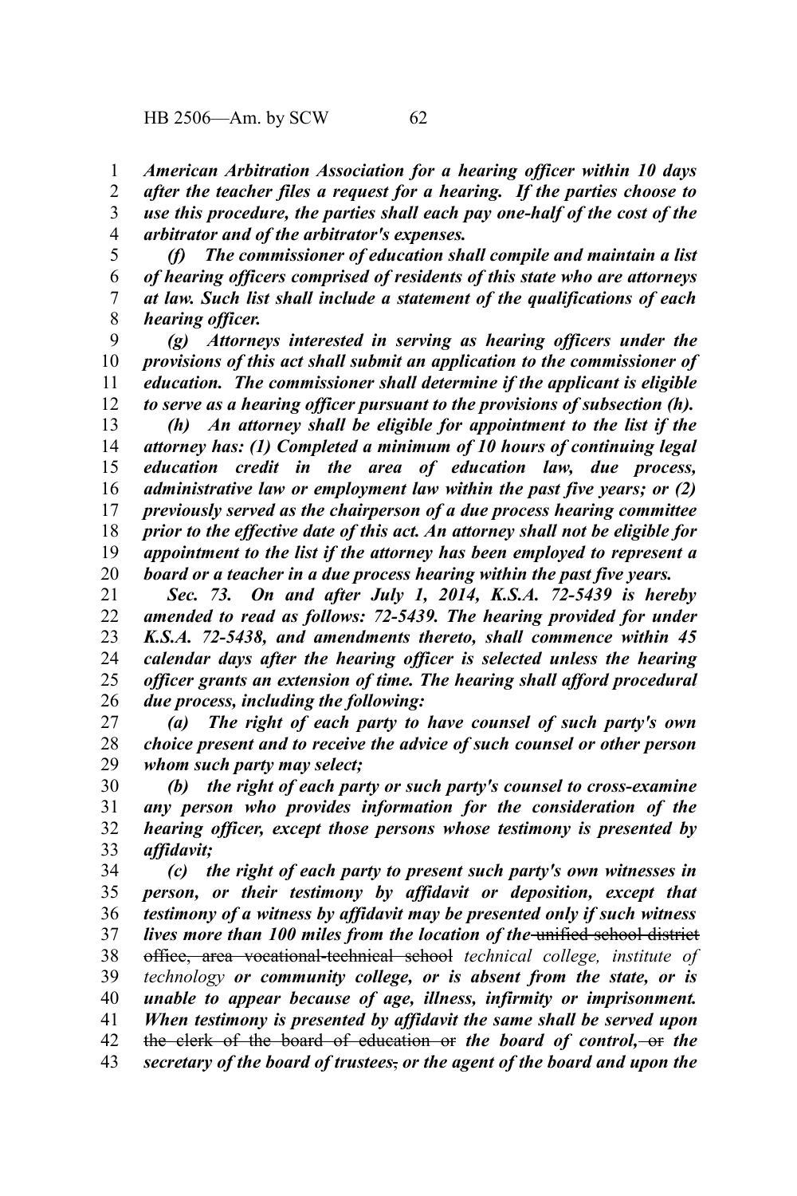***American Arbitration Association for a hearing officer within 10 days after the teacher files a request for a hearing. If the parties choose to use this procedure, the parties shall each pay one-half of the cost of the arbitrator and of the arbitrator's expenses.***

***(f) The commissioner of education shall compile and maintain a list of hearing officers comprised of residents of this state who are attorneys at law. Such list shall include a statement of the qualifications of each hearing officer.***

***(g) Attorneys interested in serving as hearing officers under the provisions of this act shall submit an application to the commissioner of education. The commissioner shall determine if the applicant is eligible to serve as a hearing officer pursuant to the provisions of subsection (h).***

***(h) An attorney shall be eligible for appointment to the list if the attorney has: (1) Completed a minimum of 10 hours of continuing legal education credit in the area of education law, due process, administrative law or employment law within the past five years; or (2) previously served as the chairperson of a due process hearing committee prior to the effective date of this act. An attorney shall not be eligible for appointment to the list if the attorney has been employed to represent a board or a teacher in a due process hearing within the past five years.***

***Sec. 73. On and after July 1, 2014, K.S.A. 72-5439 is hereby amended to read as follows: 72-5439. The hearing provided for under K.S.A. 72-5438, and amendments thereto, shall commence within 45 calendar days after the hearing officer is selected unless the hearing officer grants an extension of time. The hearing shall afford procedural due process, including the following:***

***(a) The right of each party to have counsel of such party's own choice present and to receive the advice of such counsel or other person whom such party may select;***

***(b) the right of each party or such party's counsel to cross-examine any person who provides information for the consideration of the hearing officer, except those persons whose testimony is presented by affidavit;***

***(c) the right of each party to present such party's own witnesses in person, or their testimony by affidavit or deposition, except that testimony of a witness by affidavit may be presented only if such witness lives more than 100 miles from the location of the*** ~~unified school district office, area vocational-technical school~~ *technical college, institute of technology* ***or community college, or is absent from the state, or is unable to appear because of age, illness, infirmity or imprisonment. When testimony is presented by affidavit the same shall be served upon*** ~~the clerk of the board of education or~~ ***the board of control,*** ~~or~~ ***the secretary of the board of trustees***~~,~~ ***or the agent of the board and upon the***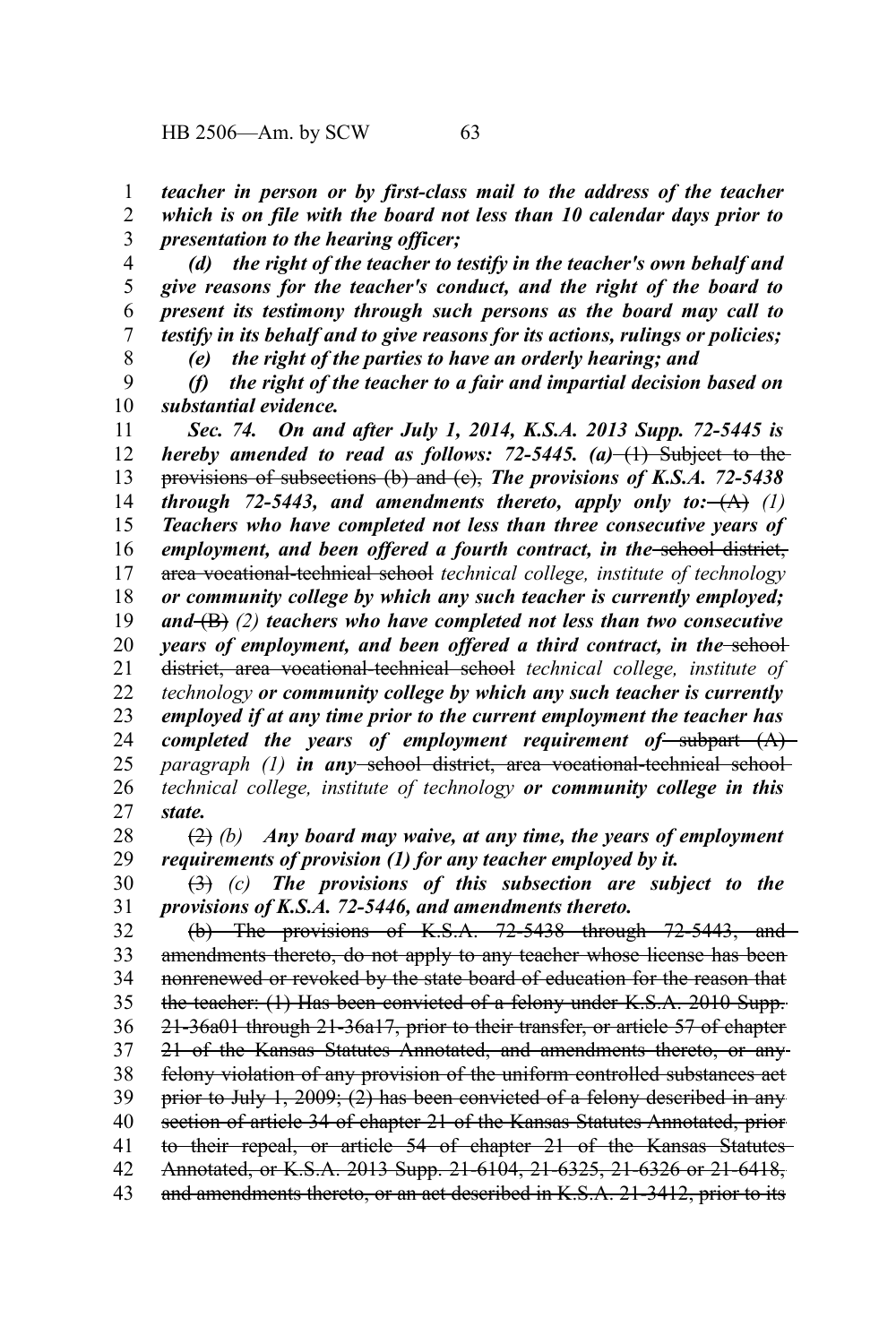***teacher in person or by first-class mail to the address of the teacher which is on file with the board not less than 10 calendar days prior to presentation to the hearing officer;***

***(d) the right of the teacher to testify in the teacher's own behalf and give reasons for the teacher's conduct, and the right of the board to present its testimony through such persons as the board may call to testify in its behalf and to give reasons for its actions, rulings or policies;***

***(e) the right of the parties to have an orderly hearing; and***

***(f) the right of the teacher to a fair and impartial decision based on substantial evidence.***

***Sec. 74. On and after July 1, 2014, K.S.A. 2013 Supp. 72-5445 is hereby amended to read as follows: 72-5445. (a)*** ~~(1) Subject to the provisions of subsections (b) and (c),~~ ***The provisions of K.S.A. 72-5438 through 72-5443, and amendments thereto, apply only to:*** ~~(A)~~ ***(1) Teachers who have completed not less than three consecutive years of employment, and been offered a fourth contract, in the*** ~~school district, area vocational-technical school~~ *technical college, institute of technology* ***or community college by which any such teacher is currently employed; and*** ~~(B)~~ ***(2) teachers who have completed not less than two consecutive years of employment, and been offered a third contract, in the*** ~~school district, area vocational-technical school~~ *technical college, institute of technology* ***or community college by which any such teacher is currently employed if at any time prior to the current employment the teacher has completed the years of employment requirement of*** ~~subpart (A)~~ *paragraph (1)* ***in any*** ~~school district, area vocational-technical school~~ *technical college, institute of technology* ***or community college in this state.***

~~(2)~~ *(b)* ***Any board may waive, at any time, the years of employment requirements of provision (1) for any teacher employed by it.***

~~(3)~~ *(c)* ***The provisions of this subsection are subject to the provisions of K.S.A. 72-5446, and amendments thereto.***

~~(b) The provisions of K.S.A. 72-5438 through 72-5443, and amendments thereto, do not apply to any teacher whose license has been nonrenewed or revoked by the state board of education for the reason that the teacher: (1) Has been convicted of a felony under K.S.A. 2010 Supp. 21-36a01 through 21-36a17, prior to their transfer, or article 57 of chapter 21 of the Kansas Statutes Annotated, and amendments thereto, or any felony violation of any provision of the uniform controlled substances act prior to July 1, 2009; (2) has been convicted of a felony described in any section of article 34 of chapter 21 of the Kansas Statutes Annotated, prior to their repeal, or article 54 of chapter 21 of the Kansas Statutes Annotated, or K.S.A. 2013 Supp. 21-6104, 21-6325, 21-6326 or 21-6418, and amendments thereto, or an act described in K.S.A. 21-3412, prior to its~~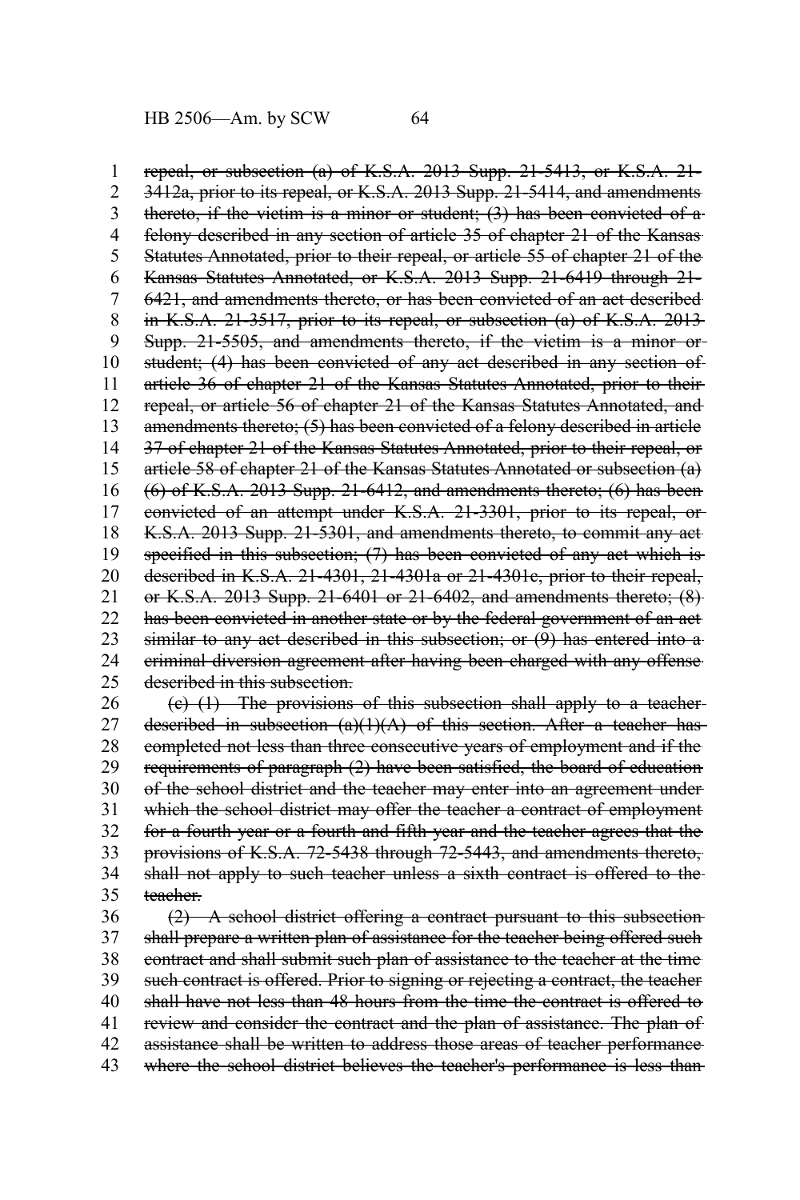~~repeal, or subsection (a) of K.S.A. 2013 Supp. 21-5413, or K.S.A. 21-3412a, prior to its repeal, or K.S.A. 2013 Supp. 21-5414, and amendments thereto, if the victim is a minor or student; (3) has been convicted of a felony described in any section of article 35 of chapter 21 of the Kansas Statutes Annotated, prior to their repeal, or article 55 of chapter 21 of the Kansas Statutes Annotated, or K.S.A. 2013 Supp. 21-6419 through 21-6421, and amendments thereto, or has been convicted of an act described in K.S.A. 21-3517, prior to its repeal, or subsection (a) of K.S.A. 2013 Supp. 21-5505, and amendments thereto, if the victim is a minor or student; (4) has been convicted of any act described in any section of article 36 of chapter 21 of the Kansas Statutes Annotated, prior to their repeal, or article 56 of chapter 21 of the Kansas Statutes Annotated, and amendments thereto; (5) has been convicted of a felony described in article 37 of chapter 21 of the Kansas Statutes Annotated, prior to their repeal, or article 58 of chapter 21 of the Kansas Statutes Annotated or subsection (a)(6) of K.S.A. 2013 Supp. 21-6412, and amendments thereto; (6) has been convicted of an attempt under K.S.A. 21-3301, prior to its repeal, or K.S.A. 2013 Supp. 21-5301, and amendments thereto, to commit any act specified in this subsection; (7) has been convicted of any act which is described in K.S.A. 21-4301, 21-4301a or 21-4301c, prior to their repeal, or K.S.A. 2013 Supp. 21-6401 or 21-6402, and amendments thereto; (8) has been convicted in another state or by the federal government of an act similar to any act described in this subsection; or (9) has entered into a criminal diversion agreement after having been charged with any offense described in this subsection.~~

~~(c) (1) The provisions of this subsection shall apply to a teacher described in subsection (a)(1)(A) of this section. After a teacher has completed not less than three consecutive years of employment and if the requirements of paragraph (2) have been satisfied, the board of education of the school district and the teacher may enter into an agreement under which the school district may offer the teacher a contract of employment for a fourth year or a fourth and fifth year and the teacher agrees that the provisions of K.S.A. 72-5438 through 72-5443, and amendments thereto, shall not apply to such teacher unless a sixth contract is offered to the teacher.~~

~~(2) A school district offering a contract pursuant to this subsection shall prepare a written plan of assistance for the teacher being offered such contract and shall submit such plan of assistance to the teacher at the time such contract is offered. Prior to signing or rejecting a contract, the teacher shall have not less than 48 hours from the time the contract is offered to review and consider the contract and the plan of assistance. The plan of assistance shall be written to address those areas of teacher performance where the school district believes the teacher's performance is less than~~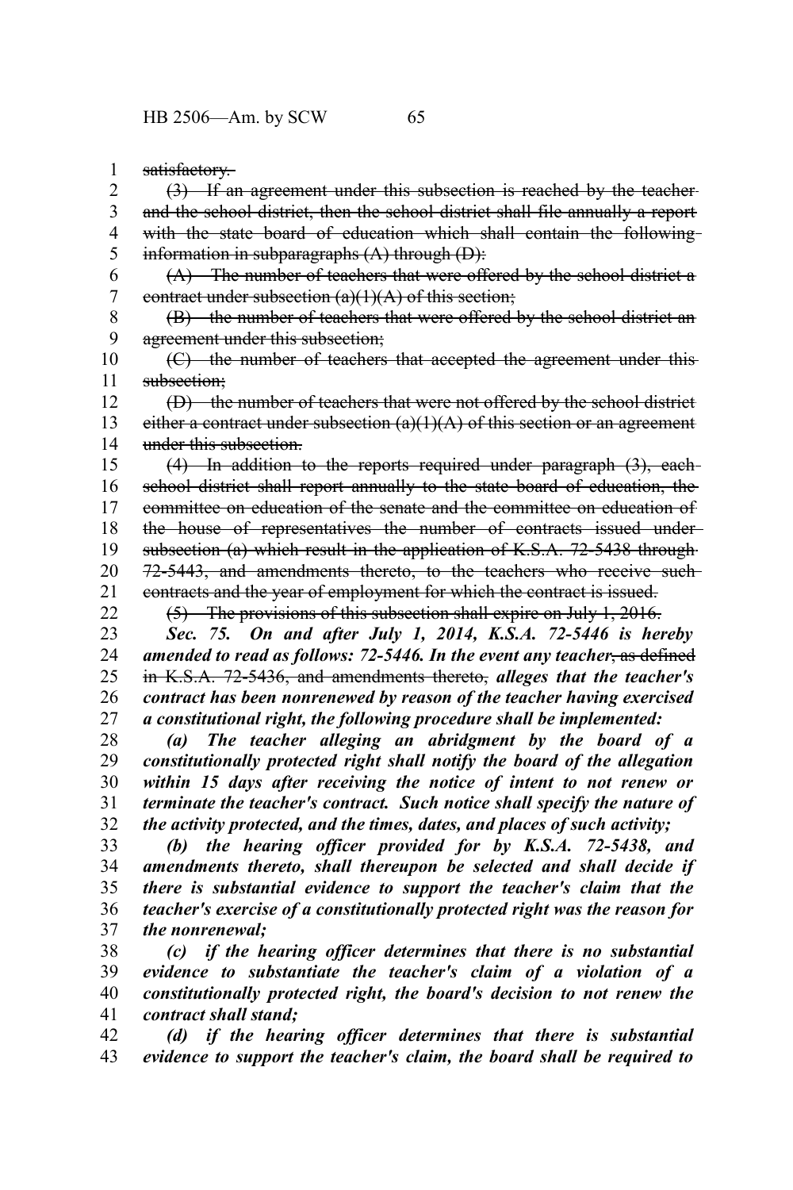~~satisfactory.~~

~~(3) If an agreement under this subsection is reached by the teacher and the school district, then the school district shall file annually a report with the state board of education which shall contain the following information in subparagraphs (A) through (D):~~

~~(A) The number of teachers that were offered by the school district a contract under subsection (a)(1)(A) of this section;~~

~~(B) the number of teachers that were offered by the school district an agreement under this subsection;~~

~~(C) the number of teachers that accepted the agreement under this subsection;~~

~~(D) the number of teachers that were not offered by the school district either a contract under subsection (a)(1)(A) of this section or an agreement under this subsection.~~

~~(4) In addition to the reports required under paragraph (3), each school district shall report annually to the state board of education, the committee on education of the senate and the committee on education of the house of representatives the number of contracts issued under subsection (a) which result in the application of K.S.A. 72-5438 through 72-5443, and amendments thereto, to the teachers who receive such contracts and the year of employment for which the contract is issued.~~

~~(5) The provisions of this subsection shall expire on July 1, 2016.~~

***Sec. 75. On and after July 1, 2014, K.S.A. 72-5446 is hereby amended to read as follows: 72-5446. In the event any teacher***~~, as defined in K.S.A. 72-5436, and amendments thereto,~~ ***alleges that the teacher's contract has been nonrenewed by reason of the teacher having exercised a constitutional right, the following procedure shall be implemented:***

***(a) The teacher alleging an abridgment by the board of a constitutionally protected right shall notify the board of the allegation within 15 days after receiving the notice of intent to not renew or terminate the teacher's contract. Such notice shall specify the nature of the activity protected, and the times, dates, and places of such activity;***

***(b) the hearing officer provided for by K.S.A. 72-5438, and amendments thereto, shall thereupon be selected and shall decide if there is substantial evidence to support the teacher's claim that the teacher's exercise of a constitutionally protected right was the reason for the nonrenewal;***

***(c) if the hearing officer determines that there is no substantial evidence to substantiate the teacher's claim of a violation of a constitutionally protected right, the board's decision to not renew the contract shall stand;***

***(d) if the hearing officer determines that there is substantial evidence to support the teacher's claim, the board shall be required to***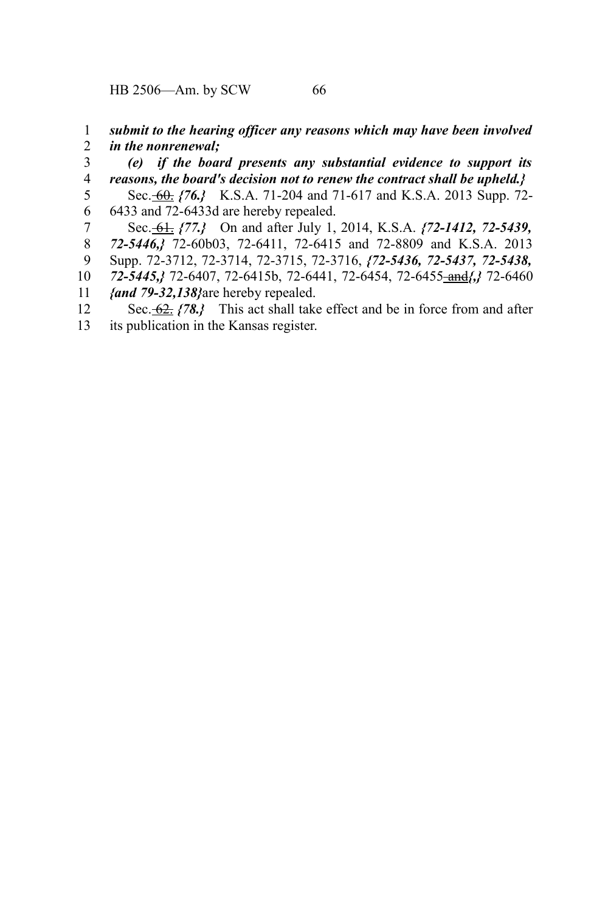***submit to the hearing officer any reasons which may have been involved in the nonrenewal;***

***(e) if the board presents any substantial evidence to support its reasons, the board's decision not to renew the contract shall be upheld.}***

Sec. ~~60.~~ ***{76.}*** K.S.A. 71-204 and 71-617 and K.S.A. 2013 Supp. 72-6433 and 72-6433d are hereby repealed.

Sec. ~~61.~~ ***{77.}*** On and after July 1, 2014, K.S.A. ***{72-1412, 72-5439, 72-5446,}*** 72-60b03, 72-6411, 72-6415 and 72-8809 and K.S.A. 2013 Supp. 72-3712, 72-3714, 72-3715, 72-3716, ***{72-5436, 72-5437, 72-5438, 72-5445,}*** 72-6407, 72-6415b, 72-6441, 72-6454, 72-6455 ~~and~~***{,}*** 72-6460 ***{and 79-32,138}*** are hereby repealed.

Sec. ~~62.~~ ***{78.}*** This act shall take effect and be in force from and after its publication in the Kansas register.